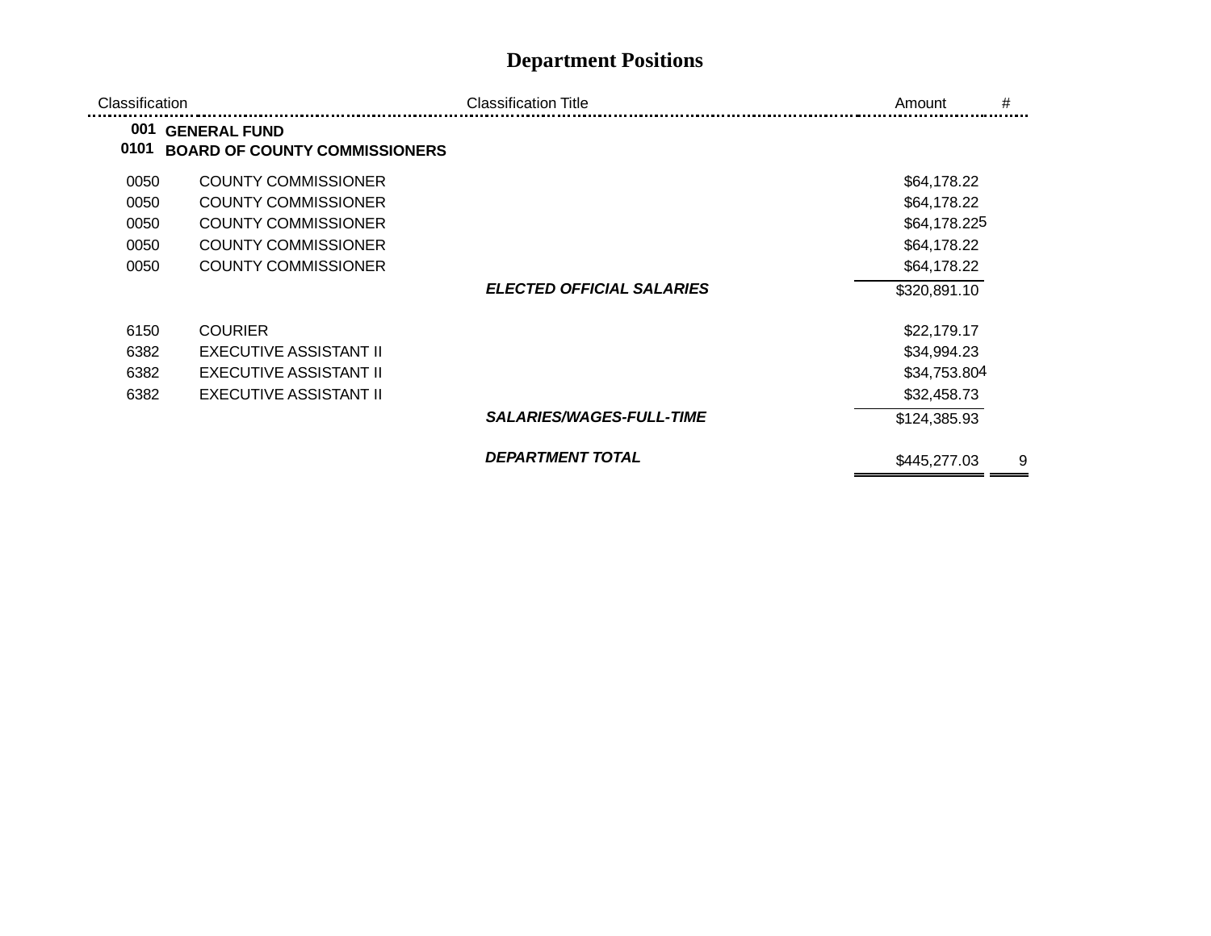# Department Positions

| Classification | Classification Title | Amount | # |
|---|---|---|---|
| **001** | **GENERAL FUND** | | |
| **0101** | **BOARD OF COUNTY COMMISSIONERS** | | |
| 0050 | COUNTY COMMISSIONER | $64,178.22 | |
| 0050 | COUNTY COMMISSIONER | $64,178.22 | |
| 0050 | COUNTY COMMISSIONER | $64,178.22 | 5 |
| 0050 | COUNTY COMMISSIONER | $64,178.22 | |
| 0050 | COUNTY COMMISSIONER | $64,178.22 | |
| | ***ELECTED OFFICIAL SALARIES*** | $320,891.10 | |
| 6150 | COURIER | $22,179.17 | |
| 6382 | EXECUTIVE ASSISTANT II | $34,994.23 | |
| 6382 | EXECUTIVE ASSISTANT II | $34,753.80 | 4 |
| 6382 | EXECUTIVE ASSISTANT II | $32,458.73 | |
| | ***SALARIES/WAGES-FULL-TIME*** | $124,385.93 | |
| | ***DEPARTMENT TOTAL*** | $445,277.03 | 9 |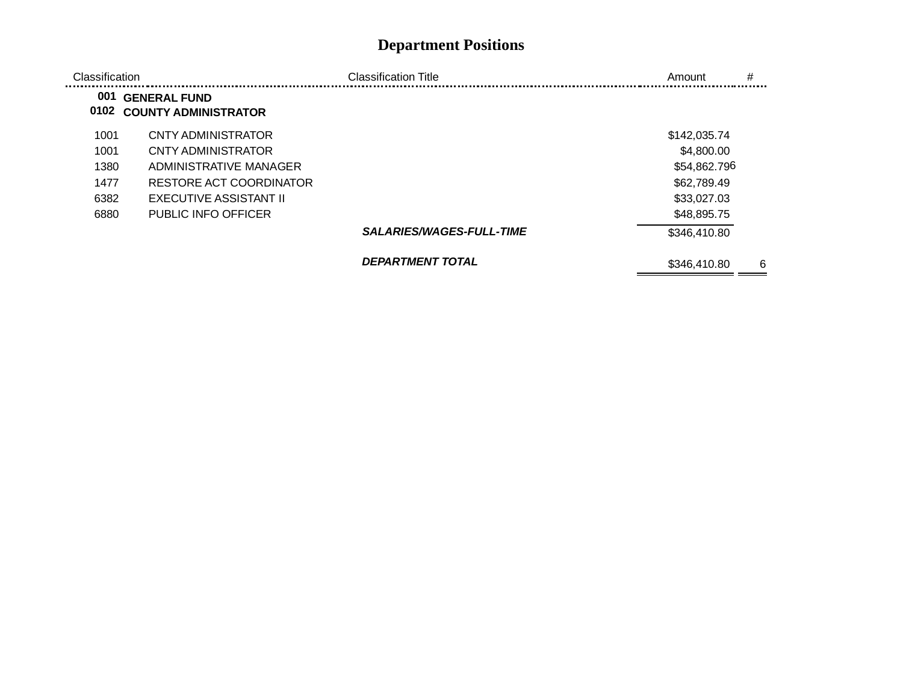# Department Positions

| Classification | Classification Title | Amount | # |
|---|---|---|---|
| **001** | **GENERAL FUND** | | |
| **0102** | **COUNTY ADMINISTRATOR** | | |
| 1001 | CNTY ADMINISTRATOR | $142,035.74 | |
| 1001 | CNTY ADMINISTRATOR | $4,800.00 | |
| 1380 | ADMINISTRATIVE MANAGER | $54,862.796 | |
| 1477 | RESTORE ACT COORDINATOR | $62,789.49 | |
| 6382 | EXECUTIVE ASSISTANT II | $33,027.03 | |
| 6880 | PUBLIC INFO OFFICER | $48,895.75 | |
| | ***SALARIES/WAGES-FULL-TIME*** | $346,410.80 | |
| | ***DEPARTMENT TOTAL*** | $346,410.80 | 6 |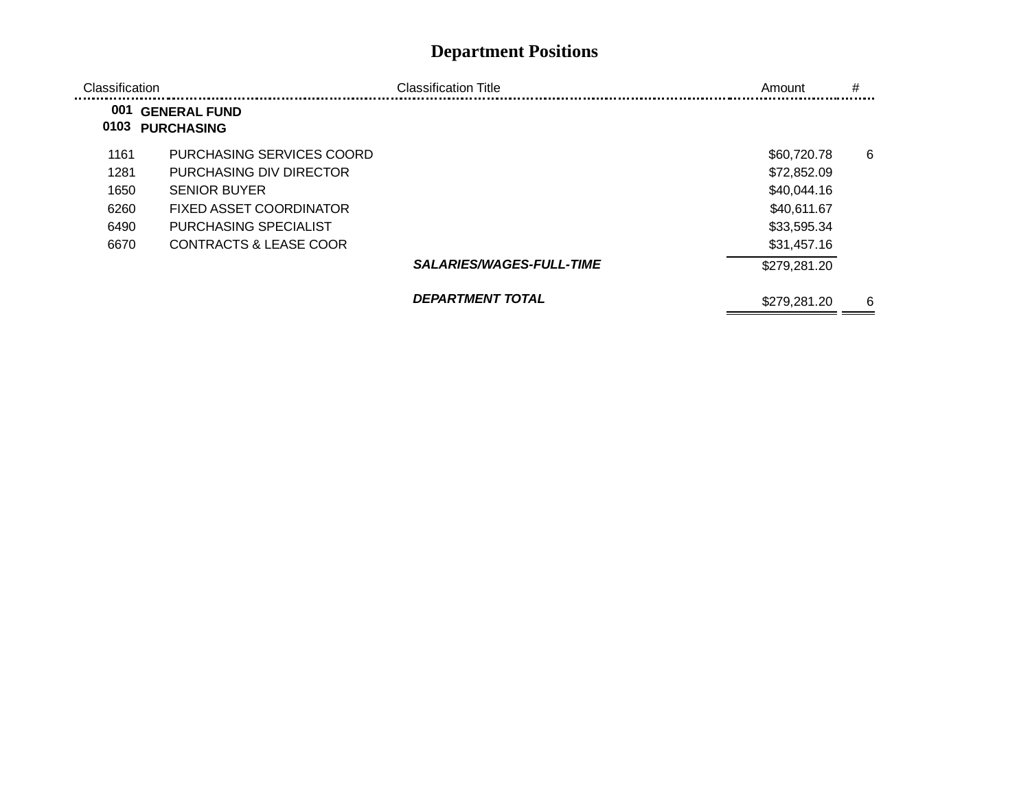# Department Positions

| Classification | Classification Title | Amount | # |
|---|---|---|---|
| **001** | **GENERAL FUND** | | |
| **0103** | **PURCHASING** | | |
| 1161 | PURCHASING SERVICES COORD | $60,720.78 | 6 |
| 1281 | PURCHASING DIV DIRECTOR | $72,852.09 | |
| 1650 | SENIOR BUYER | $40,044.16 | |
| 6260 | FIXED ASSET COORDINATOR | $40,611.67 | |
| 6490 | PURCHASING SPECIALIST | $33,595.34 | |
| 6670 | CONTRACTS & LEASE COOR | $31,457.16 | |
| | ***SALARIES/WAGES-FULL-TIME*** | $279,281.20 | |
| | ***DEPARTMENT TOTAL*** | $279,281.20 | 6 |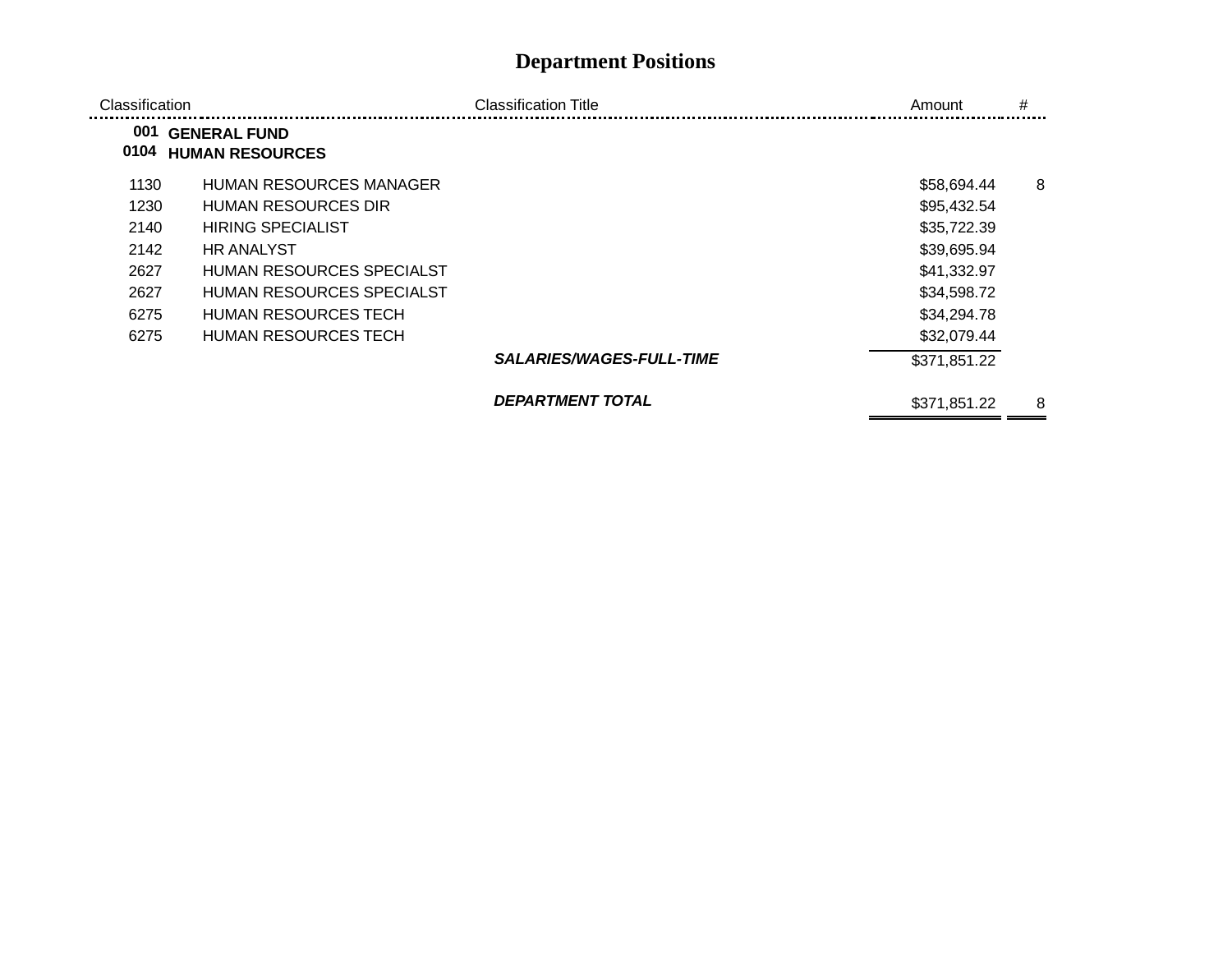# Department Positions

| Classification | Classification Title | Amount | # |
|---|---|---|---|
| **001** | **GENERAL FUND** | | |
| **0104** | **HUMAN RESOURCES** | | |
| 1130 | HUMAN RESOURCES MANAGER | $58,694.44 | 8 |
| 1230 | HUMAN RESOURCES DIR | $95,432.54 | |
| 2140 | HIRING SPECIALIST | $35,722.39 | |
| 2142 | HR ANALYST | $39,695.94 | |
| 2627 | HUMAN RESOURCES SPECIALST | $41,332.97 | |
| 2627 | HUMAN RESOURCES SPECIALST | $34,598.72 | |
| 6275 | HUMAN RESOURCES TECH | $34,294.78 | |
| 6275 | HUMAN RESOURCES TECH | $32,079.44 | |
| | ***SALARIES/WAGES-FULL-TIME*** | $371,851.22 | |
| | ***DEPARTMENT TOTAL*** | $371,851.22 | 8 |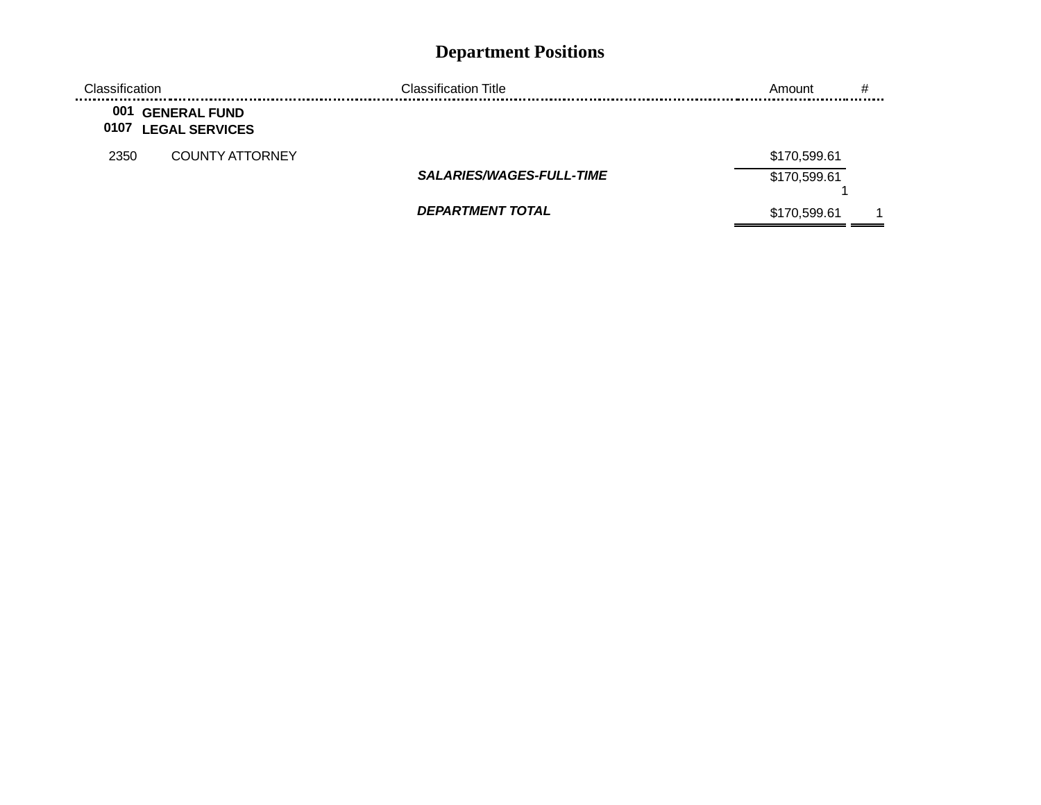# Department Positions

| Classification | | Classification Title | Amount | # |
|---|---|---|---|---|
| **001** | **GENERAL FUND** | | | |
| **0107** | **LEGAL SERVICES** | | | |
| 2350 | COUNTY ATTORNEY | | $170,599.61 | |
| | | ***SALARIES/WAGES-FULL-TIME*** | $170,599.61 | 1 |
| | | ***DEPARTMENT TOTAL*** | $170,599.61 | 1 |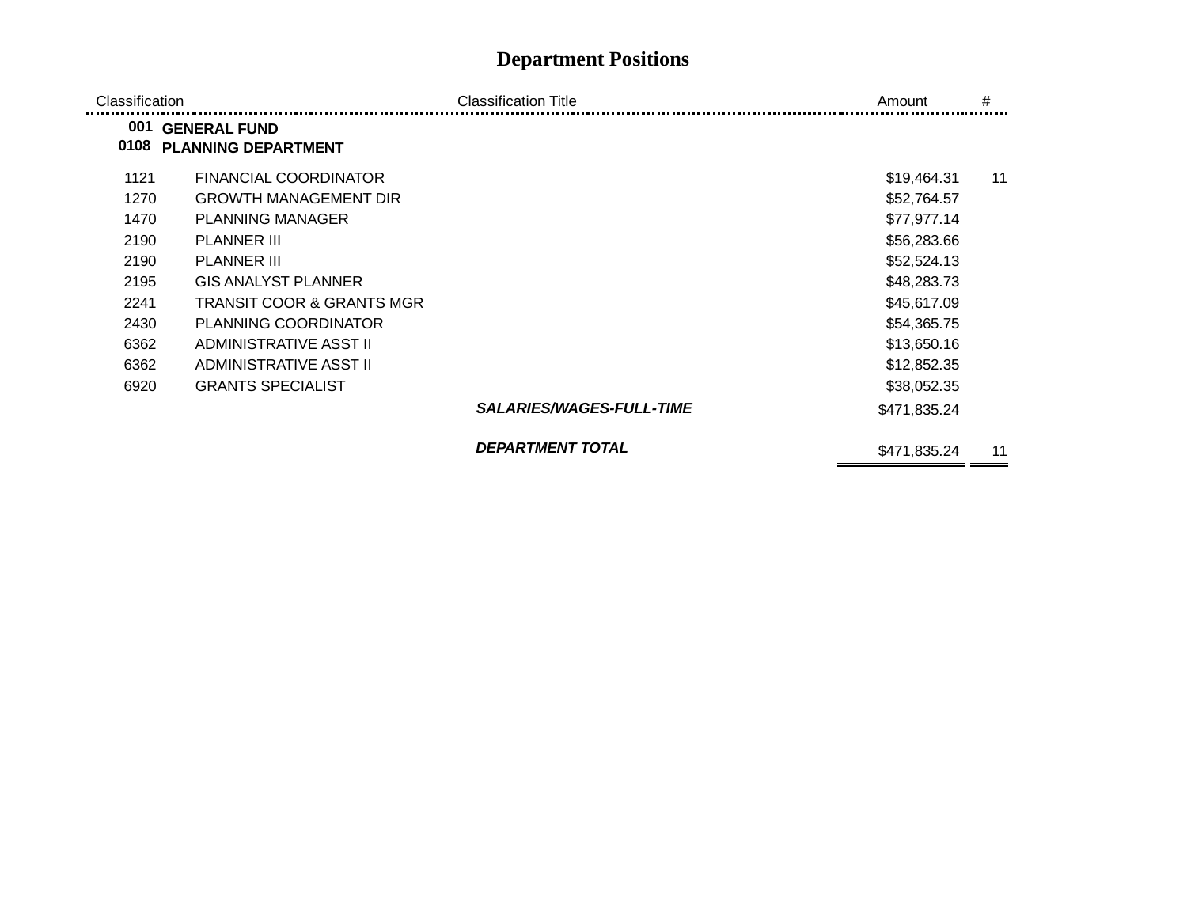# Department Positions

| Classification | Classification Title | Amount | # |
|---|---|---|---|
| **001** | **GENERAL FUND** | | |
| **0108** | **PLANNING DEPARTMENT** | | |
| 1121 | FINANCIAL COORDINATOR | $19,464.31 | 11 |
| 1270 | GROWTH MANAGEMENT DIR | $52,764.57 | |
| 1470 | PLANNING MANAGER | $77,977.14 | |
| 2190 | PLANNER III | $56,283.66 | |
| 2190 | PLANNER III | $52,524.13 | |
| 2195 | GIS ANALYST PLANNER | $48,283.73 | |
| 2241 | TRANSIT COOR & GRANTS MGR | $45,617.09 | |
| 2430 | PLANNING COORDINATOR | $54,365.75 | |
| 6362 | ADMINISTRATIVE ASST II | $13,650.16 | |
| 6362 | ADMINISTRATIVE ASST II | $12,852.35 | |
| 6920 | GRANTS SPECIALIST | $38,052.35 | |
| | ***SALARIES/WAGES-FULL-TIME*** | $471,835.24 | |
| | ***DEPARTMENT TOTAL*** | $471,835.24 | 11 |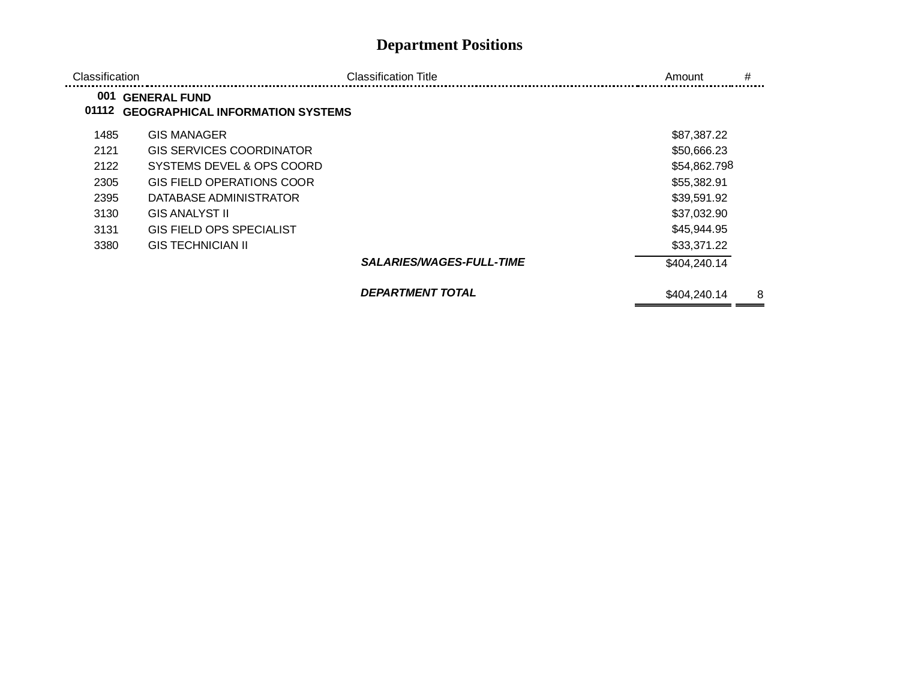# Department Positions

| Classification | Classification Title | Amount | # |
|---|---|---|---|
| **001** | **GENERAL FUND** | | |
| **01112** | **GEOGRAPHICAL INFORMATION SYSTEMS** | | |
| 1485 | GIS MANAGER | $87,387.22 | |
| 2121 | GIS SERVICES COORDINATOR | $50,666.23 | |
| 2122 | SYSTEMS DEVEL & OPS COORD | $54,862.798 | |
| 2305 | GIS FIELD OPERATIONS COOR | $55,382.91 | |
| 2395 | DATABASE ADMINISTRATOR | $39,591.92 | |
| 3130 | GIS ANALYST II | $37,032.90 | |
| 3131 | GIS FIELD OPS SPECIALIST | $45,944.95 | |
| 3380 | GIS TECHNICIAN II | $33,371.22 | |
| | ***SALARIES/WAGES-FULL-TIME*** | $404,240.14 | |
| | ***DEPARTMENT TOTAL*** | $404,240.14 | 8 |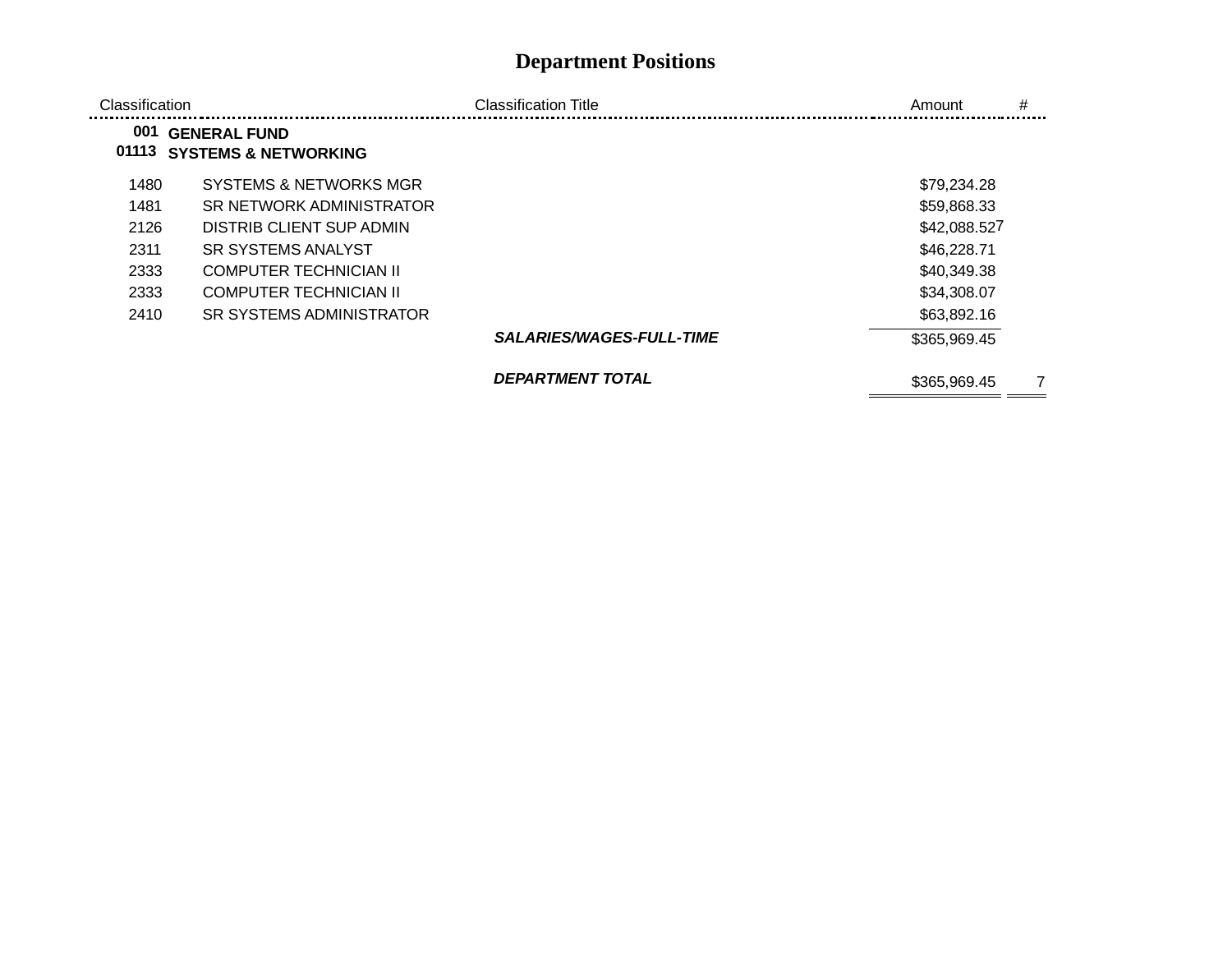# Department Positions

| Classification | Classification Title | Amount | # |
| --- | --- | --- | --- |
| **001** | **GENERAL FUND** | | |
| **01113** | **SYSTEMS & NETWORKING** | | |
| 1480 | SYSTEMS & NETWORKS MGR | $79,234.28 | |
| 1481 | SR NETWORK ADMINISTRATOR | $59,868.33 | |
| 2126 | DISTRIB CLIENT SUP ADMIN | $42,088.527 | |
| 2311 | SR SYSTEMS ANALYST | $46,228.71 | |
| 2333 | COMPUTER TECHNICIAN II | $40,349.38 | |
| 2333 | COMPUTER TECHNICIAN II | $34,308.07 | |
| 2410 | SR SYSTEMS ADMINISTRATOR | $63,892.16 | |
| | ***SALARIES/WAGES-FULL-TIME*** | $365,969.45 | |
| | ***DEPARTMENT TOTAL*** | $365,969.45 | 7 |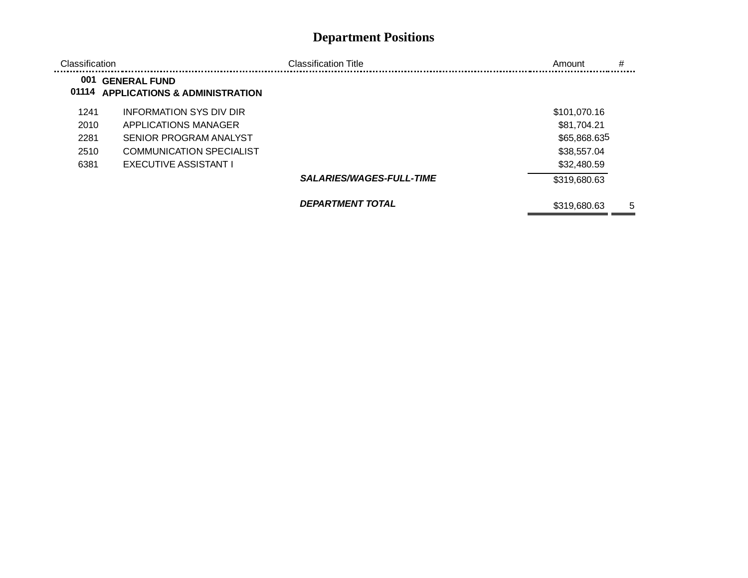# Department Positions

| Classification | Classification Title | Amount | # |
|---|---|---|---|
| **001** | **GENERAL FUND** | | |
| **01114** | **APPLICATIONS & ADMINISTRATION** | | |
| 1241 | INFORMATION SYS DIV DIR | $101,070.16 | |
| 2010 | APPLICATIONS MANAGER | $81,704.21 | |
| 2281 | SENIOR PROGRAM ANALYST | $65,868.63 | 5 |
| 2510 | COMMUNICATION SPECIALIST | $38,557.04 | |
| 6381 | EXECUTIVE ASSISTANT I | $32,480.59 | |
| | ***SALARIES/WAGES-FULL-TIME*** | $319,680.63 | |
| | ***DEPARTMENT TOTAL*** | $319,680.63 | 5 |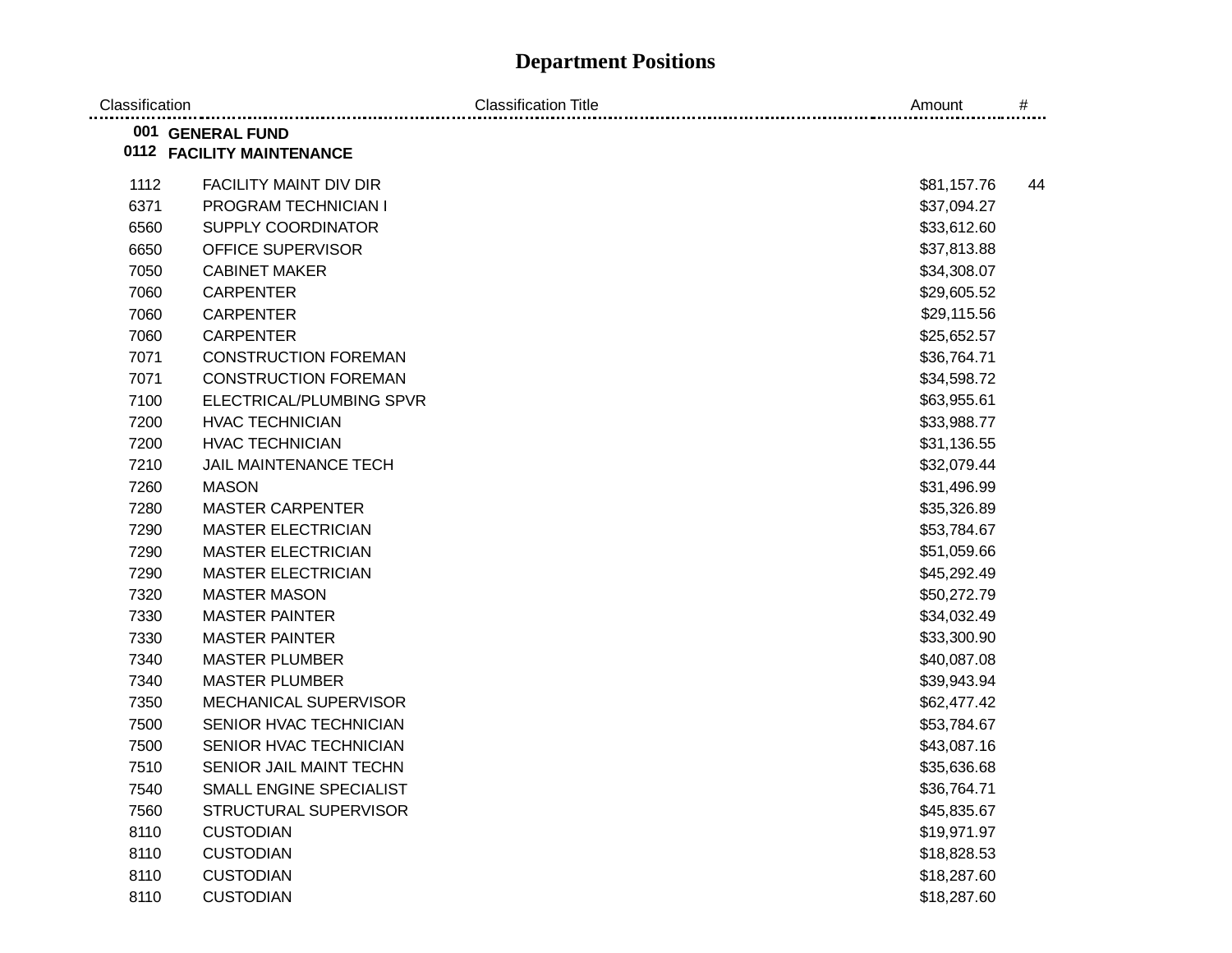# Department Positions

| Classification | Classification Title | Amount | # |
|---|---|---|---|
| **001** | **GENERAL FUND** | | |
| **0112** | **FACILITY MAINTENANCE** | | |
| 1112 | FACILITY MAINT DIV DIR | $81,157.76 | 44 |
| 6371 | PROGRAM TECHNICIAN I | $37,094.27 | |
| 6560 | SUPPLY COORDINATOR | $33,612.60 | |
| 6650 | OFFICE SUPERVISOR | $37,813.88 | |
| 7050 | CABINET MAKER | $34,308.07 | |
| 7060 | CARPENTER | $29,605.52 | |
| 7060 | CARPENTER | $29,115.56 | |
| 7060 | CARPENTER | $25,652.57 | |
| 7071 | CONSTRUCTION FOREMAN | $36,764.71 | |
| 7071 | CONSTRUCTION FOREMAN | $34,598.72 | |
| 7100 | ELECTRICAL/PLUMBING SPVR | $63,955.61 | |
| 7200 | HVAC TECHNICIAN | $33,988.77 | |
| 7200 | HVAC TECHNICIAN | $31,136.55 | |
| 7210 | JAIL MAINTENANCE TECH | $32,079.44 | |
| 7260 | MASON | $31,496.99 | |
| 7280 | MASTER CARPENTER | $35,326.89 | |
| 7290 | MASTER ELECTRICIAN | $53,784.67 | |
| 7290 | MASTER ELECTRICIAN | $51,059.66 | |
| 7290 | MASTER ELECTRICIAN | $45,292.49 | |
| 7320 | MASTER MASON | $50,272.79 | |
| 7330 | MASTER PAINTER | $34,032.49 | |
| 7330 | MASTER PAINTER | $33,300.90 | |
| 7340 | MASTER PLUMBER | $40,087.08 | |
| 7340 | MASTER PLUMBER | $39,943.94 | |
| 7350 | MECHANICAL SUPERVISOR | $62,477.42 | |
| 7500 | SENIOR HVAC TECHNICIAN | $53,784.67 | |
| 7500 | SENIOR HVAC TECHNICIAN | $43,087.16 | |
| 7510 | SENIOR JAIL MAINT TECHN | $35,636.68 | |
| 7540 | SMALL ENGINE SPECIALIST | $36,764.71 | |
| 7560 | STRUCTURAL SUPERVISOR | $45,835.67 | |
| 8110 | CUSTODIAN | $19,971.97 | |
| 8110 | CUSTODIAN | $18,828.53 | |
| 8110 | CUSTODIAN | $18,287.60 | |
| 8110 | CUSTODIAN | $18,287.60 | |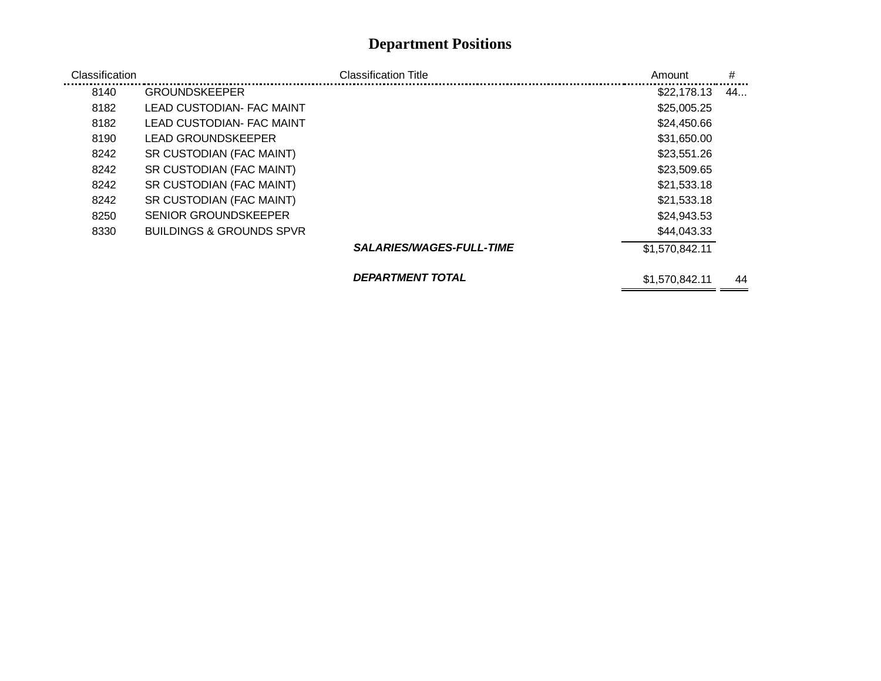# Department Positions

| Classification | Classification Title | Amount | # |
|---|---|---|---|
| 8140 | GROUNDSKEEPER | $22,178.13 | 44... |
| 8182 | LEAD CUSTODIAN- FAC MAINT | $25,005.25 | |
| 8182 | LEAD CUSTODIAN- FAC MAINT | $24,450.66 | |
| 8190 | LEAD GROUNDSKEEPER | $31,650.00 | |
| 8242 | SR CUSTODIAN (FAC MAINT) | $23,551.26 | |
| 8242 | SR CUSTODIAN (FAC MAINT) | $23,509.65 | |
| 8242 | SR CUSTODIAN (FAC MAINT) | $21,533.18 | |
| 8242 | SR CUSTODIAN (FAC MAINT) | $21,533.18 | |
| 8250 | SENIOR GROUNDSKEEPER | $24,943.53 | |
| 8330 | BUILDINGS & GROUNDS SPVR | $44,043.33 | |
| | ***SALARIES/WAGES-FULL-TIME*** | $1,570,842.11 | |
| | ***DEPARTMENT TOTAL*** | $1,570,842.11 | 44 |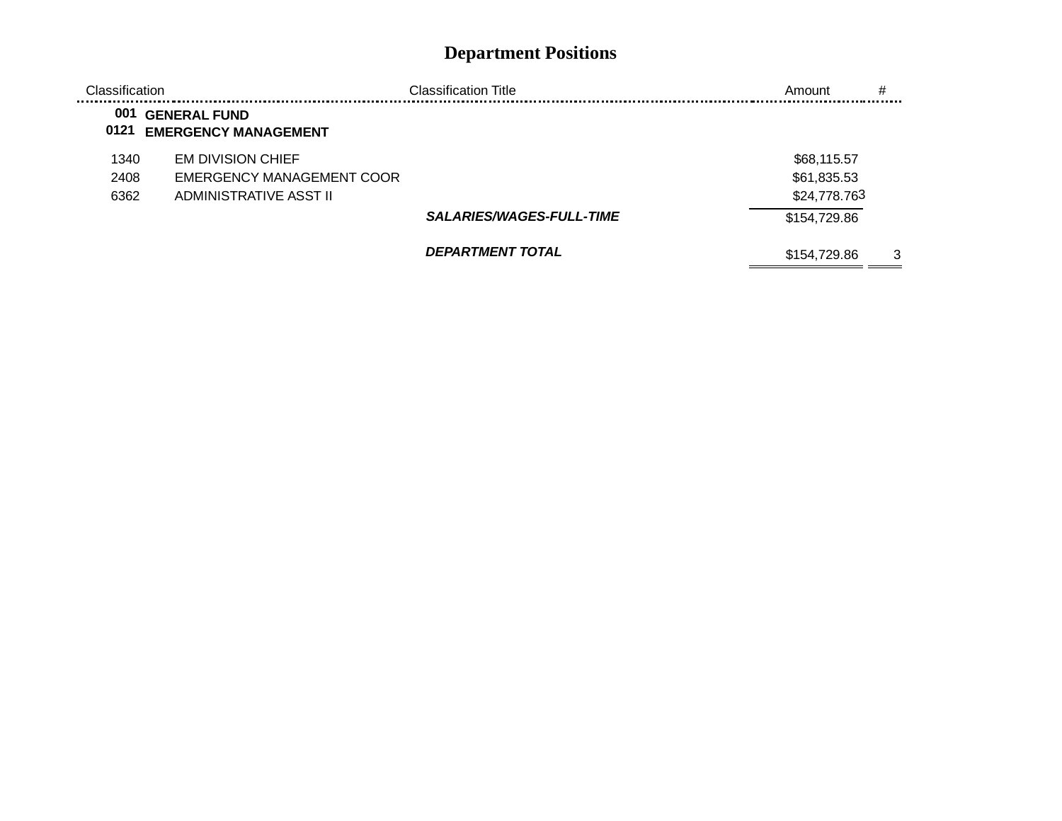# Department Positions

| Classification | Classification Title | Amount | # |
|---|---|---|---|
| **001** | **GENERAL FUND** | | |
| **0121** | **EMERGENCY MANAGEMENT** | | |
| 1340 | EM DIVISION CHIEF | $68,115.57 | |
| 2408 | EMERGENCY MANAGEMENT COOR | $61,835.53 | |
| 6362 | ADMINISTRATIVE ASST II | $24,778.76 | 3 |
| | ***SALARIES/WAGES-FULL-TIME*** | $154,729.86 | |
| | ***DEPARTMENT TOTAL*** | $154,729.86 | 3 |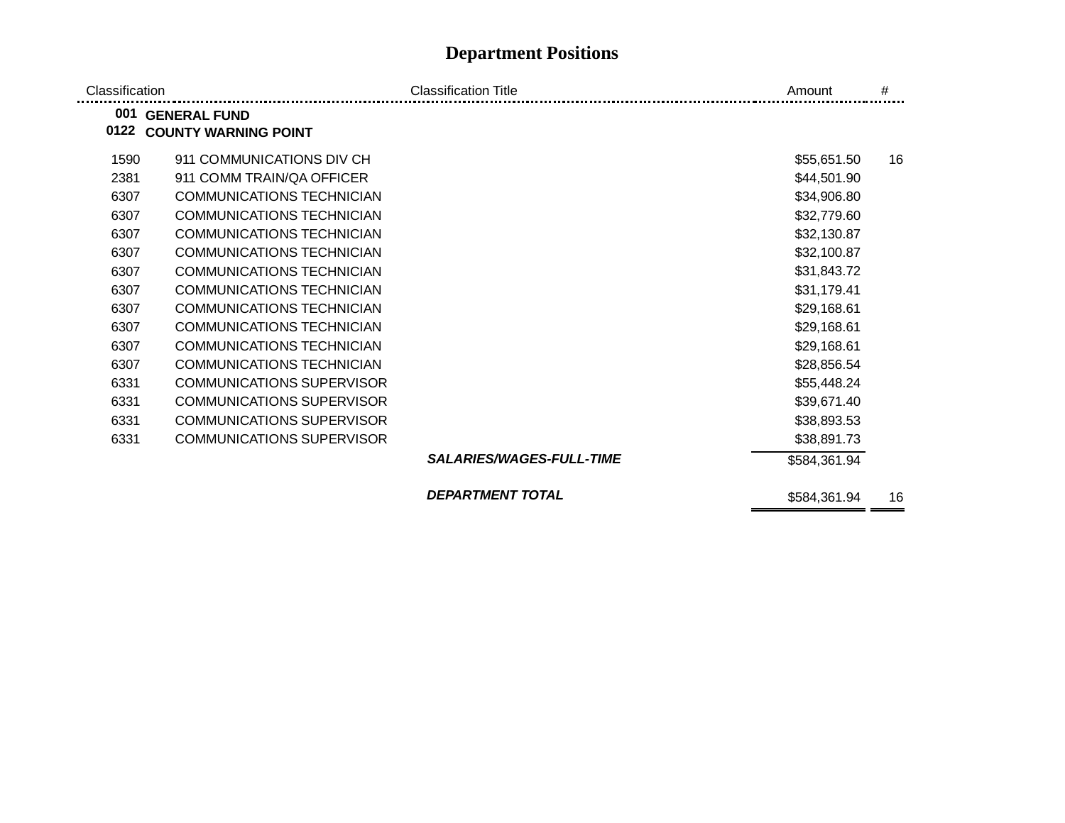# Department Positions

| Classification | Classification Title | Amount | # |
|---|---|---|---|
| **001** | **GENERAL FUND** | | |
| **0122** | **COUNTY WARNING POINT** | | |
| 1590 | 911 COMMUNICATIONS DIV CH | $55,651.50 | 16 |
| 2381 | 911 COMM TRAIN/QA OFFICER | $44,501.90 | |
| 6307 | COMMUNICATIONS TECHNICIAN | $34,906.80 | |
| 6307 | COMMUNICATIONS TECHNICIAN | $32,779.60 | |
| 6307 | COMMUNICATIONS TECHNICIAN | $32,130.87 | |
| 6307 | COMMUNICATIONS TECHNICIAN | $32,100.87 | |
| 6307 | COMMUNICATIONS TECHNICIAN | $31,843.72 | |
| 6307 | COMMUNICATIONS TECHNICIAN | $31,179.41 | |
| 6307 | COMMUNICATIONS TECHNICIAN | $29,168.61 | |
| 6307 | COMMUNICATIONS TECHNICIAN | $29,168.61 | |
| 6307 | COMMUNICATIONS TECHNICIAN | $29,168.61 | |
| 6307 | COMMUNICATIONS TECHNICIAN | $28,856.54 | |
| 6331 | COMMUNICATIONS SUPERVISOR | $55,448.24 | |
| 6331 | COMMUNICATIONS SUPERVISOR | $39,671.40 | |
| 6331 | COMMUNICATIONS SUPERVISOR | $38,893.53 | |
| 6331 | COMMUNICATIONS SUPERVISOR | $38,891.73 | |
| | ***SALARIES/WAGES-FULL-TIME*** | $584,361.94 | |
| | ***DEPARTMENT TOTAL*** | $584,361.94 | 16 |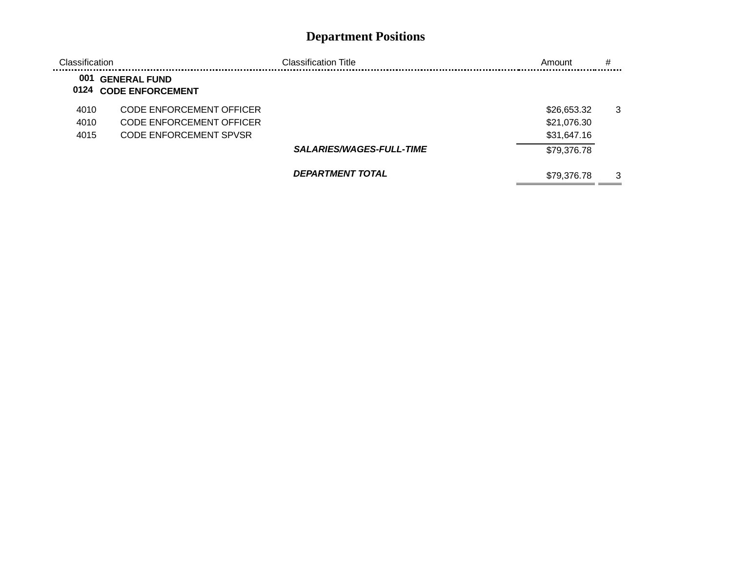# Department Positions

| Classification | Classification Title | | Amount | # |
|---|---|---|---|---|
| **001** | **GENERAL FUND** | | | |
| **0124** | **CODE ENFORCEMENT** | | | |
| 4010 | CODE ENFORCEMENT OFFICER | | $26,653.32 | 3 |
| 4010 | CODE ENFORCEMENT OFFICER | | $21,076.30 | |
| 4015 | CODE ENFORCEMENT SPVSR | | $31,647.16 | |
| | | ***SALARIES/WAGES-FULL-TIME*** | $79,376.78 | |
| | | ***DEPARTMENT TOTAL*** | $79,376.78 | 3 |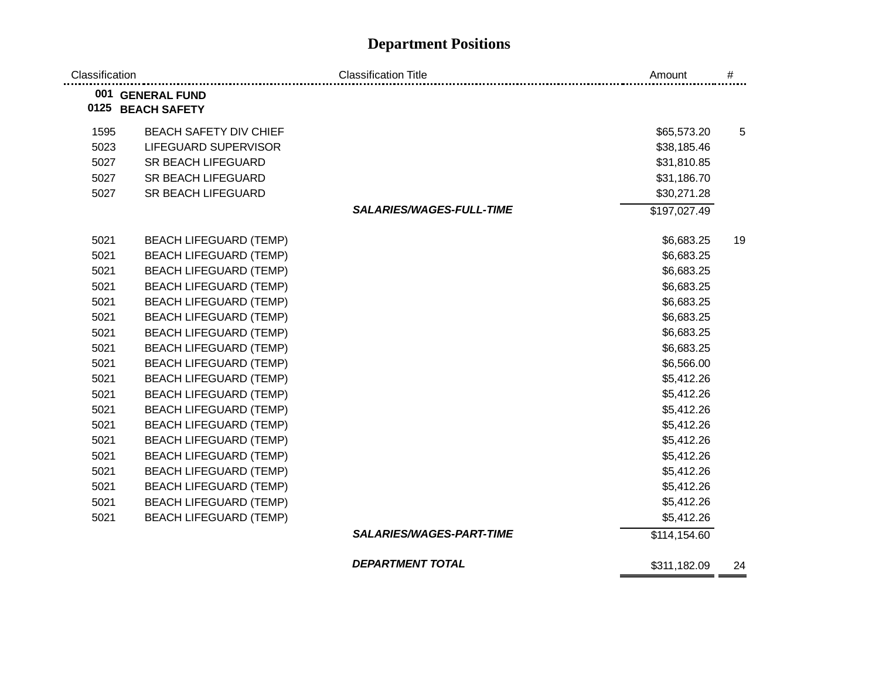# Department Positions

| Classification | Classification Title | Amount | # |
|---|---|---|---|
| **001** | **GENERAL FUND** | | |
| **0125** | **BEACH SAFETY** | | |
| 1595 | BEACH SAFETY DIV CHIEF | $65,573.20 | 5 |
| 5023 | LIFEGUARD SUPERVISOR | $38,185.46 | |
| 5027 | SR BEACH LIFEGUARD | $31,810.85 | |
| 5027 | SR BEACH LIFEGUARD | $31,186.70 | |
| 5027 | SR BEACH LIFEGUARD | $30,271.28 | |
| | ***SALARIES/WAGES-FULL-TIME*** | $197,027.49 | |
| 5021 | BEACH LIFEGUARD (TEMP) | $6,683.25 | 19 |
| 5021 | BEACH LIFEGUARD (TEMP) | $6,683.25 | |
| 5021 | BEACH LIFEGUARD (TEMP) | $6,683.25 | |
| 5021 | BEACH LIFEGUARD (TEMP) | $6,683.25 | |
| 5021 | BEACH LIFEGUARD (TEMP) | $6,683.25 | |
| 5021 | BEACH LIFEGUARD (TEMP) | $6,683.25 | |
| 5021 | BEACH LIFEGUARD (TEMP) | $6,683.25 | |
| 5021 | BEACH LIFEGUARD (TEMP) | $6,683.25 | |
| 5021 | BEACH LIFEGUARD (TEMP) | $6,566.00 | |
| 5021 | BEACH LIFEGUARD (TEMP) | $5,412.26 | |
| 5021 | BEACH LIFEGUARD (TEMP) | $5,412.26 | |
| 5021 | BEACH LIFEGUARD (TEMP) | $5,412.26 | |
| 5021 | BEACH LIFEGUARD (TEMP) | $5,412.26 | |
| 5021 | BEACH LIFEGUARD (TEMP) | $5,412.26 | |
| 5021 | BEACH LIFEGUARD (TEMP) | $5,412.26 | |
| 5021 | BEACH LIFEGUARD (TEMP) | $5,412.26 | |
| 5021 | BEACH LIFEGUARD (TEMP) | $5,412.26 | |
| 5021 | BEACH LIFEGUARD (TEMP) | $5,412.26 | |
| 5021 | BEACH LIFEGUARD (TEMP) | $5,412.26 | |
| | ***SALARIES/WAGES-PART-TIME*** | $114,154.60 | |
| | ***DEPARTMENT TOTAL*** | $311,182.09 | 24 |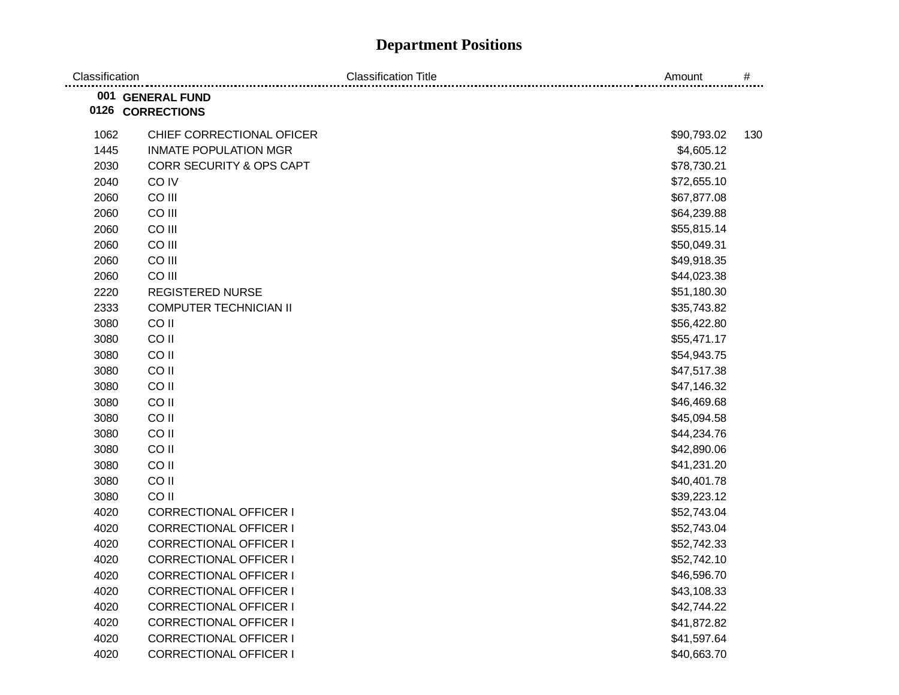# Department Positions

| Classification | Classification Title | Amount | # |
|---|---|---|---|
| **001** | **GENERAL FUND** | | |
| **0126** | **CORRECTIONS** | | |
| 1062 | CHIEF CORRECTIONAL OFICER | $90,793.02 | 130 |
| 1445 | INMATE POPULATION MGR | $4,605.12 | |
| 2030 | CORR SECURITY & OPS CAPT | $78,730.21 | |
| 2040 | CO IV | $72,655.10 | |
| 2060 | CO III | $67,877.08 | |
| 2060 | CO III | $64,239.88 | |
| 2060 | CO III | $55,815.14 | |
| 2060 | CO III | $50,049.31 | |
| 2060 | CO III | $49,918.35 | |
| 2060 | CO III | $44,023.38 | |
| 2220 | REGISTERED NURSE | $51,180.30 | |
| 2333 | COMPUTER TECHNICIAN II | $35,743.82 | |
| 3080 | CO II | $56,422.80 | |
| 3080 | CO II | $55,471.17 | |
| 3080 | CO II | $54,943.75 | |
| 3080 | CO II | $47,517.38 | |
| 3080 | CO II | $47,146.32 | |
| 3080 | CO II | $46,469.68 | |
| 3080 | CO II | $45,094.58 | |
| 3080 | CO II | $44,234.76 | |
| 3080 | CO II | $42,890.06 | |
| 3080 | CO II | $41,231.20 | |
| 3080 | CO II | $40,401.78 | |
| 3080 | CO II | $39,223.12 | |
| 4020 | CORRECTIONAL OFFICER I | $52,743.04 | |
| 4020 | CORRECTIONAL OFFICER I | $52,743.04 | |
| 4020 | CORRECTIONAL OFFICER I | $52,742.33 | |
| 4020 | CORRECTIONAL OFFICER I | $52,742.10 | |
| 4020 | CORRECTIONAL OFFICER I | $46,596.70 | |
| 4020 | CORRECTIONAL OFFICER I | $43,108.33 | |
| 4020 | CORRECTIONAL OFFICER I | $42,744.22 | |
| 4020 | CORRECTIONAL OFFICER I | $41,872.82 | |
| 4020 | CORRECTIONAL OFFICER I | $41,597.64 | |
| 4020 | CORRECTIONAL OFFICER I | $40,663.70 | |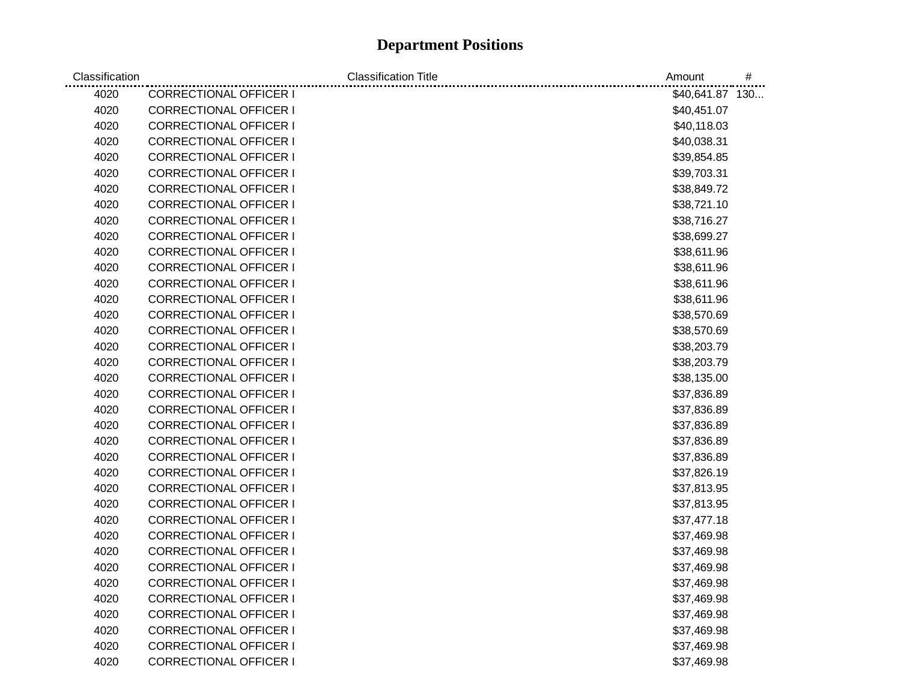# Department Positions

| Classification | Classification Title | Amount | # |
|---|---|---|---|
| 4020 | CORRECTIONAL OFFICER I | $40,641.87 | 130... |
| 4020 | CORRECTIONAL OFFICER I | $40,451.07 | |
| 4020 | CORRECTIONAL OFFICER I | $40,118.03 | |
| 4020 | CORRECTIONAL OFFICER I | $40,038.31 | |
| 4020 | CORRECTIONAL OFFICER I | $39,854.85 | |
| 4020 | CORRECTIONAL OFFICER I | $39,703.31 | |
| 4020 | CORRECTIONAL OFFICER I | $38,849.72 | |
| 4020 | CORRECTIONAL OFFICER I | $38,721.10 | |
| 4020 | CORRECTIONAL OFFICER I | $38,716.27 | |
| 4020 | CORRECTIONAL OFFICER I | $38,699.27 | |
| 4020 | CORRECTIONAL OFFICER I | $38,611.96 | |
| 4020 | CORRECTIONAL OFFICER I | $38,611.96 | |
| 4020 | CORRECTIONAL OFFICER I | $38,611.96 | |
| 4020 | CORRECTIONAL OFFICER I | $38,611.96 | |
| 4020 | CORRECTIONAL OFFICER I | $38,570.69 | |
| 4020 | CORRECTIONAL OFFICER I | $38,570.69 | |
| 4020 | CORRECTIONAL OFFICER I | $38,203.79 | |
| 4020 | CORRECTIONAL OFFICER I | $38,203.79 | |
| 4020 | CORRECTIONAL OFFICER I | $38,135.00 | |
| 4020 | CORRECTIONAL OFFICER I | $37,836.89 | |
| 4020 | CORRECTIONAL OFFICER I | $37,836.89 | |
| 4020 | CORRECTIONAL OFFICER I | $37,836.89 | |
| 4020 | CORRECTIONAL OFFICER I | $37,836.89 | |
| 4020 | CORRECTIONAL OFFICER I | $37,836.89 | |
| 4020 | CORRECTIONAL OFFICER I | $37,826.19 | |
| 4020 | CORRECTIONAL OFFICER I | $37,813.95 | |
| 4020 | CORRECTIONAL OFFICER I | $37,813.95 | |
| 4020 | CORRECTIONAL OFFICER I | $37,477.18 | |
| 4020 | CORRECTIONAL OFFICER I | $37,469.98 | |
| 4020 | CORRECTIONAL OFFICER I | $37,469.98 | |
| 4020 | CORRECTIONAL OFFICER I | $37,469.98 | |
| 4020 | CORRECTIONAL OFFICER I | $37,469.98 | |
| 4020 | CORRECTIONAL OFFICER I | $37,469.98 | |
| 4020 | CORRECTIONAL OFFICER I | $37,469.98 | |
| 4020 | CORRECTIONAL OFFICER I | $37,469.98 | |
| 4020 | CORRECTIONAL OFFICER I | $37,469.98 | |
| 4020 | CORRECTIONAL OFFICER I | $37,469.98 | |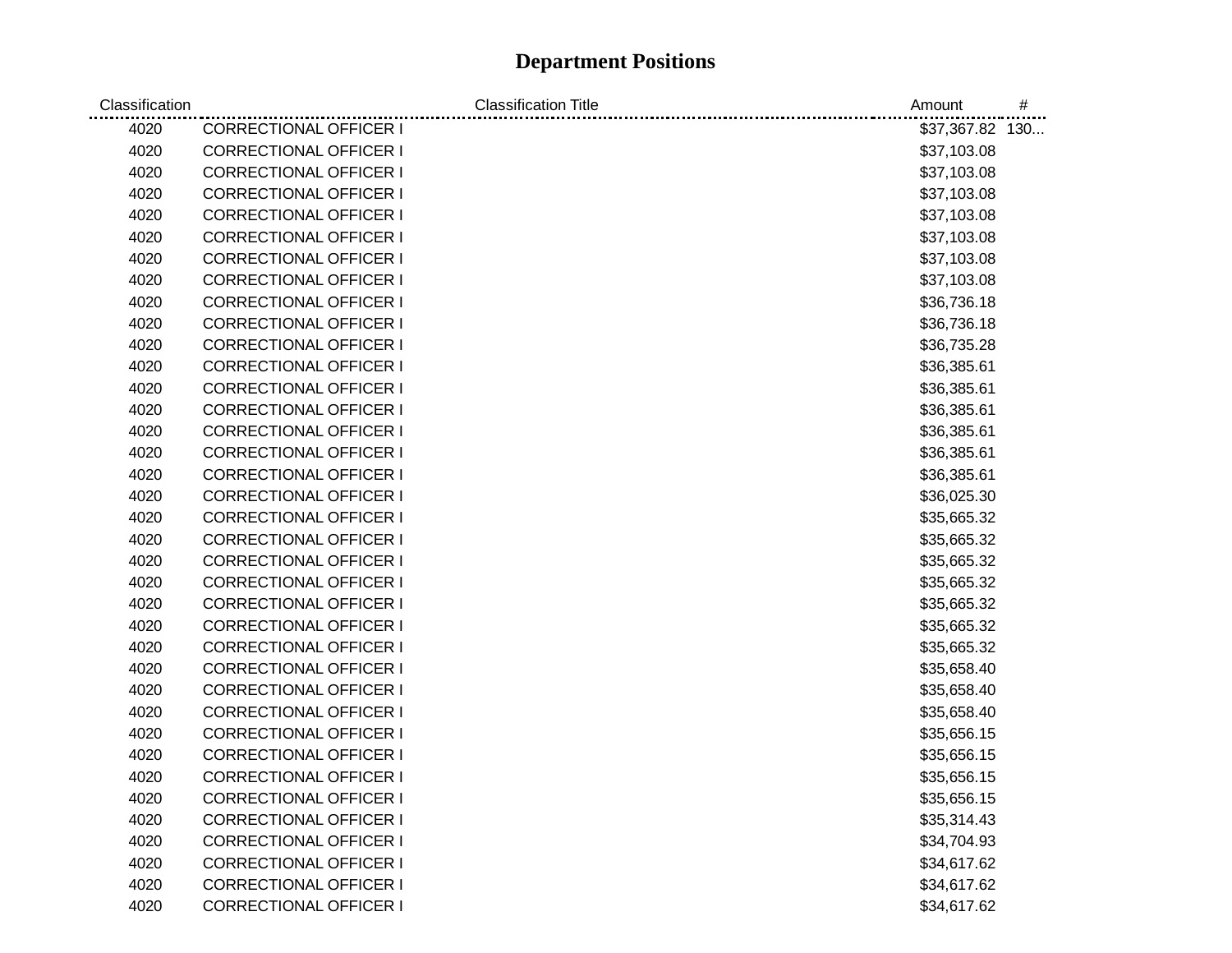# Department Positions

| Classification | Classification Title | Amount | # |
|---|---|---|---|
| 4020 | CORRECTIONAL OFFICER I | $37,367.82 | 130... |
| 4020 | CORRECTIONAL OFFICER I | $37,103.08 | |
| 4020 | CORRECTIONAL OFFICER I | $37,103.08 | |
| 4020 | CORRECTIONAL OFFICER I | $37,103.08 | |
| 4020 | CORRECTIONAL OFFICER I | $37,103.08 | |
| 4020 | CORRECTIONAL OFFICER I | $37,103.08 | |
| 4020 | CORRECTIONAL OFFICER I | $37,103.08 | |
| 4020 | CORRECTIONAL OFFICER I | $37,103.08 | |
| 4020 | CORRECTIONAL OFFICER I | $36,736.18 | |
| 4020 | CORRECTIONAL OFFICER I | $36,736.18 | |
| 4020 | CORRECTIONAL OFFICER I | $36,735.28 | |
| 4020 | CORRECTIONAL OFFICER I | $36,385.61 | |
| 4020 | CORRECTIONAL OFFICER I | $36,385.61 | |
| 4020 | CORRECTIONAL OFFICER I | $36,385.61 | |
| 4020 | CORRECTIONAL OFFICER I | $36,385.61 | |
| 4020 | CORRECTIONAL OFFICER I | $36,385.61 | |
| 4020 | CORRECTIONAL OFFICER I | $36,385.61 | |
| 4020 | CORRECTIONAL OFFICER I | $36,025.30 | |
| 4020 | CORRECTIONAL OFFICER I | $35,665.32 | |
| 4020 | CORRECTIONAL OFFICER I | $35,665.32 | |
| 4020 | CORRECTIONAL OFFICER I | $35,665.32 | |
| 4020 | CORRECTIONAL OFFICER I | $35,665.32 | |
| 4020 | CORRECTIONAL OFFICER I | $35,665.32 | |
| 4020 | CORRECTIONAL OFFICER I | $35,665.32 | |
| 4020 | CORRECTIONAL OFFICER I | $35,665.32 | |
| 4020 | CORRECTIONAL OFFICER I | $35,658.40 | |
| 4020 | CORRECTIONAL OFFICER I | $35,658.40 | |
| 4020 | CORRECTIONAL OFFICER I | $35,658.40 | |
| 4020 | CORRECTIONAL OFFICER I | $35,656.15 | |
| 4020 | CORRECTIONAL OFFICER I | $35,656.15 | |
| 4020 | CORRECTIONAL OFFICER I | $35,656.15 | |
| 4020 | CORRECTIONAL OFFICER I | $35,656.15 | |
| 4020 | CORRECTIONAL OFFICER I | $35,314.43 | |
| 4020 | CORRECTIONAL OFFICER I | $34,704.93 | |
| 4020 | CORRECTIONAL OFFICER I | $34,617.62 | |
| 4020 | CORRECTIONAL OFFICER I | $34,617.62 | |
| 4020 | CORRECTIONAL OFFICER I | $34,617.62 | |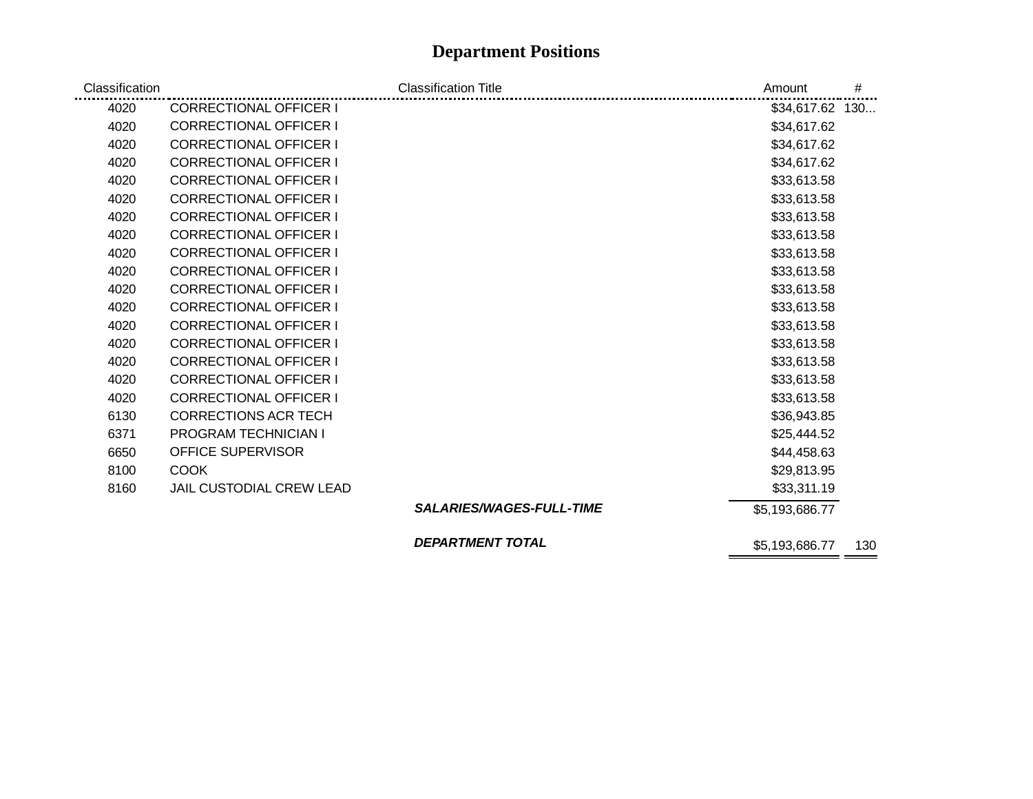# Department Positions

| Classification | Classification Title | Amount | # |
|---|---|---|---|
| 4020 | CORRECTIONAL OFFICER I | $34,617.62 | 130... |
| 4020 | CORRECTIONAL OFFICER I | $34,617.62 | |
| 4020 | CORRECTIONAL OFFICER I | $34,617.62 | |
| 4020 | CORRECTIONAL OFFICER I | $34,617.62 | |
| 4020 | CORRECTIONAL OFFICER I | $33,613.58 | |
| 4020 | CORRECTIONAL OFFICER I | $33,613.58 | |
| 4020 | CORRECTIONAL OFFICER I | $33,613.58 | |
| 4020 | CORRECTIONAL OFFICER I | $33,613.58 | |
| 4020 | CORRECTIONAL OFFICER I | $33,613.58 | |
| 4020 | CORRECTIONAL OFFICER I | $33,613.58 | |
| 4020 | CORRECTIONAL OFFICER I | $33,613.58 | |
| 4020 | CORRECTIONAL OFFICER I | $33,613.58 | |
| 4020 | CORRECTIONAL OFFICER I | $33,613.58 | |
| 4020 | CORRECTIONAL OFFICER I | $33,613.58 | |
| 4020 | CORRECTIONAL OFFICER I | $33,613.58 | |
| 4020 | CORRECTIONAL OFFICER I | $33,613.58 | |
| 4020 | CORRECTIONAL OFFICER I | $33,613.58 | |
| 6130 | CORRECTIONS ACR TECH | $36,943.85 | |
| 6371 | PROGRAM TECHNICIAN I | $25,444.52 | |
| 6650 | OFFICE SUPERVISOR | $44,458.63 | |
| 8100 | COOK | $29,813.95 | |
| 8160 | JAIL CUSTODIAL CREW LEAD | $33,311.19 | |
| | ***SALARIES/WAGES-FULL-TIME*** | $5,193,686.77 | |
| | ***DEPARTMENT TOTAL*** | $5,193,686.77 | 130 |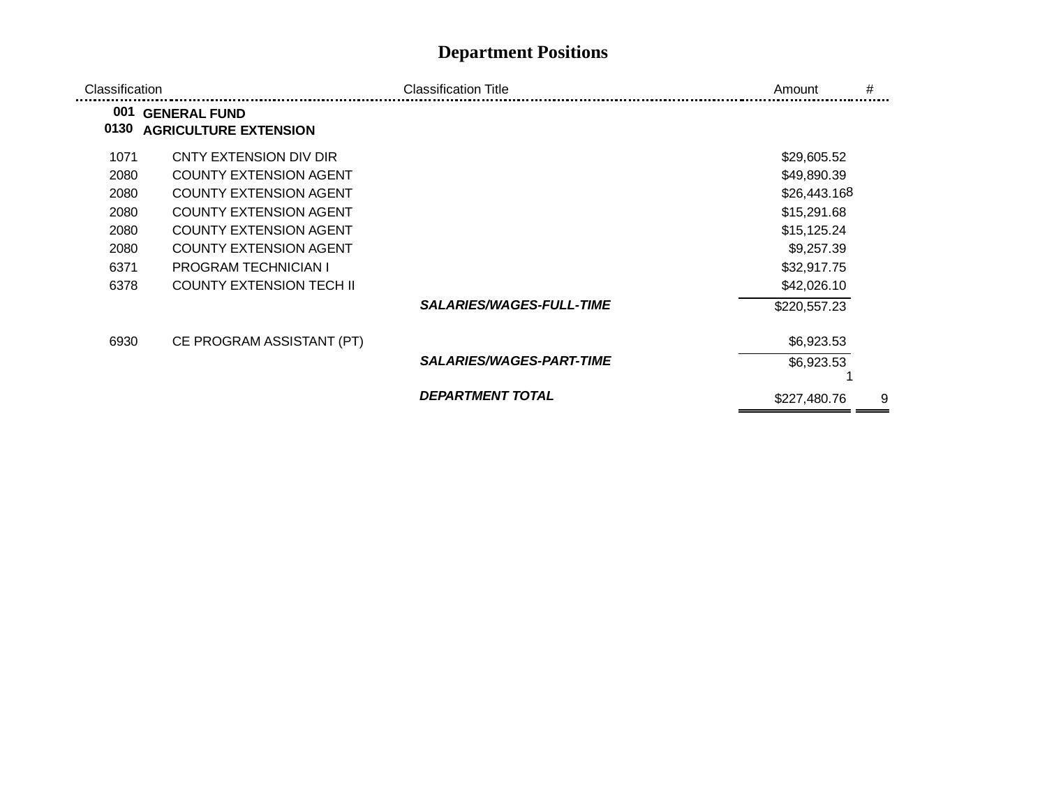# Department Positions

| Classification | Classification Title | Amount | # |
|---|---|---|---|
| **001** | **GENERAL FUND** | | |
| **0130** | **AGRICULTURE EXTENSION** | | |
| 1071 | CNTY EXTENSION DIV DIR | $29,605.52 | |
| 2080 | COUNTY EXTENSION AGENT | $49,890.39 | |
| 2080 | COUNTY EXTENSION AGENT | $26,443.16 | 8 |
| 2080 | COUNTY EXTENSION AGENT | $15,291.68 | |
| 2080 | COUNTY EXTENSION AGENT | $15,125.24 | |
| 2080 | COUNTY EXTENSION AGENT | $9,257.39 | |
| 6371 | PROGRAM TECHNICIAN I | $32,917.75 | |
| 6378 | COUNTY EXTENSION TECH II | $42,026.10 | |
| | ***SALARIES/WAGES-FULL-TIME*** | $220,557.23 | |
| 6930 | CE PROGRAM ASSISTANT (PT) | $6,923.53 | |
| | ***SALARIES/WAGES-PART-TIME*** | $6,923.53 | 1 |
| | ***DEPARTMENT TOTAL*** | $227,480.76 | 9 |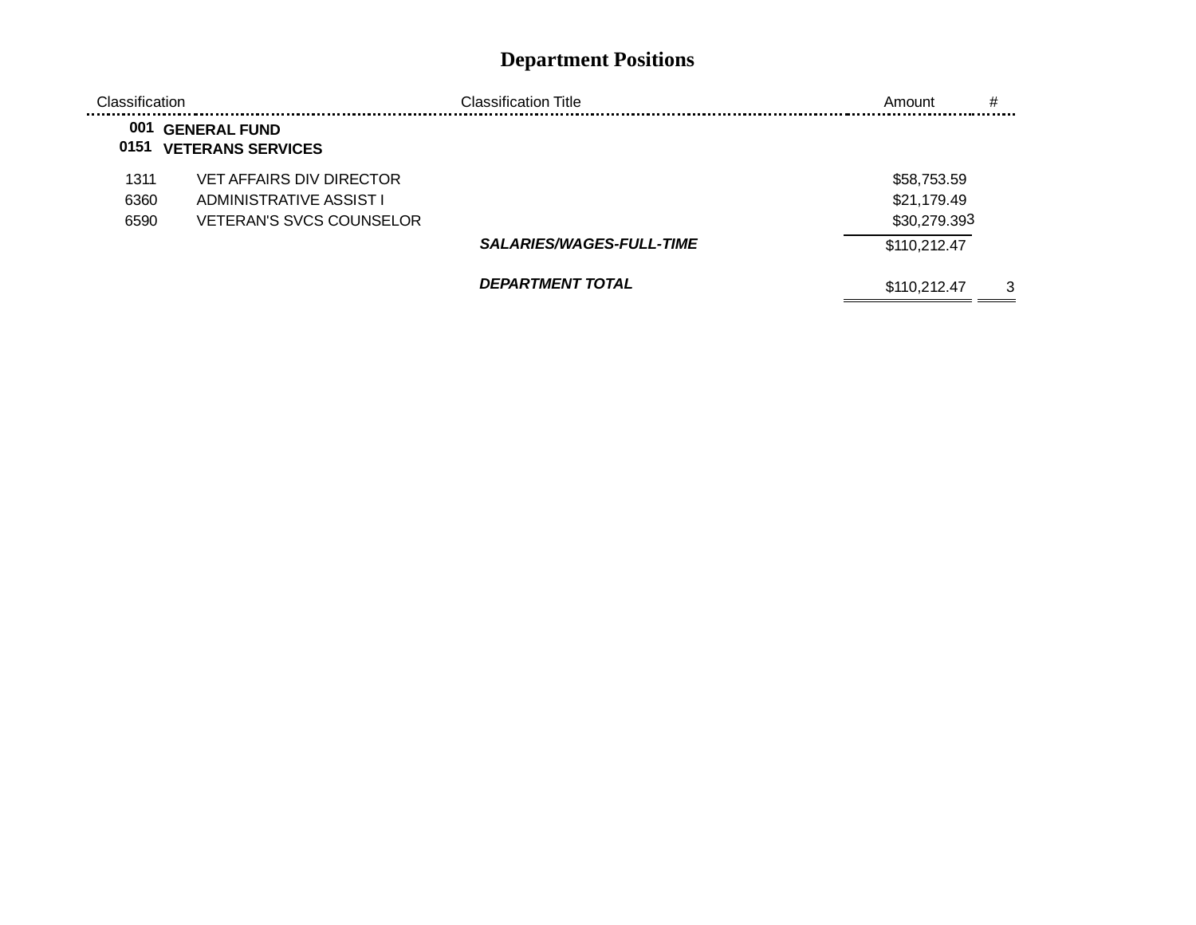# Department Positions

| Classification | Classification Title | Amount | # |
|---|---|---|---|
| **001** | **GENERAL FUND** | | |
| **0151** | **VETERANS SERVICES** | | |
| 1311 | VET AFFAIRS DIV DIRECTOR | $58,753.59 | |
| 6360 | ADMINISTRATIVE ASSIST I | $21,179.49 | |
| 6590 | VETERAN'S SVCS COUNSELOR | $30,279.39 | 3 |
| | ***SALARIES/WAGES-FULL-TIME*** | $110,212.47 | |
| | ***DEPARTMENT TOTAL*** | $110,212.47 | 3 |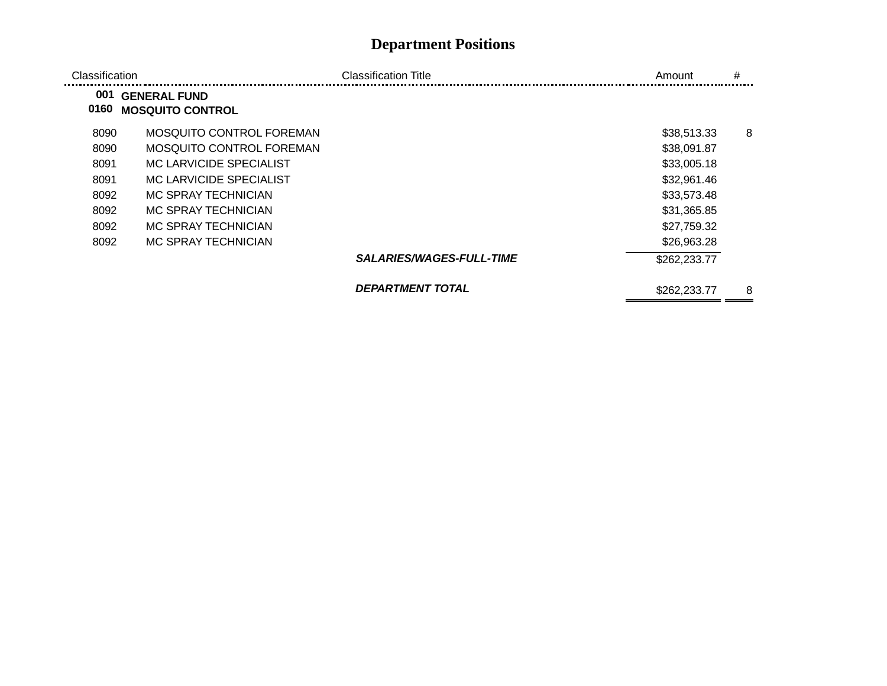# Department Positions

| Classification | Classification Title | Amount | # |
|---|---|---|---|
| **001** | **GENERAL FUND** | | |
| **0160** | **MOSQUITO CONTROL** | | |
| 8090 | MOSQUITO CONTROL FOREMAN | $38,513.33 | 8 |
| 8090 | MOSQUITO CONTROL FOREMAN | $38,091.87 | |
| 8091 | MC LARVICIDE SPECIALIST | $33,005.18 | |
| 8091 | MC LARVICIDE SPECIALIST | $32,961.46 | |
| 8092 | MC SPRAY TECHNICIAN | $33,573.48 | |
| 8092 | MC SPRAY TECHNICIAN | $31,365.85 | |
| 8092 | MC SPRAY TECHNICIAN | $27,759.32 | |
| 8092 | MC SPRAY TECHNICIAN | $26,963.28 | |
| | ***SALARIES/WAGES-FULL-TIME*** | $262,233.77 | |
| | ***DEPARTMENT TOTAL*** | $262,233.77 | 8 |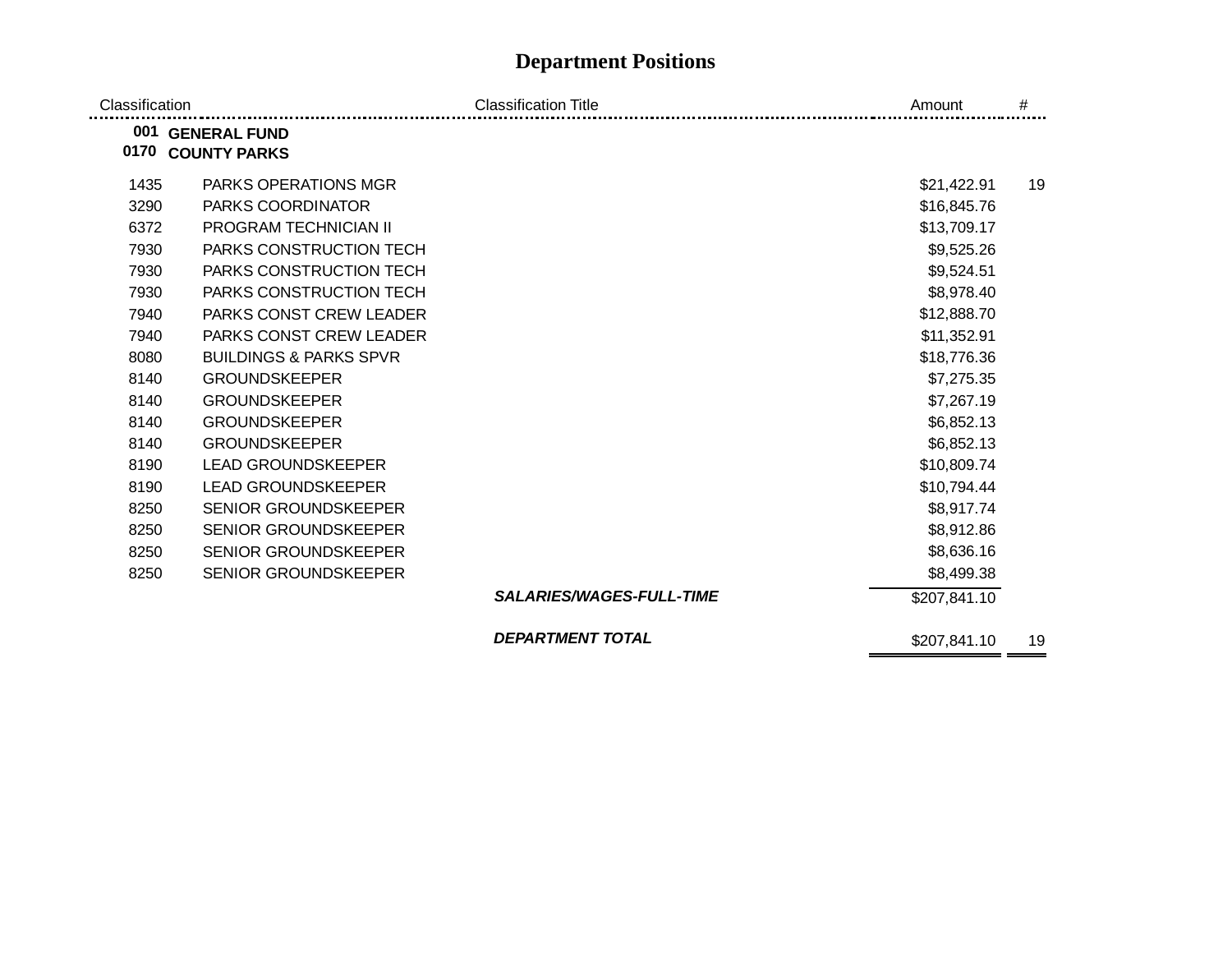# Department Positions

| Classification | Classification Title | Amount | # |
|---|---|---|---|
| **001** | **GENERAL FUND** | | |
| **0170** | **COUNTY PARKS** | | |
| 1435 | PARKS OPERATIONS MGR | $21,422.91 | 19 |
| 3290 | PARKS COORDINATOR | $16,845.76 | |
| 6372 | PROGRAM TECHNICIAN II | $13,709.17 | |
| 7930 | PARKS CONSTRUCTION TECH | $9,525.26 | |
| 7930 | PARKS CONSTRUCTION TECH | $9,524.51 | |
| 7930 | PARKS CONSTRUCTION TECH | $8,978.40 | |
| 7940 | PARKS CONST CREW LEADER | $12,888.70 | |
| 7940 | PARKS CONST CREW LEADER | $11,352.91 | |
| 8080 | BUILDINGS & PARKS SPVR | $18,776.36 | |
| 8140 | GROUNDSKEEPER | $7,275.35 | |
| 8140 | GROUNDSKEEPER | $7,267.19 | |
| 8140 | GROUNDSKEEPER | $6,852.13 | |
| 8140 | GROUNDSKEEPER | $6,852.13 | |
| 8190 | LEAD GROUNDSKEEPER | $10,809.74 | |
| 8190 | LEAD GROUNDSKEEPER | $10,794.44 | |
| 8250 | SENIOR GROUNDSKEEPER | $8,917.74 | |
| 8250 | SENIOR GROUNDSKEEPER | $8,912.86 | |
| 8250 | SENIOR GROUNDSKEEPER | $8,636.16 | |
| 8250 | SENIOR GROUNDSKEEPER | $8,499.38 | |
| | ***SALARIES/WAGES-FULL-TIME*** | $207,841.10 | |
| | ***DEPARTMENT TOTAL*** | $207,841.10 | 19 |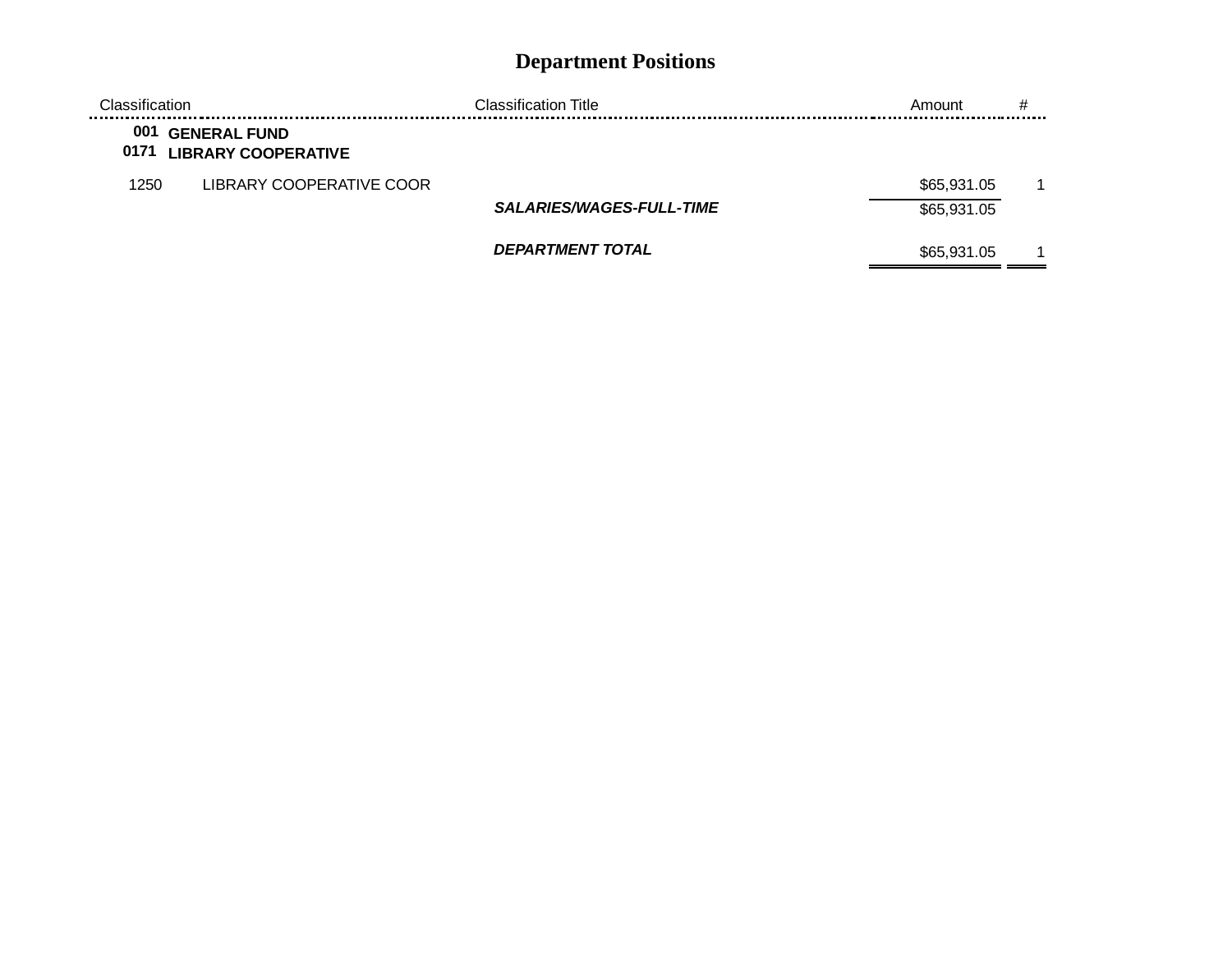# Department Positions

| Classification | | Classification Title | Amount | # |
|---|---|---|---|---|
| **001** | **GENERAL FUND** | | | |
| **0171** | **LIBRARY COOPERATIVE** | | | |
| 1250 | LIBRARY COOPERATIVE COOR | | $65,931.05 | 1 |
| | | ***SALARIES/WAGES-FULL-TIME*** | $65,931.05 | |
| | | ***DEPARTMENT TOTAL*** | $65,931.05 | 1 |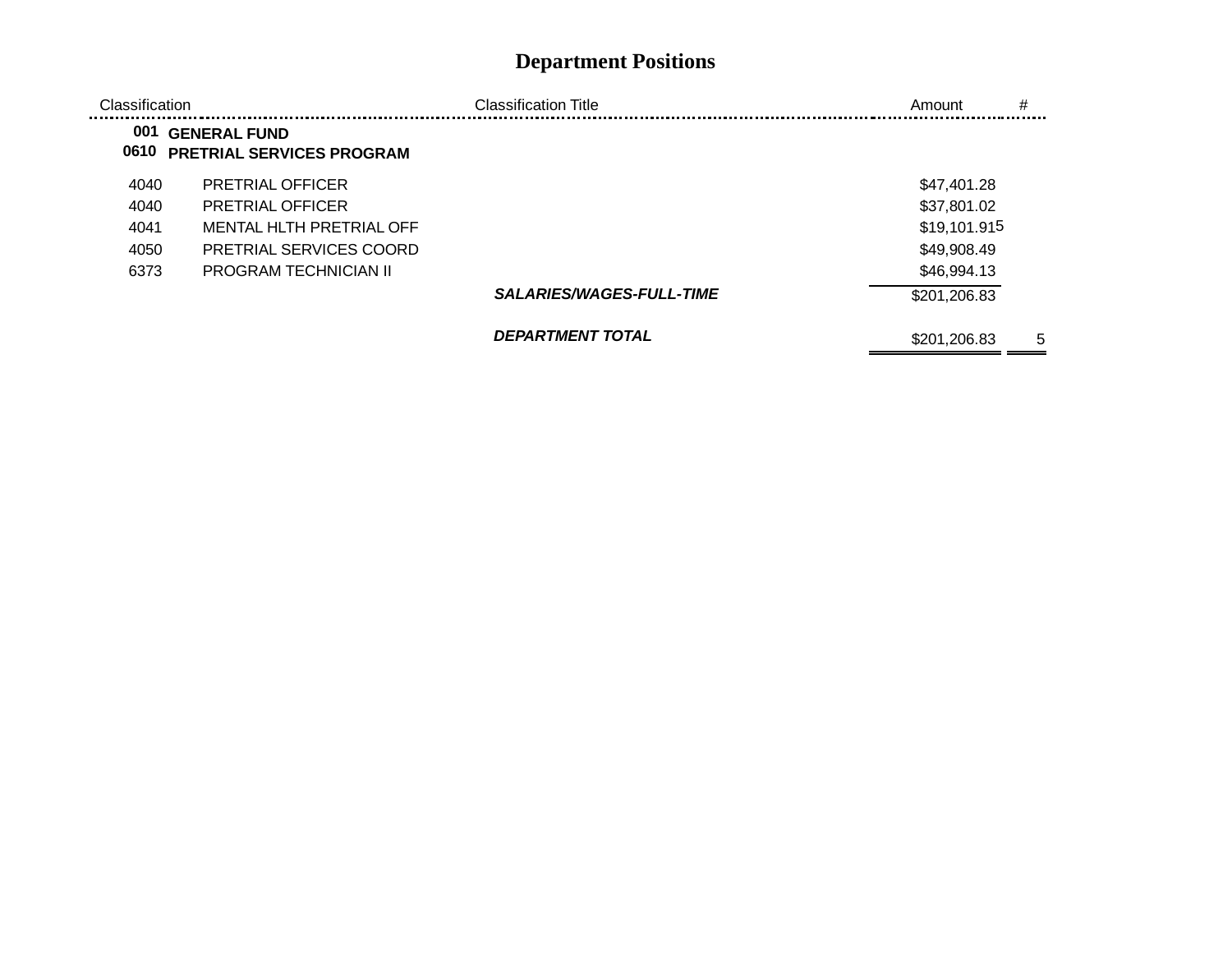# Department Positions

| Classification | Classification Title | Amount | # |
|---|---|---|---|
| **001** | **GENERAL FUND** | | |
| **0610** | **PRETRIAL SERVICES PROGRAM** | | |
| 4040 | PRETRIAL OFFICER | $47,401.28 | |
| 4040 | PRETRIAL OFFICER | $37,801.02 | |
| 4041 | MENTAL HLTH PRETRIAL OFF | $19,101.91 | 5 |
| 4050 | PRETRIAL SERVICES COORD | $49,908.49 | |
| 6373 | PROGRAM TECHNICIAN II | $46,994.13 | |
| | ***SALARIES/WAGES-FULL-TIME*** | $201,206.83 | |
| | ***DEPARTMENT TOTAL*** | $201,206.83 | 5 |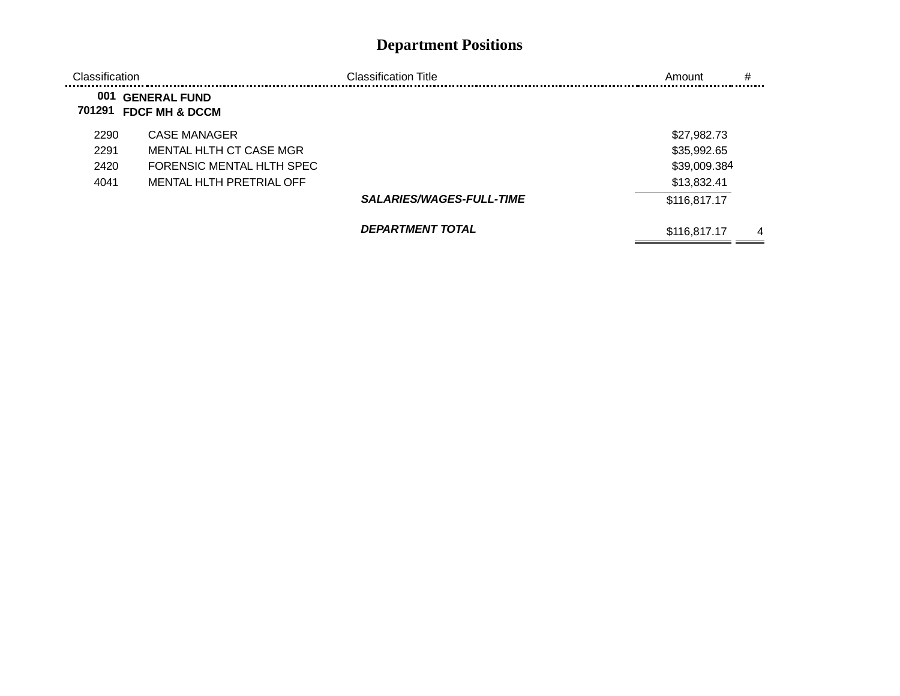# Department Positions

| Classification | Classification Title | Amount | # |
|---|---|---|---|
| **001** | **GENERAL FUND** | | |
| **701291** | **FDCF MH & DCCM** | | |
| 2290 | CASE MANAGER | $27,982.73 | |
| 2291 | MENTAL HLTH CT CASE MGR | $35,992.65 | |
| 2420 | FORENSIC MENTAL HLTH SPEC | $39,009.38 | 4 |
| 4041 | MENTAL HLTH PRETRIAL OFF | $13,832.41 | |
| | ***SALARIES/WAGES-FULL-TIME*** | $116,817.17 | |
| | ***DEPARTMENT TOTAL*** | $116,817.17 | 4 |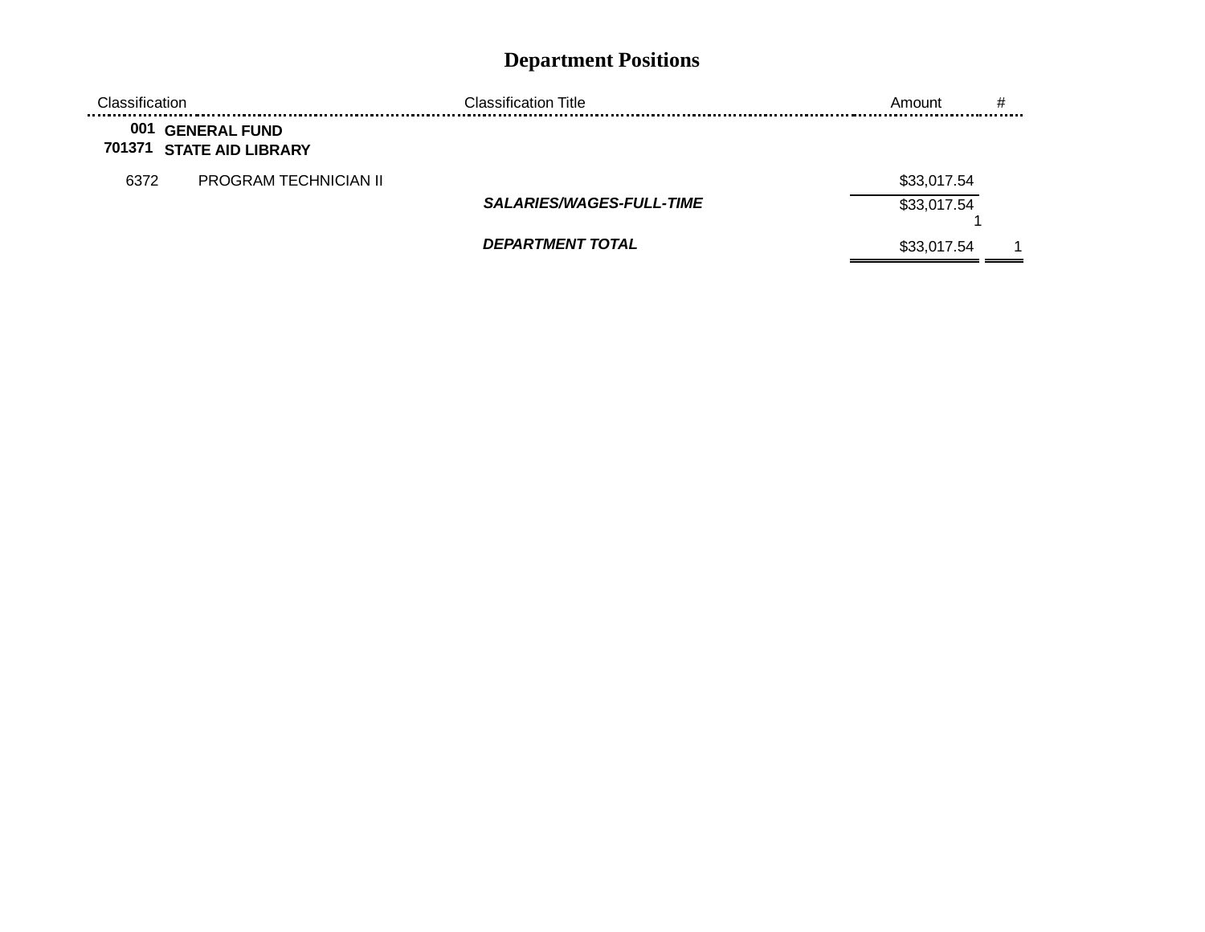# Department Positions

| Classification | Classification Title | Amount | # |
|---|---|---|---|
| **001** | **GENERAL FUND** | | |
| **701371** | **STATE AID LIBRARY** | | |
| 6372 | PROGRAM TECHNICIAN II | $33,017.54 | |
| | ***SALARIES/WAGES-FULL-TIME*** | $33,017.54 | 1 |
| | ***DEPARTMENT TOTAL*** | $33,017.54 | 1 |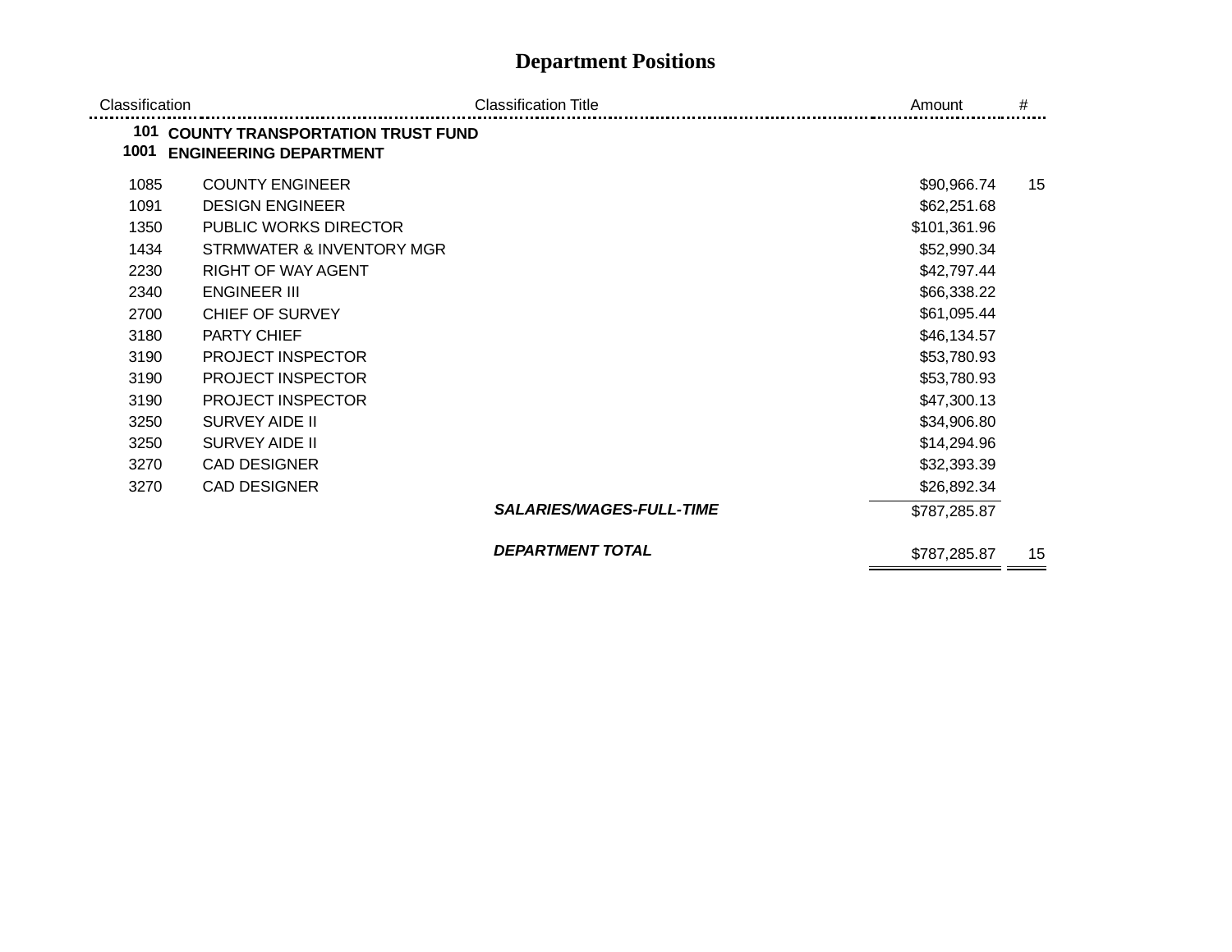# Department Positions

| Classification | Classification Title | Amount | # |
|---|---|---|---|
| **101** | **COUNTY TRANSPORTATION TRUST FUND** | | |
| **1001** | **ENGINEERING DEPARTMENT** | | |
| 1085 | COUNTY ENGINEER | $90,966.74 | 15 |
| 1091 | DESIGN ENGINEER | $62,251.68 | |
| 1350 | PUBLIC WORKS DIRECTOR | $101,361.96 | |
| 1434 | STRMWATER & INVENTORY MGR | $52,990.34 | |
| 2230 | RIGHT OF WAY AGENT | $42,797.44 | |
| 2340 | ENGINEER III | $66,338.22 | |
| 2700 | CHIEF OF SURVEY | $61,095.44 | |
| 3180 | PARTY CHIEF | $46,134.57 | |
| 3190 | PROJECT INSPECTOR | $53,780.93 | |
| 3190 | PROJECT INSPECTOR | $53,780.93 | |
| 3190 | PROJECT INSPECTOR | $47,300.13 | |
| 3250 | SURVEY AIDE II | $34,906.80 | |
| 3250 | SURVEY AIDE II | $14,294.96 | |
| 3270 | CAD DESIGNER | $32,393.39 | |
| 3270 | CAD DESIGNER | $26,892.34 | |
| | ***SALARIES/WAGES-FULL-TIME*** | $787,285.87 | |
| | ***DEPARTMENT TOTAL*** | $787,285.87 | 15 |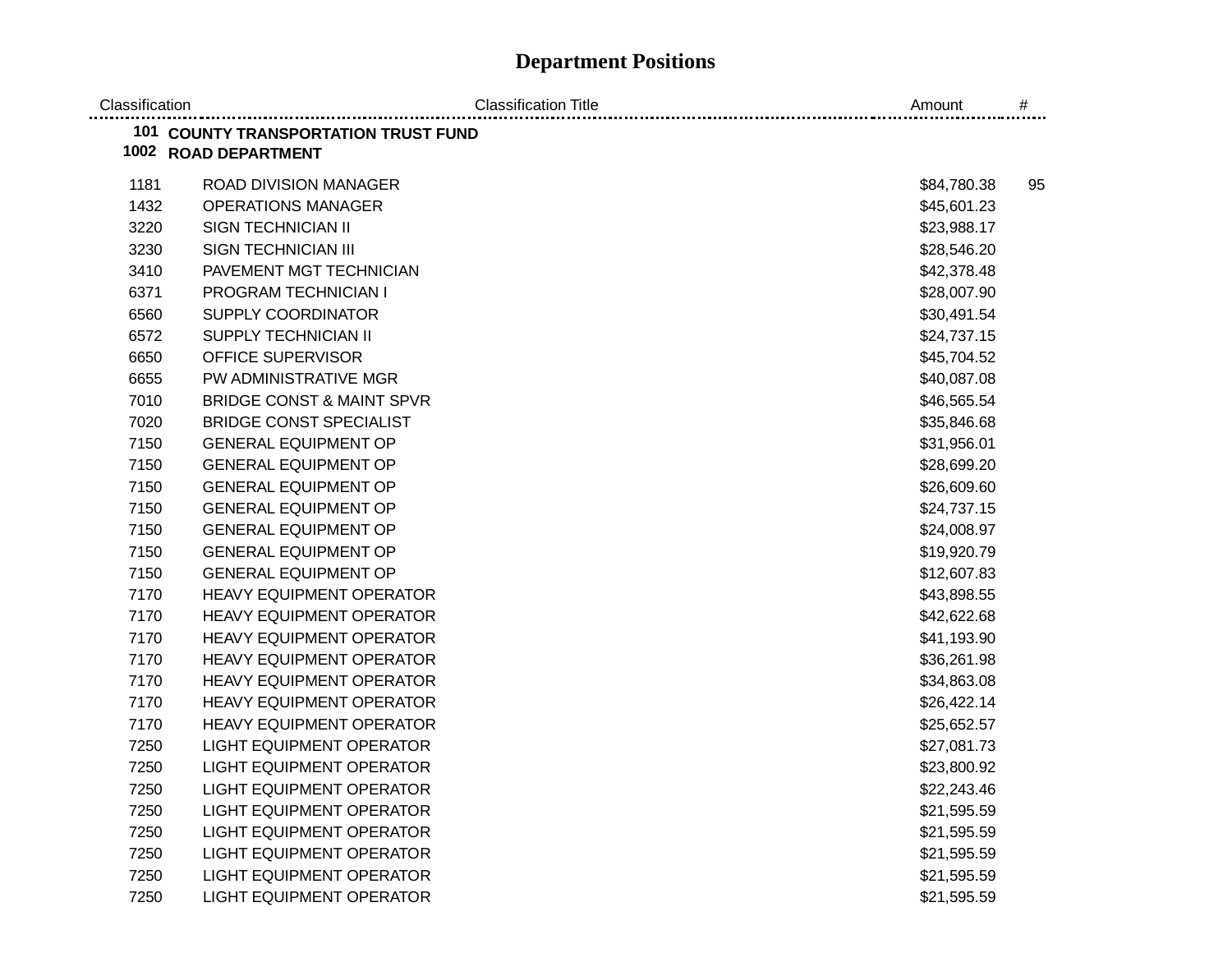## Department Positions

| Classification | Classification Title | Amount | # |
|---|---|---|---|
| **101** | **COUNTY TRANSPORTATION TRUST FUND** | | |
| **1002** | **ROAD DEPARTMENT** | | |
| 1181 | ROAD DIVISION MANAGER | $84,780.38 | 95 |
| 1432 | OPERATIONS MANAGER | $45,601.23 | |
| 3220 | SIGN TECHNICIAN II | $23,988.17 | |
| 3230 | SIGN TECHNICIAN III | $28,546.20 | |
| 3410 | PAVEMENT MGT TECHNICIAN | $42,378.48 | |
| 6371 | PROGRAM TECHNICIAN I | $28,007.90 | |
| 6560 | SUPPLY COORDINATOR | $30,491.54 | |
| 6572 | SUPPLY TECHNICIAN II | $24,737.15 | |
| 6650 | OFFICE SUPERVISOR | $45,704.52 | |
| 6655 | PW ADMINISTRATIVE MGR | $40,087.08 | |
| 7010 | BRIDGE CONST & MAINT SPVR | $46,565.54 | |
| 7020 | BRIDGE CONST SPECIALIST | $35,846.68 | |
| 7150 | GENERAL EQUIPMENT OP | $31,956.01 | |
| 7150 | GENERAL EQUIPMENT OP | $28,699.20 | |
| 7150 | GENERAL EQUIPMENT OP | $26,609.60 | |
| 7150 | GENERAL EQUIPMENT OP | $24,737.15 | |
| 7150 | GENERAL EQUIPMENT OP | $24,008.97 | |
| 7150 | GENERAL EQUIPMENT OP | $19,920.79 | |
| 7150 | GENERAL EQUIPMENT OP | $12,607.83 | |
| 7170 | HEAVY EQUIPMENT OPERATOR | $43,898.55 | |
| 7170 | HEAVY EQUIPMENT OPERATOR | $42,622.68 | |
| 7170 | HEAVY EQUIPMENT OPERATOR | $41,193.90 | |
| 7170 | HEAVY EQUIPMENT OPERATOR | $36,261.98 | |
| 7170 | HEAVY EQUIPMENT OPERATOR | $34,863.08 | |
| 7170 | HEAVY EQUIPMENT OPERATOR | $26,422.14 | |
| 7170 | HEAVY EQUIPMENT OPERATOR | $25,652.57 | |
| 7250 | LIGHT EQUIPMENT OPERATOR | $27,081.73 | |
| 7250 | LIGHT EQUIPMENT OPERATOR | $23,800.92 | |
| 7250 | LIGHT EQUIPMENT OPERATOR | $22,243.46 | |
| 7250 | LIGHT EQUIPMENT OPERATOR | $21,595.59 | |
| 7250 | LIGHT EQUIPMENT OPERATOR | $21,595.59 | |
| 7250 | LIGHT EQUIPMENT OPERATOR | $21,595.59 | |
| 7250 | LIGHT EQUIPMENT OPERATOR | $21,595.59 | |
| 7250 | LIGHT EQUIPMENT OPERATOR | $21,595.59 | |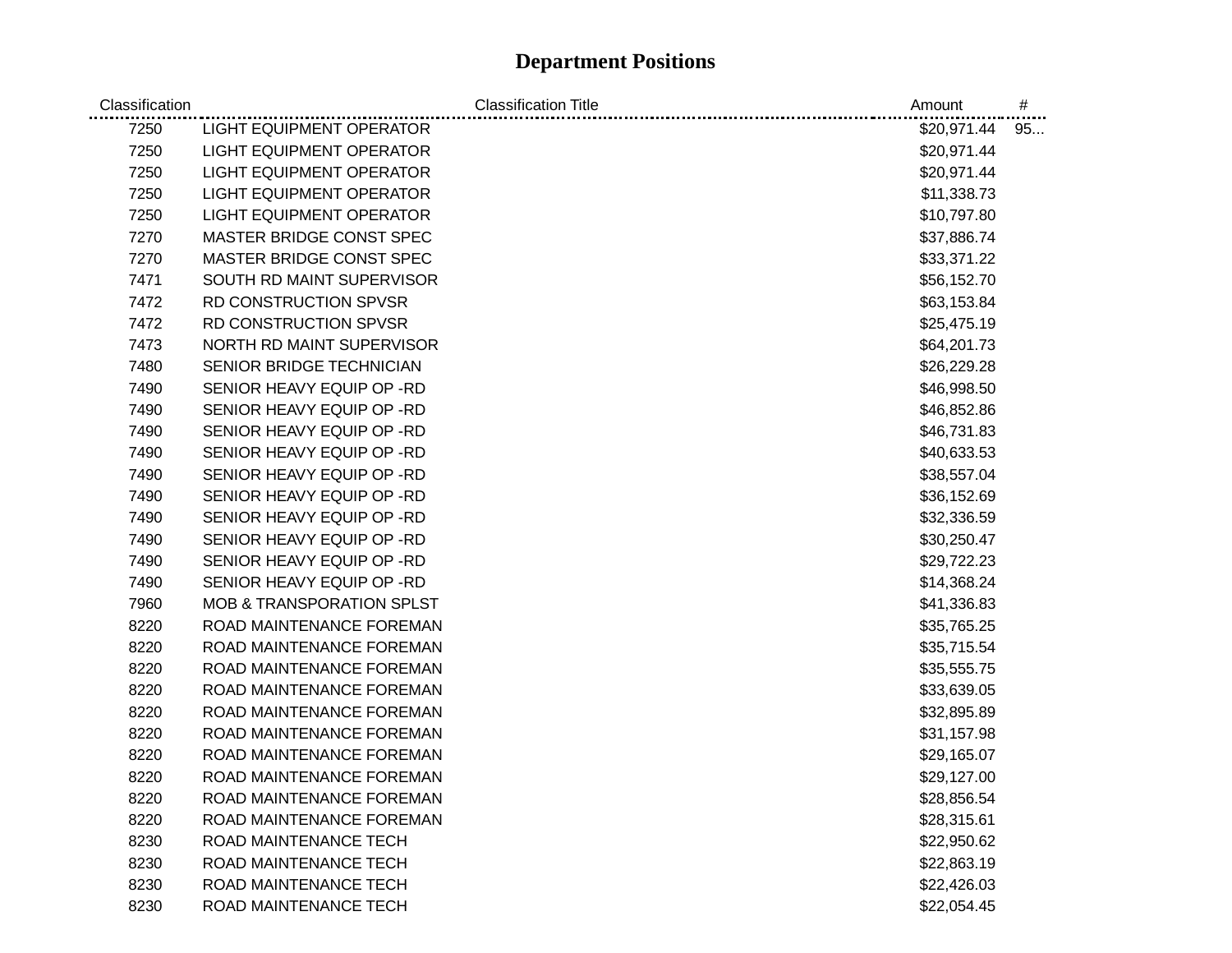# Department Positions

| Classification | Classification Title | Amount | # |
|---|---|---|---|
| 7250 | LIGHT EQUIPMENT OPERATOR | $20,971.44 | 95... |
| 7250 | LIGHT EQUIPMENT OPERATOR | $20,971.44 | |
| 7250 | LIGHT EQUIPMENT OPERATOR | $20,971.44 | |
| 7250 | LIGHT EQUIPMENT OPERATOR | $11,338.73 | |
| 7250 | LIGHT EQUIPMENT OPERATOR | $10,797.80 | |
| 7270 | MASTER BRIDGE CONST SPEC | $37,886.74 | |
| 7270 | MASTER BRIDGE CONST SPEC | $33,371.22 | |
| 7471 | SOUTH RD MAINT SUPERVISOR | $56,152.70 | |
| 7472 | RD CONSTRUCTION SPVSR | $63,153.84 | |
| 7472 | RD CONSTRUCTION SPVSR | $25,475.19 | |
| 7473 | NORTH RD MAINT SUPERVISOR | $64,201.73 | |
| 7480 | SENIOR BRIDGE TECHNICIAN | $26,229.28 | |
| 7490 | SENIOR HEAVY EQUIP OP -RD | $46,998.50 | |
| 7490 | SENIOR HEAVY EQUIP OP -RD | $46,852.86 | |
| 7490 | SENIOR HEAVY EQUIP OP -RD | $46,731.83 | |
| 7490 | SENIOR HEAVY EQUIP OP -RD | $40,633.53 | |
| 7490 | SENIOR HEAVY EQUIP OP -RD | $38,557.04 | |
| 7490 | SENIOR HEAVY EQUIP OP -RD | $36,152.69 | |
| 7490 | SENIOR HEAVY EQUIP OP -RD | $32,336.59 | |
| 7490 | SENIOR HEAVY EQUIP OP -RD | $30,250.47 | |
| 7490 | SENIOR HEAVY EQUIP OP -RD | $29,722.23 | |
| 7490 | SENIOR HEAVY EQUIP OP -RD | $14,368.24 | |
| 7960 | MOB & TRANSPORATION SPLST | $41,336.83 | |
| 8220 | ROAD MAINTENANCE FOREMAN | $35,765.25 | |
| 8220 | ROAD MAINTENANCE FOREMAN | $35,715.54 | |
| 8220 | ROAD MAINTENANCE FOREMAN | $35,555.75 | |
| 8220 | ROAD MAINTENANCE FOREMAN | $33,639.05 | |
| 8220 | ROAD MAINTENANCE FOREMAN | $32,895.89 | |
| 8220 | ROAD MAINTENANCE FOREMAN | $31,157.98 | |
| 8220 | ROAD MAINTENANCE FOREMAN | $29,165.07 | |
| 8220 | ROAD MAINTENANCE FOREMAN | $29,127.00 | |
| 8220 | ROAD MAINTENANCE FOREMAN | $28,856.54 | |
| 8220 | ROAD MAINTENANCE FOREMAN | $28,315.61 | |
| 8230 | ROAD MAINTENANCE TECH | $22,950.62 | |
| 8230 | ROAD MAINTENANCE TECH | $22,863.19 | |
| 8230 | ROAD MAINTENANCE TECH | $22,426.03 | |
| 8230 | ROAD MAINTENANCE TECH | $22,054.45 | |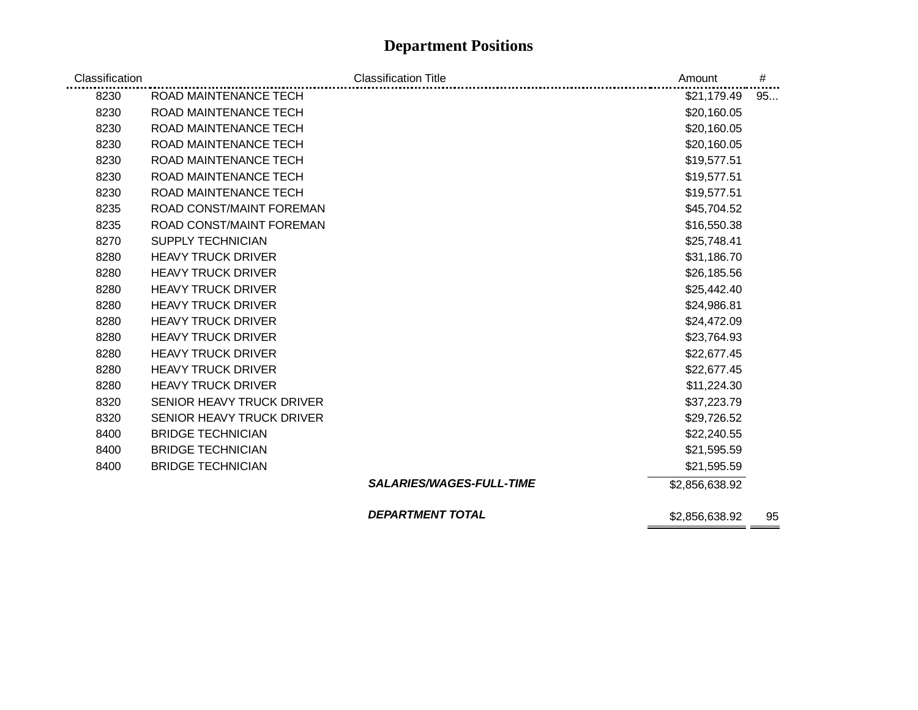# Department Positions

| Classification | Classification Title | Amount | # |
|---|---|---|---|
| 8230 | ROAD MAINTENANCE TECH | $21,179.49 | 95... |
| 8230 | ROAD MAINTENANCE TECH | $20,160.05 | |
| 8230 | ROAD MAINTENANCE TECH | $20,160.05 | |
| 8230 | ROAD MAINTENANCE TECH | $20,160.05 | |
| 8230 | ROAD MAINTENANCE TECH | $19,577.51 | |
| 8230 | ROAD MAINTENANCE TECH | $19,577.51 | |
| 8230 | ROAD MAINTENANCE TECH | $19,577.51 | |
| 8235 | ROAD CONST/MAINT FOREMAN | $45,704.52 | |
| 8235 | ROAD CONST/MAINT FOREMAN | $16,550.38 | |
| 8270 | SUPPLY TECHNICIAN | $25,748.41 | |
| 8280 | HEAVY TRUCK DRIVER | $31,186.70 | |
| 8280 | HEAVY TRUCK DRIVER | $26,185.56 | |
| 8280 | HEAVY TRUCK DRIVER | $25,442.40 | |
| 8280 | HEAVY TRUCK DRIVER | $24,986.81 | |
| 8280 | HEAVY TRUCK DRIVER | $24,472.09 | |
| 8280 | HEAVY TRUCK DRIVER | $23,764.93 | |
| 8280 | HEAVY TRUCK DRIVER | $22,677.45 | |
| 8280 | HEAVY TRUCK DRIVER | $22,677.45 | |
| 8280 | HEAVY TRUCK DRIVER | $11,224.30 | |
| 8320 | SENIOR HEAVY TRUCK DRIVER | $37,223.79 | |
| 8320 | SENIOR HEAVY TRUCK DRIVER | $29,726.52 | |
| 8400 | BRIDGE TECHNICIAN | $22,240.55 | |
| 8400 | BRIDGE TECHNICIAN | $21,595.59 | |
| 8400 | BRIDGE TECHNICIAN | $21,595.59 | |
| | ***SALARIES/WAGES-FULL-TIME*** | $2,856,638.92 | |
| | ***DEPARTMENT TOTAL*** | $2,856,638.92 | 95 |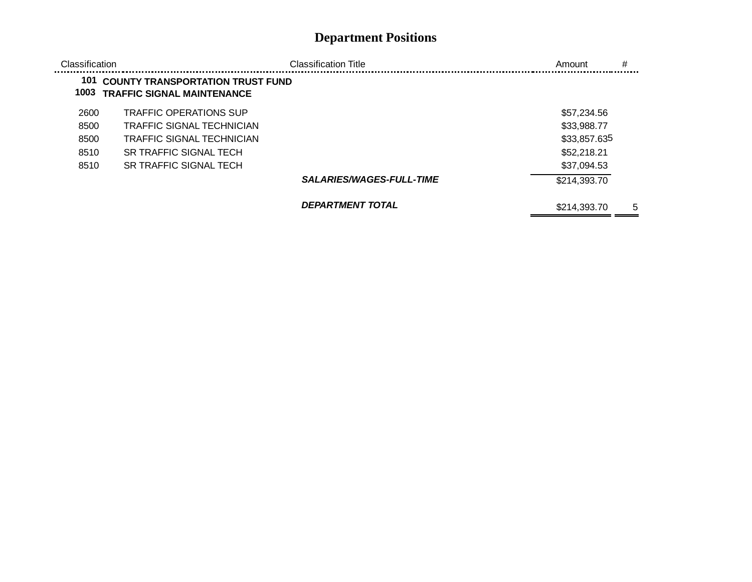# Department Positions

| Classification | Classification Title | Amount | # |
|---|---|---|---|
| **101** | **COUNTY TRANSPORTATION TRUST FUND** | | |
| **1003** | **TRAFFIC SIGNAL MAINTENANCE** | | |
| 2600 | TRAFFIC OPERATIONS SUP | $57,234.56 | |
| 8500 | TRAFFIC SIGNAL TECHNICIAN | $33,988.77 | |
| 8500 | TRAFFIC SIGNAL TECHNICIAN | $33,857.63 | 5 |
| 8510 | SR TRAFFIC SIGNAL TECH | $52,218.21 | |
| 8510 | SR TRAFFIC SIGNAL TECH | $37,094.53 | |
| | ***SALARIES/WAGES-FULL-TIME*** | $214,393.70 | |
| | ***DEPARTMENT TOTAL*** | $214,393.70 | 5 |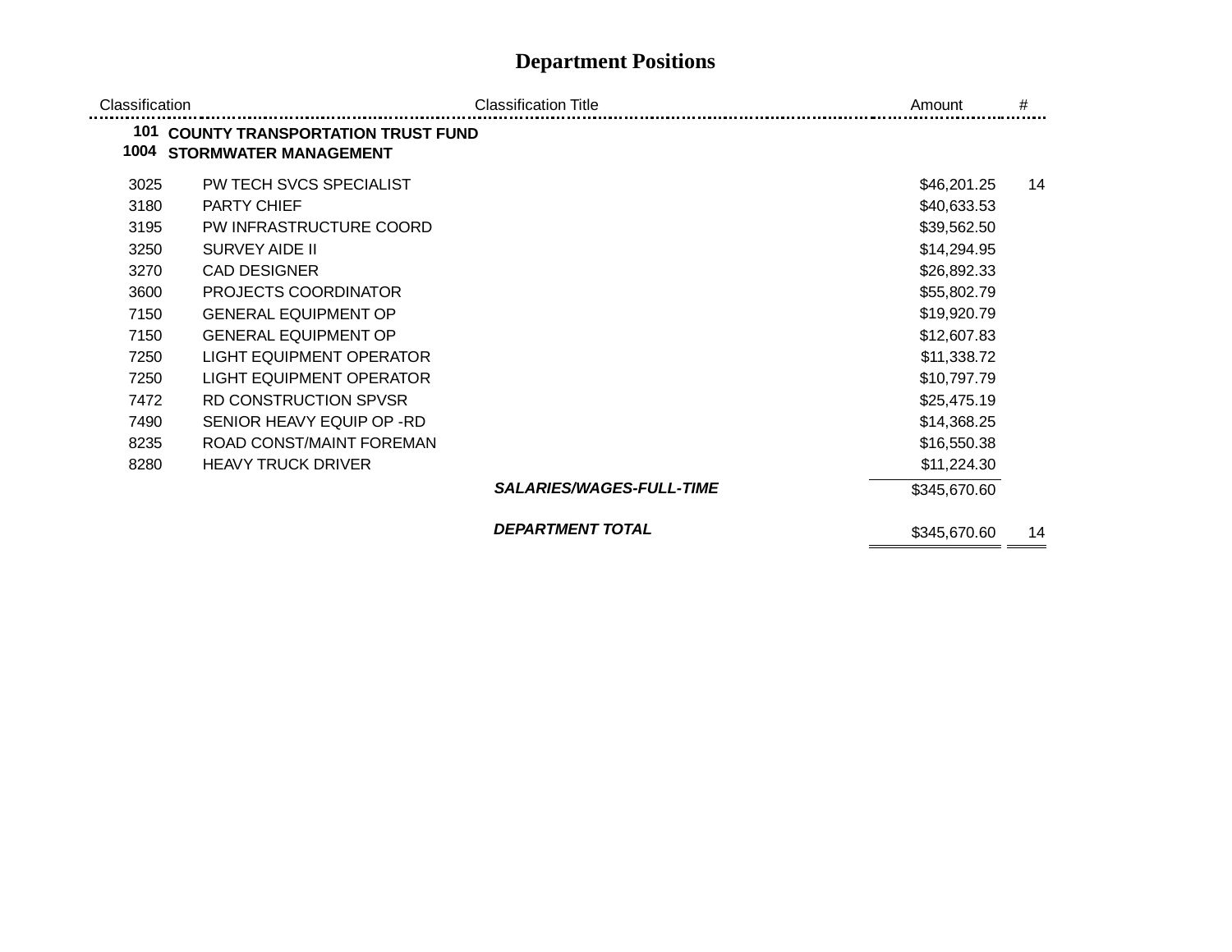# Department Positions

| Classification | Classification Title | Amount | # |
|---|---|---|---|
| **101** | **COUNTY TRANSPORTATION TRUST FUND** | | |
| **1004** | **STORMWATER MANAGEMENT** | | |
| 3025 | PW TECH SVCS SPECIALIST | $46,201.25 | 14 |
| 3180 | PARTY CHIEF | $40,633.53 | |
| 3195 | PW INFRASTRUCTURE COORD | $39,562.50 | |
| 3250 | SURVEY AIDE II | $14,294.95 | |
| 3270 | CAD DESIGNER | $26,892.33 | |
| 3600 | PROJECTS COORDINATOR | $55,802.79 | |
| 7150 | GENERAL EQUIPMENT OP | $19,920.79 | |
| 7150 | GENERAL EQUIPMENT OP | $12,607.83 | |
| 7250 | LIGHT EQUIPMENT OPERATOR | $11,338.72 | |
| 7250 | LIGHT EQUIPMENT OPERATOR | $10,797.79 | |
| 7472 | RD CONSTRUCTION SPVSR | $25,475.19 | |
| 7490 | SENIOR HEAVY EQUIP OP -RD | $14,368.25 | |
| 8235 | ROAD CONST/MAINT FOREMAN | $16,550.38 | |
| 8280 | HEAVY TRUCK DRIVER | $11,224.30 | |
| | ***SALARIES/WAGES-FULL-TIME*** | $345,670.60 | |
| | ***DEPARTMENT TOTAL*** | $345,670.60 | 14 |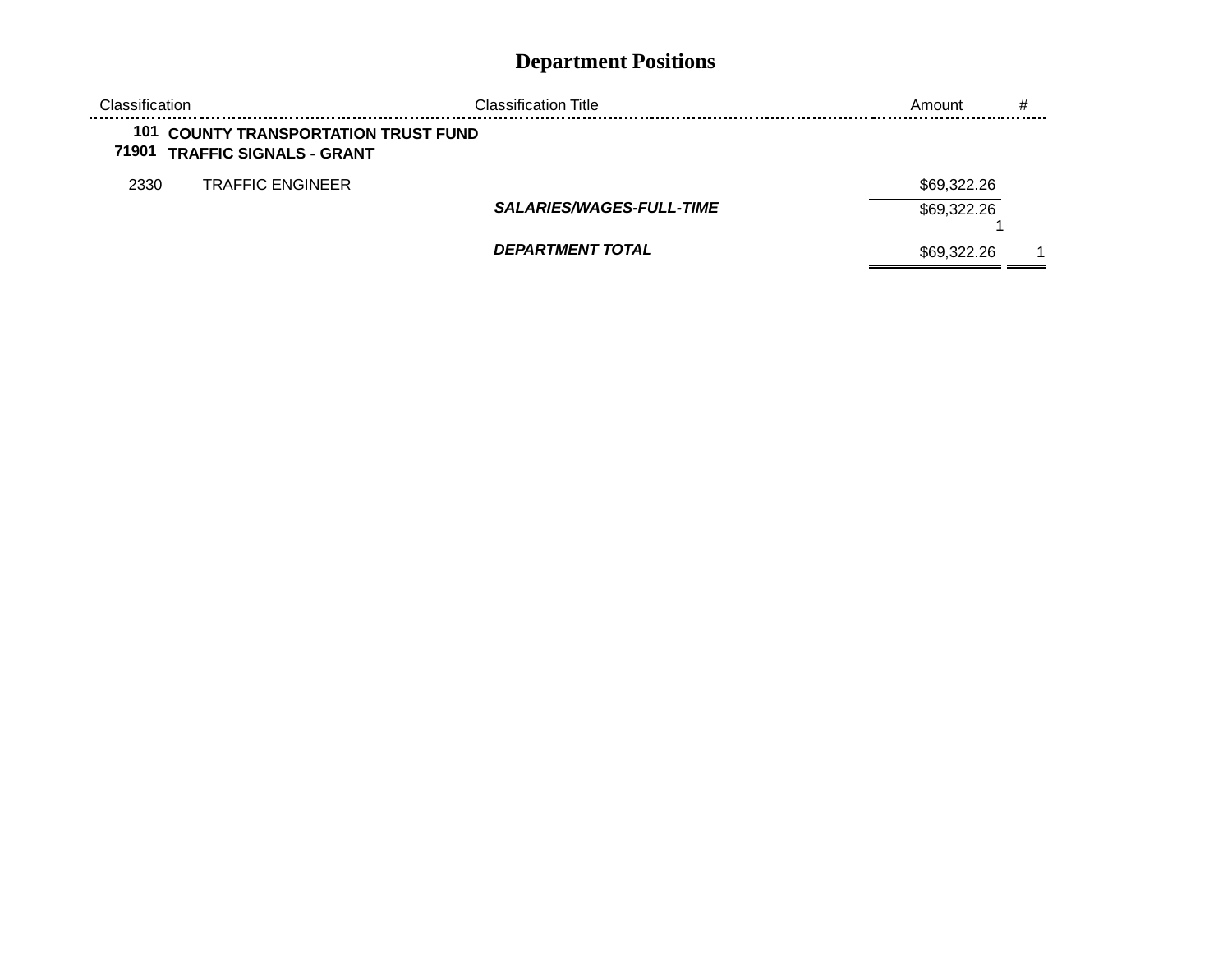# Department Positions

| Classification | Classification Title | Amount | # |
|---|---|---|---|
| **101** | **COUNTY TRANSPORTATION TRUST FUND** | | |
| **71901** | **TRAFFIC SIGNALS - GRANT** | | |
| 2330 | TRAFFIC ENGINEER | $69,322.26 | |
| | ***SALARIES/WAGES-FULL-TIME*** | $69,322.26 | 1 |
| | ***DEPARTMENT TOTAL*** | $69,322.26 | 1 |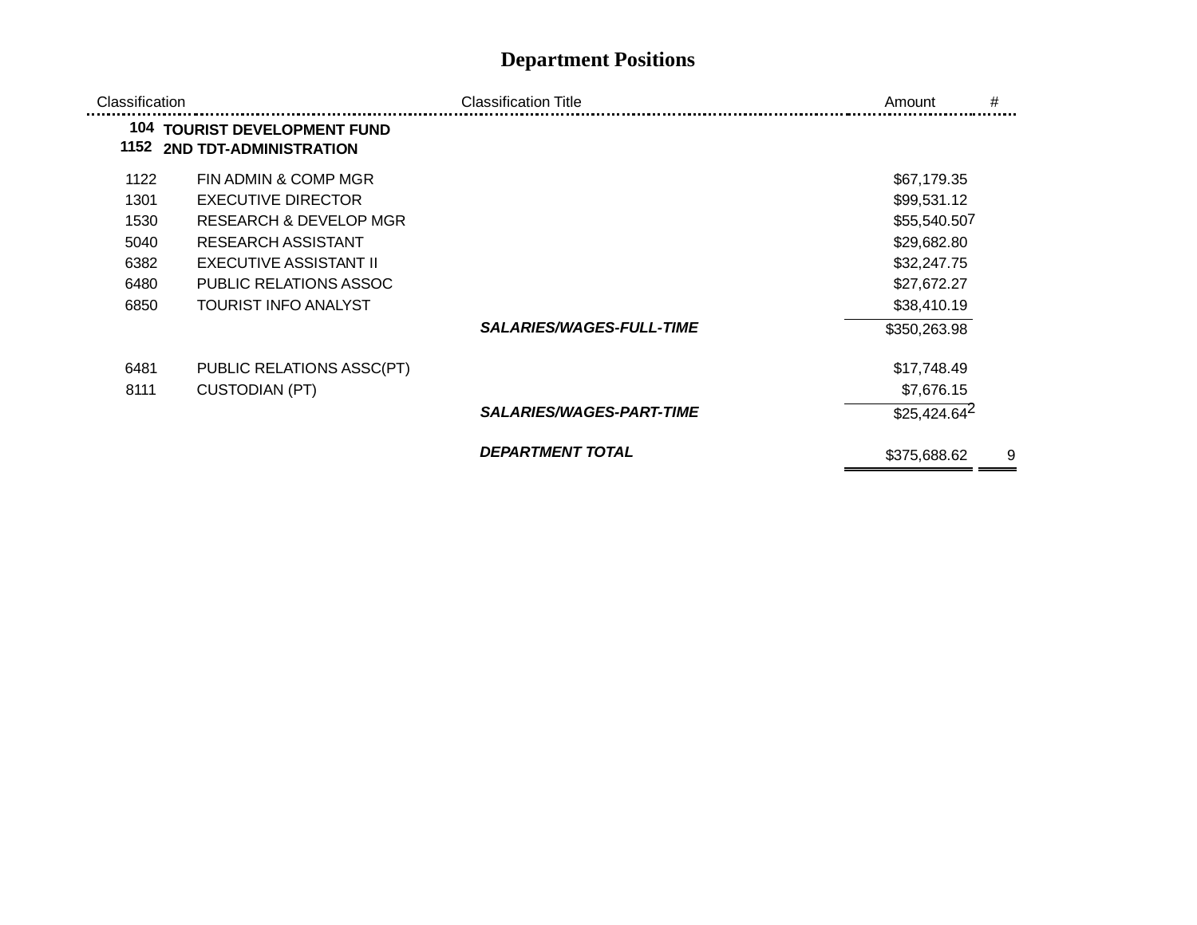# Department Positions

| Classification | Classification Title | Amount | # |
|---|---|---|---|
| **104** | **TOURIST DEVELOPMENT FUND** | | |
| **1152** | **2ND TDT-ADMINISTRATION** | | |
| 1122 | FIN ADMIN & COMP MGR | $67,179.35 | |
| 1301 | EXECUTIVE DIRECTOR | $99,531.12 | |
| 1530 | RESEARCH & DEVELOP MGR | $55,540.50 | 7 |
| 5040 | RESEARCH ASSISTANT | $29,682.80 | |
| 6382 | EXECUTIVE ASSISTANT II | $32,247.75 | |
| 6480 | PUBLIC RELATIONS ASSOC | $27,672.27 | |
| 6850 | TOURIST INFO ANALYST | $38,410.19 | |
| | ***SALARIES/WAGES-FULL-TIME*** | $350,263.98 | |
| 6481 | PUBLIC RELATIONS ASSC(PT) | $17,748.49 | |
| 8111 | CUSTODIAN (PT) | $7,676.15 | |
| | ***SALARIES/WAGES-PART-TIME*** | $25,424.64 | 2 |
| | ***DEPARTMENT TOTAL*** | $375,688.62 | 9 |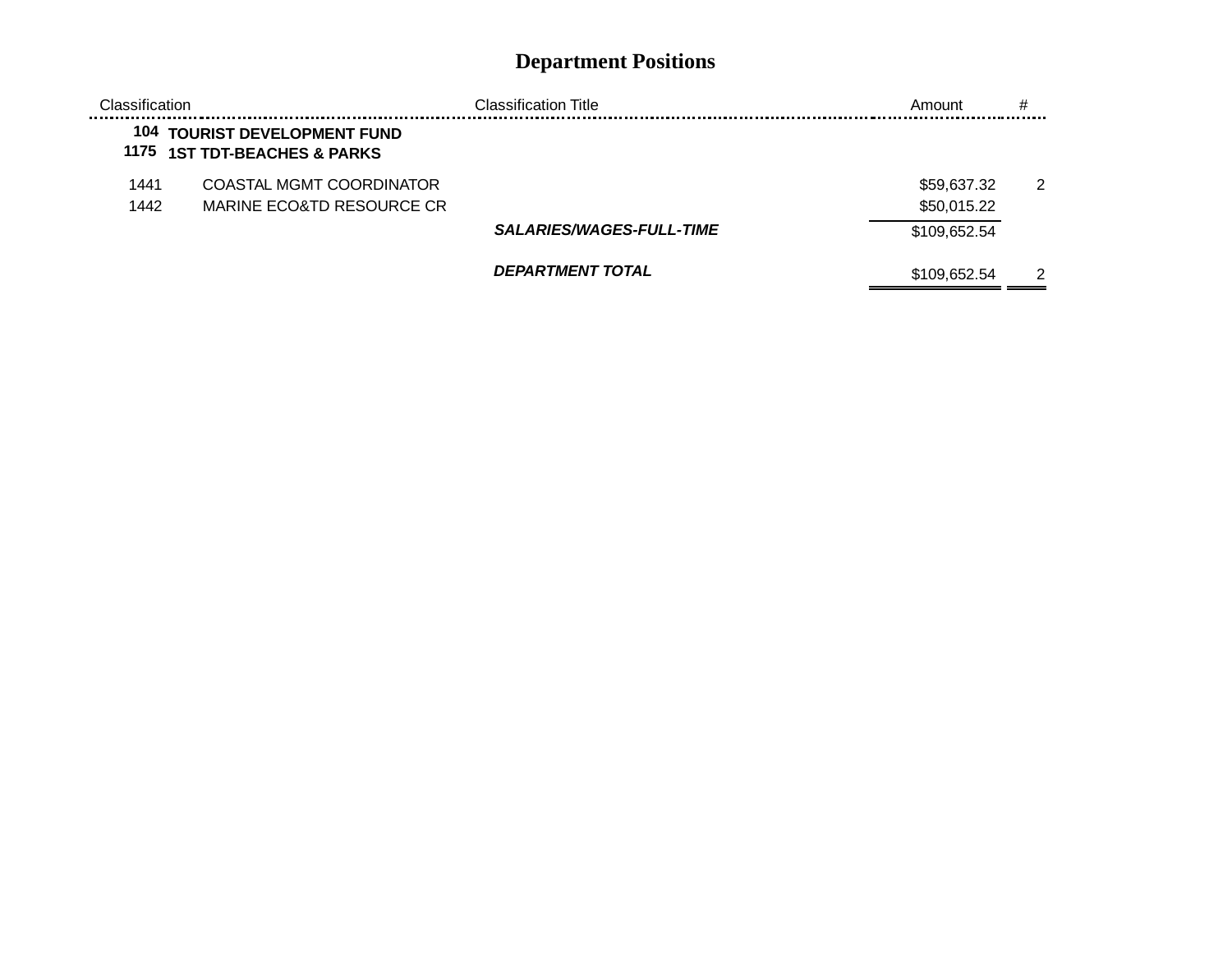# Department Positions

| Classification | Classification Title | Amount | # |
|---|---|---|---|
| **104** | **TOURIST DEVELOPMENT FUND** | | |
| **1175** | **1ST TDT-BEACHES & PARKS** | | |
| 1441 | COASTAL MGMT COORDINATOR | $59,637.32 | 2 |
| 1442 | MARINE ECO&TD RESOURCE CR | $50,015.22 | |
| | ***SALARIES/WAGES-FULL-TIME*** | $109,652.54 | |
| | ***DEPARTMENT TOTAL*** | $109,652.54 | 2 |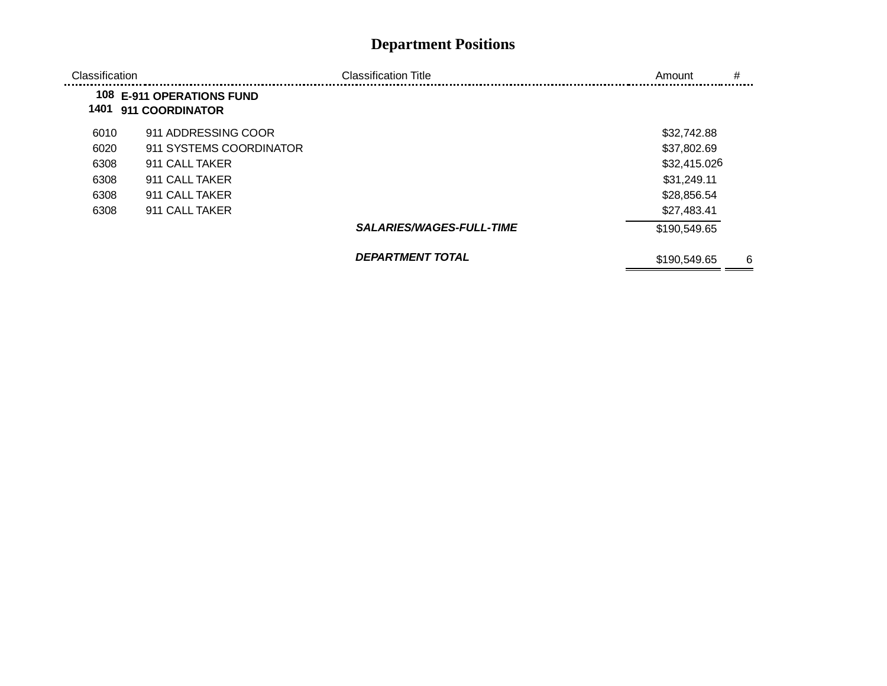# Department Positions

| Classification | Classification Title | Amount | # |
|---|---|---|---|
| **108** | **E-911 OPERATIONS FUND** | | |
| **1401** | **911 COORDINATOR** | | |
| 6010 | 911 ADDRESSING COOR | $32,742.88 | |
| 6020 | 911 SYSTEMS COORDINATOR | $37,802.69 | |
| 6308 | 911 CALL TAKER | $32,415.02 | 6 |
| 6308 | 911 CALL TAKER | $31,249.11 | |
| 6308 | 911 CALL TAKER | $28,856.54 | |
| 6308 | 911 CALL TAKER | $27,483.41 | |
| | ***SALARIES/WAGES-FULL-TIME*** | $190,549.65 | |
| | ***DEPARTMENT TOTAL*** | $190,549.65 | 6 |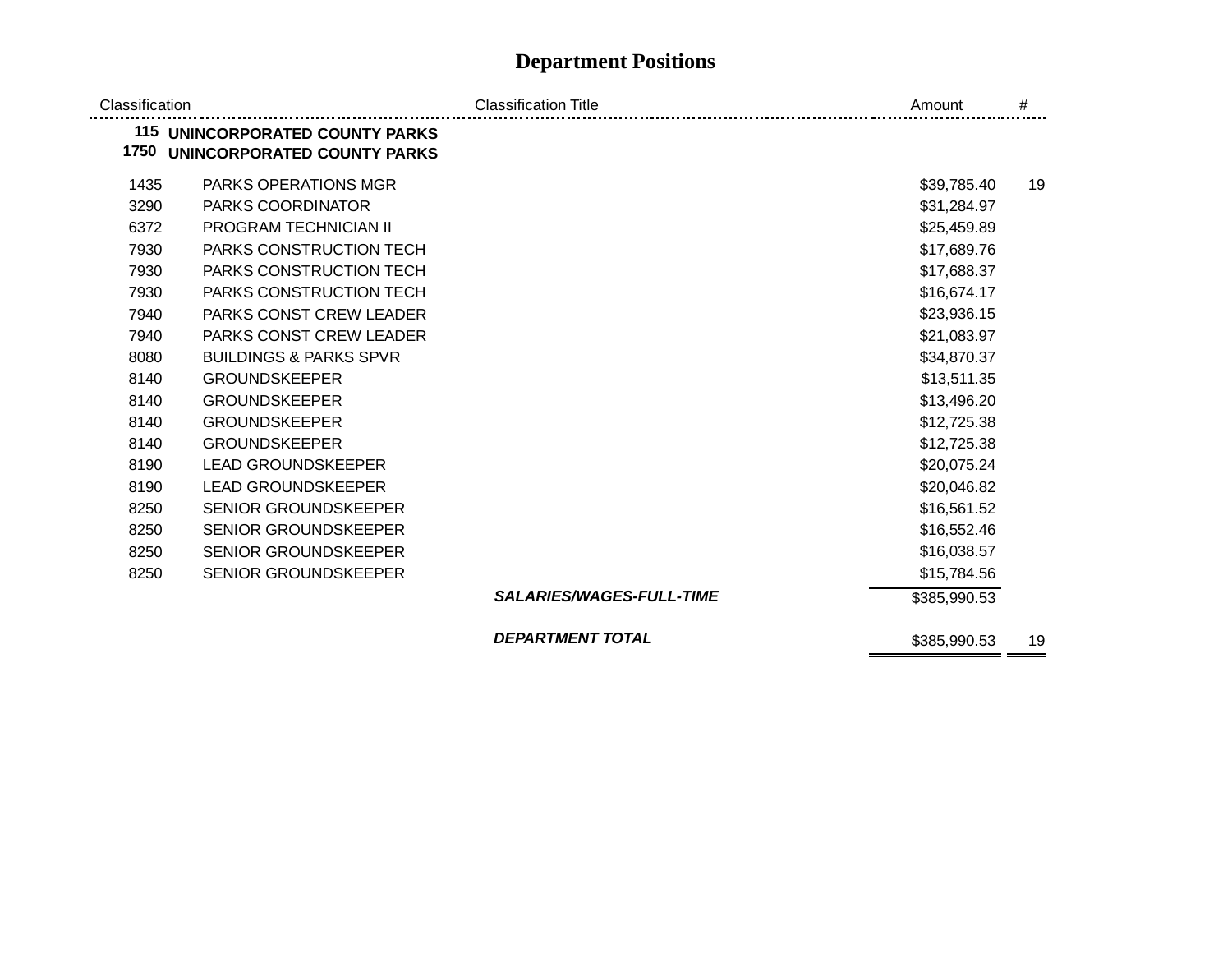# Department Positions

| Classification | Classification Title | Amount | # |
|---|---|---|---|
| **115** | **UNINCORPORATED COUNTY PARKS** | | |
| **1750** | **UNINCORPORATED COUNTY PARKS** | | |
| 1435 | PARKS OPERATIONS MGR | $39,785.40 | 19 |
| 3290 | PARKS COORDINATOR | $31,284.97 | |
| 6372 | PROGRAM TECHNICIAN II | $25,459.89 | |
| 7930 | PARKS CONSTRUCTION TECH | $17,689.76 | |
| 7930 | PARKS CONSTRUCTION TECH | $17,688.37 | |
| 7930 | PARKS CONSTRUCTION TECH | $16,674.17 | |
| 7940 | PARKS CONST CREW LEADER | $23,936.15 | |
| 7940 | PARKS CONST CREW LEADER | $21,083.97 | |
| 8080 | BUILDINGS & PARKS SPVR | $34,870.37 | |
| 8140 | GROUNDSKEEPER | $13,511.35 | |
| 8140 | GROUNDSKEEPER | $13,496.20 | |
| 8140 | GROUNDSKEEPER | $12,725.38 | |
| 8140 | GROUNDSKEEPER | $12,725.38 | |
| 8190 | LEAD GROUNDSKEEPER | $20,075.24 | |
| 8190 | LEAD GROUNDSKEEPER | $20,046.82 | |
| 8250 | SENIOR GROUNDSKEEPER | $16,561.52 | |
| 8250 | SENIOR GROUNDSKEEPER | $16,552.46 | |
| 8250 | SENIOR GROUNDSKEEPER | $16,038.57 | |
| 8250 | SENIOR GROUNDSKEEPER | $15,784.56 | |
| | ***SALARIES/WAGES-FULL-TIME*** | $385,990.53 | |
| | ***DEPARTMENT TOTAL*** | $385,990.53 | 19 |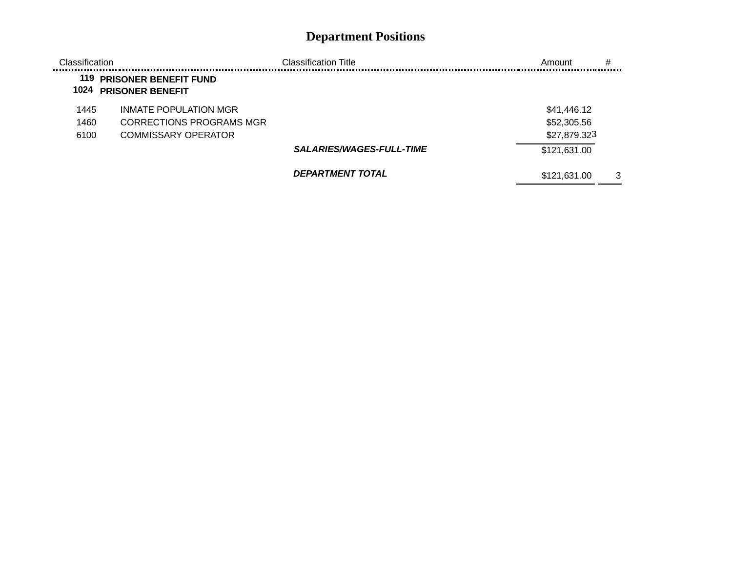# Department Positions

| Classification | Classification Title | Amount | # |
|---|---|---|---|
| **119** | **PRISONER BENEFIT FUND** | | |
| **1024** | **PRISONER BENEFIT** | | |
| 1445 | INMATE POPULATION MGR | $41,446.12 | |
| 1460 | CORRECTIONS PROGRAMS MGR | $52,305.56 | |
| 6100 | COMMISSARY OPERATOR | $27,879.32 | 3 |
| | ***SALARIES/WAGES-FULL-TIME*** | $121,631.00 | |
| | ***DEPARTMENT TOTAL*** | $121,631.00 | 3 |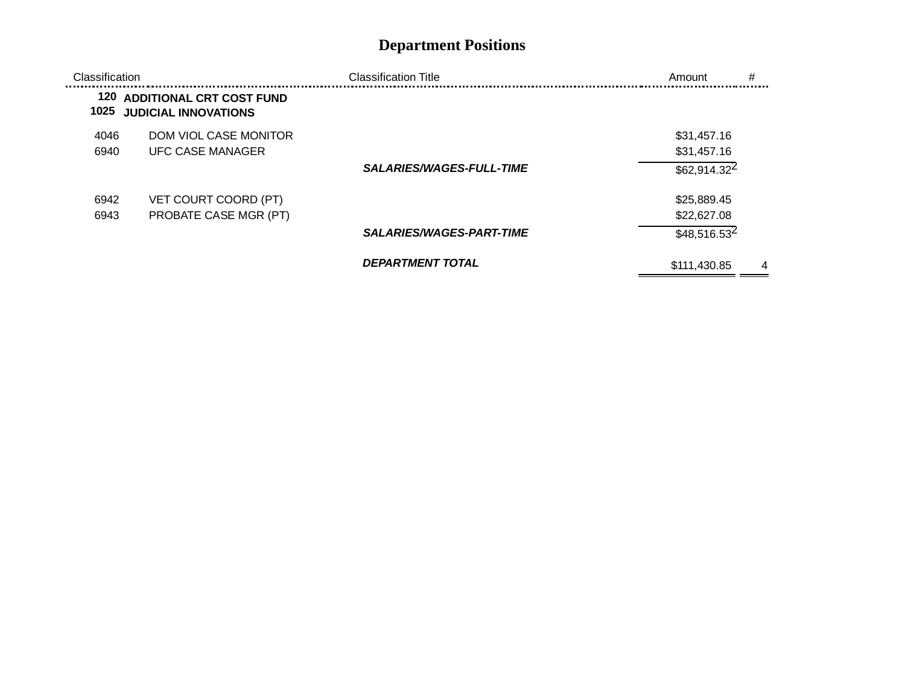# Department Positions

| Classification | Classification Title | | Amount | # |
|---|---|---|---|---|
| **120** | **ADDITIONAL CRT COST FUND** | | | |
| **1025** | **JUDICIAL INNOVATIONS** | | | |
| 4046 | DOM VIOL CASE MONITOR | | $31,457.16 | |
| 6940 | UFC CASE MANAGER | | $31,457.16 | |
| | | ***SALARIES/WAGES-FULL-TIME*** | $62,914.32 | 2 |
| 6942 | VET COURT COORD (PT) | | $25,889.45 | |
| 6943 | PROBATE CASE MGR (PT) | | $22,627.08 | |
| | | ***SALARIES/WAGES-PART-TIME*** | $48,516.53 | 2 |
| | | ***DEPARTMENT TOTAL*** | $111,430.85 | 4 |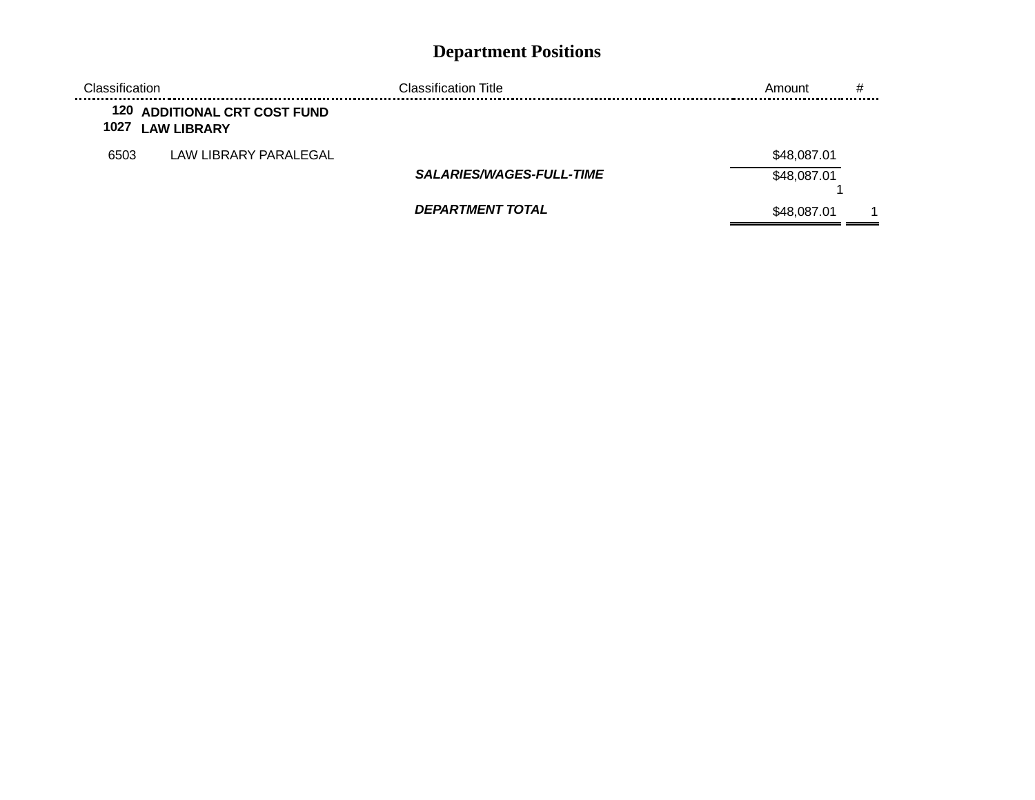# Department Positions

| Classification | Classification Title | Amount | # |
|---|---|---|---|
| **120** | **ADDITIONAL CRT COST FUND** | | |
| **1027** | **LAW LIBRARY** | | |
| 6503 | LAW LIBRARY PARALEGAL | $48,087.01 | |
| | ***SALARIES/WAGES-FULL-TIME*** | $48,087.01 | 1 |
| | ***DEPARTMENT TOTAL*** | $48,087.01 | 1 |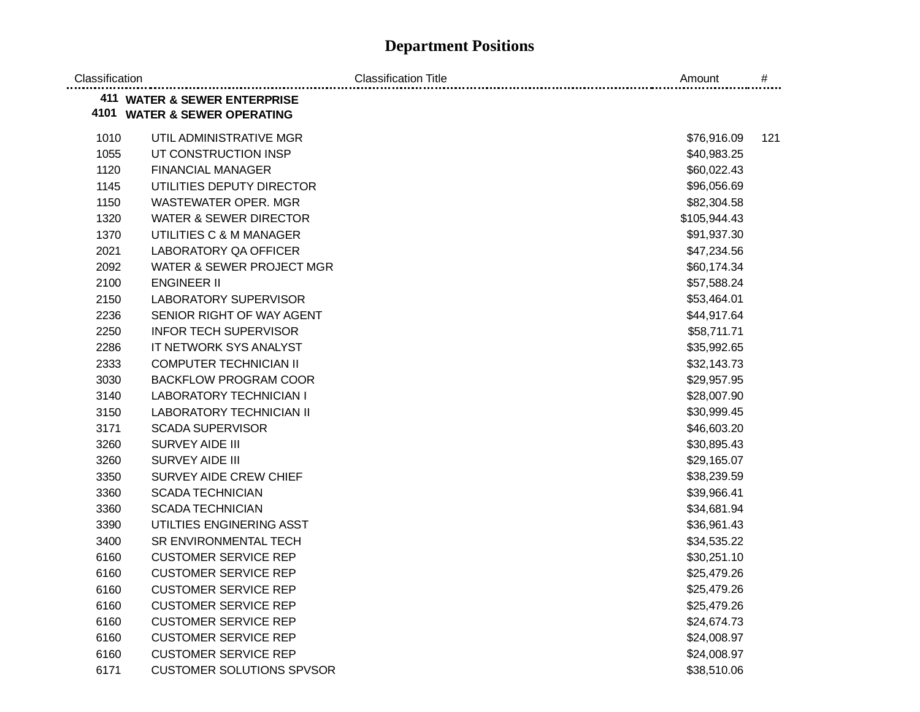# Department Positions

| Classification | Classification Title | Amount | # |
|---|---|---|---|
| **411** | **WATER & SEWER ENTERPRISE** | | |
| **4101** | **WATER & SEWER OPERATING** | | |
| 1010 | UTIL ADMINISTRATIVE MGR | $76,916.09 | 121 |
| 1055 | UT CONSTRUCTION INSP | $40,983.25 | |
| 1120 | FINANCIAL MANAGER | $60,022.43 | |
| 1145 | UTILITIES DEPUTY DIRECTOR | $96,056.69 | |
| 1150 | WASTEWATER OPER. MGR | $82,304.58 | |
| 1320 | WATER & SEWER DIRECTOR | $105,944.43 | |
| 1370 | UTILITIES C & M MANAGER | $91,937.30 | |
| 2021 | LABORATORY QA OFFICER | $47,234.56 | |
| 2092 | WATER & SEWER PROJECT MGR | $60,174.34 | |
| 2100 | ENGINEER II | $57,588.24 | |
| 2150 | LABORATORY SUPERVISOR | $53,464.01 | |
| 2236 | SENIOR RIGHT OF WAY AGENT | $44,917.64 | |
| 2250 | INFOR TECH SUPERVISOR | $58,711.71 | |
| 2286 | IT NETWORK SYS ANALYST | $35,992.65 | |
| 2333 | COMPUTER TECHNICIAN II | $32,143.73 | |
| 3030 | BACKFLOW PROGRAM COOR | $29,957.95 | |
| 3140 | LABORATORY TECHNICIAN I | $28,007.90 | |
| 3150 | LABORATORY TECHNICIAN II | $30,999.45 | |
| 3171 | SCADA SUPERVISOR | $46,603.20 | |
| 3260 | SURVEY AIDE III | $30,895.43 | |
| 3260 | SURVEY AIDE III | $29,165.07 | |
| 3350 | SURVEY AIDE CREW CHIEF | $38,239.59 | |
| 3360 | SCADA TECHNICIAN | $39,966.41 | |
| 3360 | SCADA TECHNICIAN | $34,681.94 | |
| 3390 | UTILTIES ENGINERING ASST | $36,961.43 | |
| 3400 | SR ENVIRONMENTAL TECH | $34,535.22 | |
| 6160 | CUSTOMER SERVICE REP | $30,251.10 | |
| 6160 | CUSTOMER SERVICE REP | $25,479.26 | |
| 6160 | CUSTOMER SERVICE REP | $25,479.26 | |
| 6160 | CUSTOMER SERVICE REP | $25,479.26 | |
| 6160 | CUSTOMER SERVICE REP | $24,674.73 | |
| 6160 | CUSTOMER SERVICE REP | $24,008.97 | |
| 6160 | CUSTOMER SERVICE REP | $24,008.97 | |
| 6171 | CUSTOMER SOLUTIONS SPVSOR | $38,510.06 | |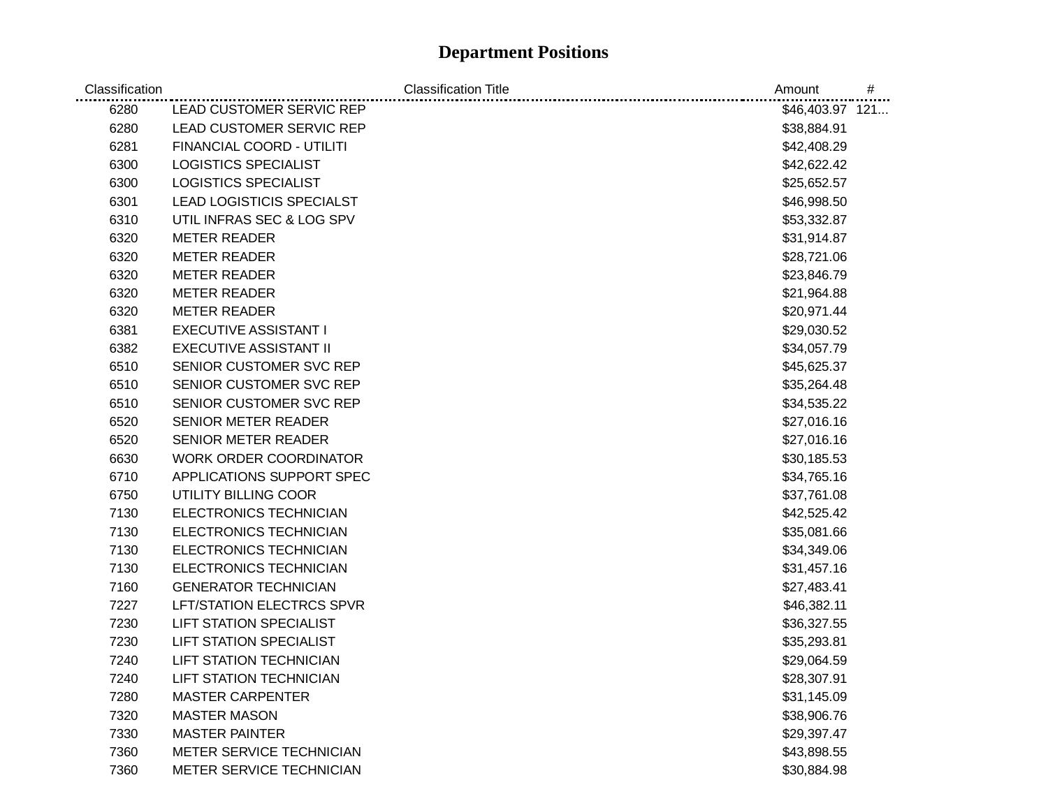# Department Positions

| Classification | Classification Title | Amount | # |
|---|---|---|---|
| 6280 | LEAD CUSTOMER SERVIC REP | $46,403.97 | 121... |
| 6280 | LEAD CUSTOMER SERVIC REP | $38,884.91 | |
| 6281 | FINANCIAL COORD - UTILITI | $42,408.29 | |
| 6300 | LOGISTICS SPECIALIST | $42,622.42 | |
| 6300 | LOGISTICS SPECIALIST | $25,652.57 | |
| 6301 | LEAD LOGISTICIS SPECIALST | $46,998.50 | |
| 6310 | UTIL INFRAS SEC & LOG SPV | $53,332.87 | |
| 6320 | METER READER | $31,914.87 | |
| 6320 | METER READER | $28,721.06 | |
| 6320 | METER READER | $23,846.79 | |
| 6320 | METER READER | $21,964.88 | |
| 6320 | METER READER | $20,971.44 | |
| 6381 | EXECUTIVE ASSISTANT I | $29,030.52 | |
| 6382 | EXECUTIVE ASSISTANT II | $34,057.79 | |
| 6510 | SENIOR CUSTOMER SVC REP | $45,625.37 | |
| 6510 | SENIOR CUSTOMER SVC REP | $35,264.48 | |
| 6510 | SENIOR CUSTOMER SVC REP | $34,535.22 | |
| 6520 | SENIOR METER READER | $27,016.16 | |
| 6520 | SENIOR METER READER | $27,016.16 | |
| 6630 | WORK ORDER COORDINATOR | $30,185.53 | |
| 6710 | APPLICATIONS SUPPORT SPEC | $34,765.16 | |
| 6750 | UTILITY BILLING COOR | $37,761.08 | |
| 7130 | ELECTRONICS TECHNICIAN | $42,525.42 | |
| 7130 | ELECTRONICS TECHNICIAN | $35,081.66 | |
| 7130 | ELECTRONICS TECHNICIAN | $34,349.06 | |
| 7130 | ELECTRONICS TECHNICIAN | $31,457.16 | |
| 7160 | GENERATOR TECHNICIAN | $27,483.41 | |
| 7227 | LFT/STATION ELECTRCS SPVR | $46,382.11 | |
| 7230 | LIFT STATION SPECIALIST | $36,327.55 | |
| 7230 | LIFT STATION SPECIALIST | $35,293.81 | |
| 7240 | LIFT STATION TECHNICIAN | $29,064.59 | |
| 7240 | LIFT STATION TECHNICIAN | $28,307.91 | |
| 7280 | MASTER CARPENTER | $31,145.09 | |
| 7320 | MASTER MASON | $38,906.76 | |
| 7330 | MASTER PAINTER | $29,397.47 | |
| 7360 | METER SERVICE TECHNICIAN | $43,898.55 | |
| 7360 | METER SERVICE TECHNICIAN | $30,884.98 | |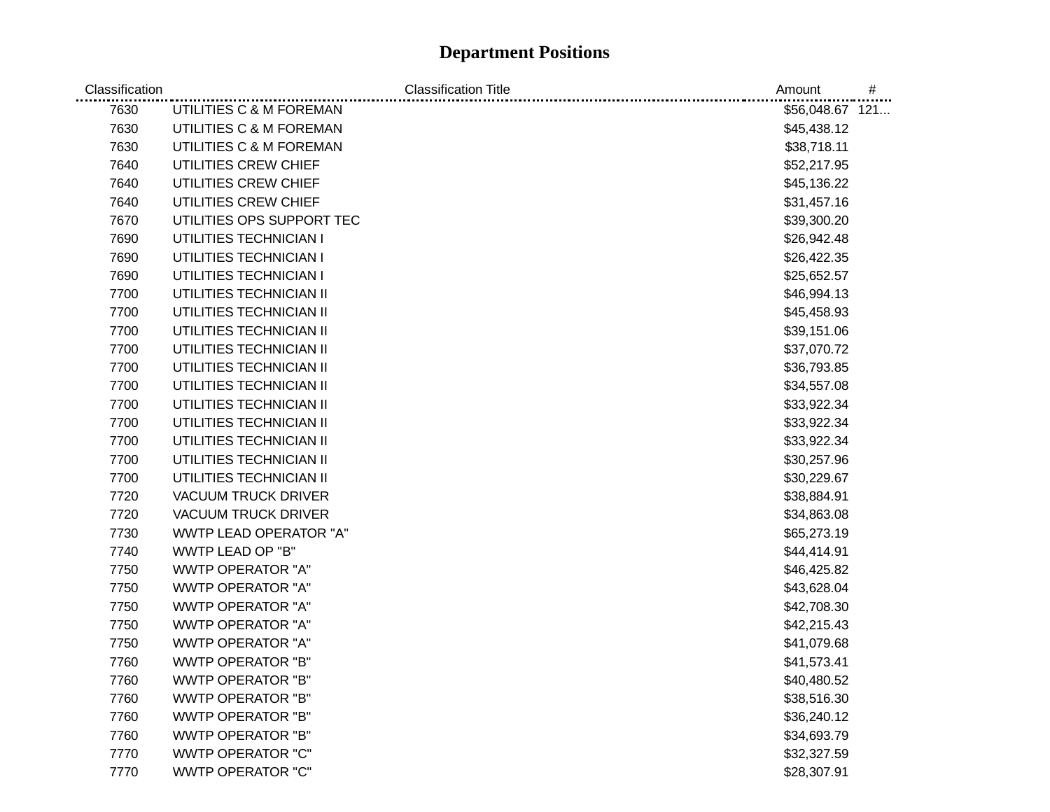# Department Positions

| Classification | Classification Title | Amount | # |
|---|---|---|---|
| 7630 | UTILITIES C & M FOREMAN | $56,048.67 | 121... |
| 7630 | UTILITIES C & M FOREMAN | $45,438.12 | |
| 7630 | UTILITIES C & M FOREMAN | $38,718.11 | |
| 7640 | UTILITIES CREW CHIEF | $52,217.95 | |
| 7640 | UTILITIES CREW CHIEF | $45,136.22 | |
| 7640 | UTILITIES CREW CHIEF | $31,457.16 | |
| 7670 | UTILITIES OPS SUPPORT TEC | $39,300.20 | |
| 7690 | UTILITIES TECHNICIAN I | $26,942.48 | |
| 7690 | UTILITIES TECHNICIAN I | $26,422.35 | |
| 7690 | UTILITIES TECHNICIAN I | $25,652.57 | |
| 7700 | UTILITIES TECHNICIAN II | $46,994.13 | |
| 7700 | UTILITIES TECHNICIAN II | $45,458.93 | |
| 7700 | UTILITIES TECHNICIAN II | $39,151.06 | |
| 7700 | UTILITIES TECHNICIAN II | $37,070.72 | |
| 7700 | UTILITIES TECHNICIAN II | $36,793.85 | |
| 7700 | UTILITIES TECHNICIAN II | $34,557.08 | |
| 7700 | UTILITIES TECHNICIAN II | $33,922.34 | |
| 7700 | UTILITIES TECHNICIAN II | $33,922.34 | |
| 7700 | UTILITIES TECHNICIAN II | $33,922.34 | |
| 7700 | UTILITIES TECHNICIAN II | $30,257.96 | |
| 7700 | UTILITIES TECHNICIAN II | $30,229.67 | |
| 7720 | VACUUM TRUCK DRIVER | $38,884.91 | |
| 7720 | VACUUM TRUCK DRIVER | $34,863.08 | |
| 7730 | WWTP LEAD OPERATOR "A" | $65,273.19 | |
| 7740 | WWTP LEAD OP "B" | $44,414.91 | |
| 7750 | WWTP OPERATOR "A" | $46,425.82 | |
| 7750 | WWTP OPERATOR "A" | $43,628.04 | |
| 7750 | WWTP OPERATOR "A" | $42,708.30 | |
| 7750 | WWTP OPERATOR "A" | $42,215.43 | |
| 7750 | WWTP OPERATOR "A" | $41,079.68 | |
| 7760 | WWTP OPERATOR "B" | $41,573.41 | |
| 7760 | WWTP OPERATOR "B" | $40,480.52 | |
| 7760 | WWTP OPERATOR "B" | $38,516.30 | |
| 7760 | WWTP OPERATOR "B" | $36,240.12 | |
| 7760 | WWTP OPERATOR "B" | $34,693.79 | |
| 7770 | WWTP OPERATOR "C" | $32,327.59 | |
| 7770 | WWTP OPERATOR "C" | $28,307.91 | |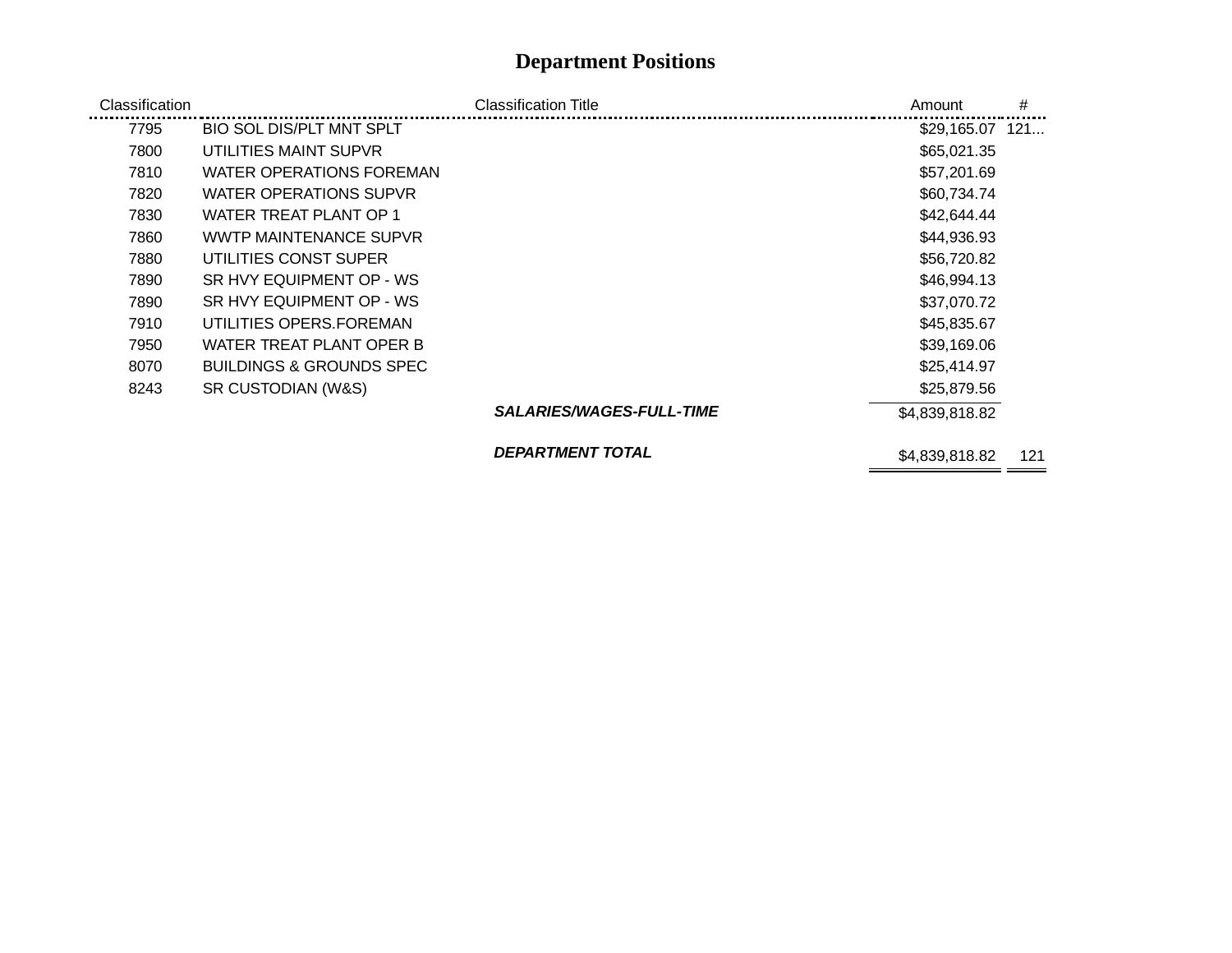# Department Positions

| Classification | Classification Title | Amount | # |
|---|---|---|---|
| 7795 | BIO SOL DIS/PLT MNT SPLT | $29,165.07 | 121... |
| 7800 | UTILITIES MAINT SUPVR | $65,021.35 | |
| 7810 | WATER OPERATIONS FOREMAN | $57,201.69 | |
| 7820 | WATER OPERATIONS SUPVR | $60,734.74 | |
| 7830 | WATER TREAT PLANT OP 1 | $42,644.44 | |
| 7860 | WWTP MAINTENANCE SUPVR | $44,936.93 | |
| 7880 | UTILITIES CONST SUPER | $56,720.82 | |
| 7890 | SR HVY EQUIPMENT OP - WS | $46,994.13 | |
| 7890 | SR HVY EQUIPMENT OP - WS | $37,070.72 | |
| 7910 | UTILITIES OPERS.FOREMAN | $45,835.67 | |
| 7950 | WATER TREAT PLANT OPER B | $39,169.06 | |
| 8070 | BUILDINGS & GROUNDS SPEC | $25,414.97 | |
| 8243 | SR CUSTODIAN (W&S) | $25,879.56 | |
| | ***SALARIES/WAGES-FULL-TIME*** | $4,839,818.82 | |
| | ***DEPARTMENT TOTAL*** | $4,839,818.82 | 121 |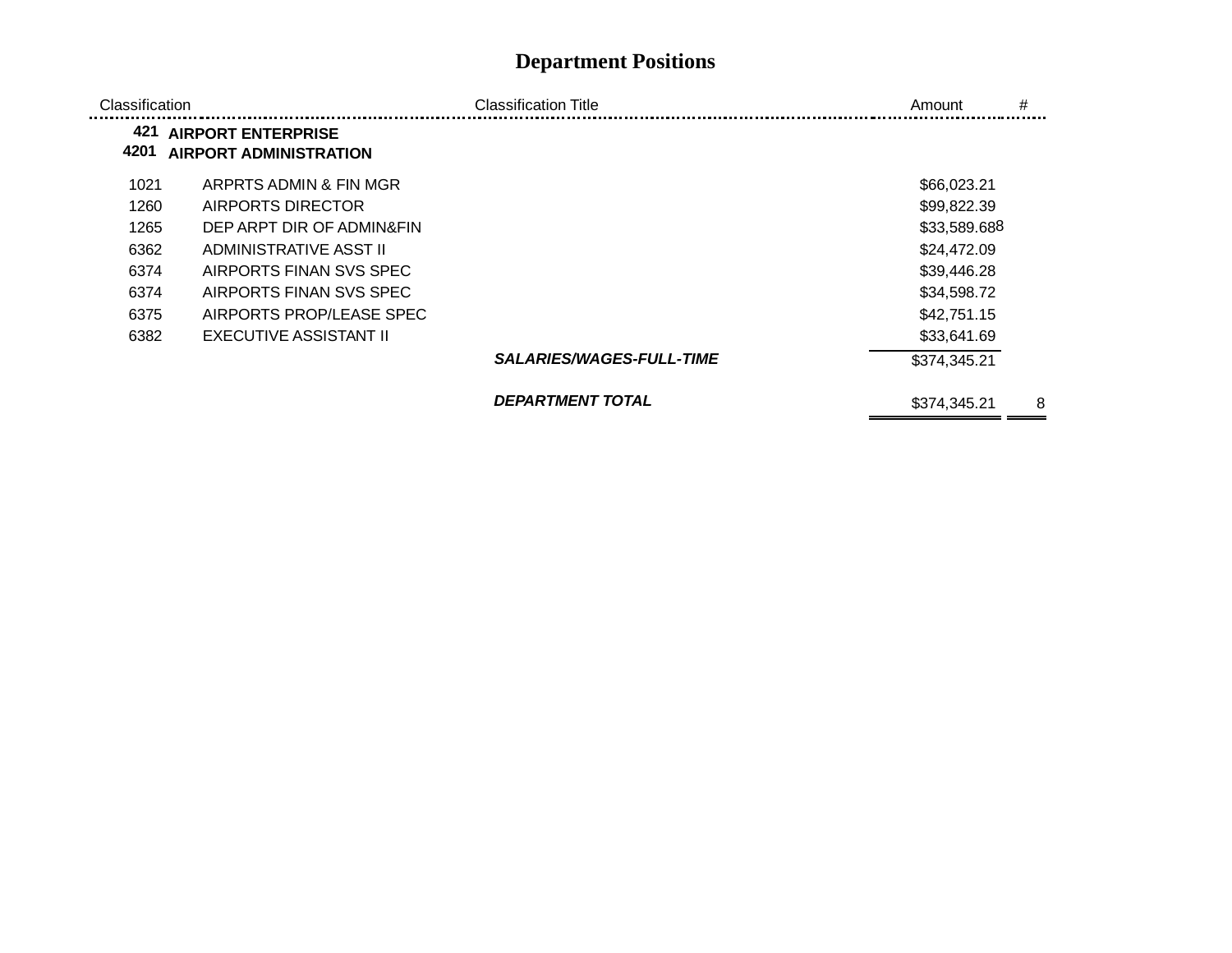# Department Positions

| Classification | Classification Title | Amount | # |
|---|---|---|---|
| **421** | **AIRPORT ENTERPRISE** | | |
| **4201** | **AIRPORT ADMINISTRATION** | | |
| 1021 | ARPRTS ADMIN & FIN MGR | $66,023.21 | |
| 1260 | AIRPORTS DIRECTOR | $99,822.39 | |
| 1265 | DEP ARPT DIR OF ADMIN&FIN | $33,589.68 | 8 |
| 6362 | ADMINISTRATIVE ASST II | $24,472.09 | |
| 6374 | AIRPORTS FINAN SVS SPEC | $39,446.28 | |
| 6374 | AIRPORTS FINAN SVS SPEC | $34,598.72 | |
| 6375 | AIRPORTS PROP/LEASE SPEC | $42,751.15 | |
| 6382 | EXECUTIVE ASSISTANT II | $33,641.69 | |
| | ***SALARIES/WAGES-FULL-TIME*** | $374,345.21 | |
| | ***DEPARTMENT TOTAL*** | $374,345.21 | 8 |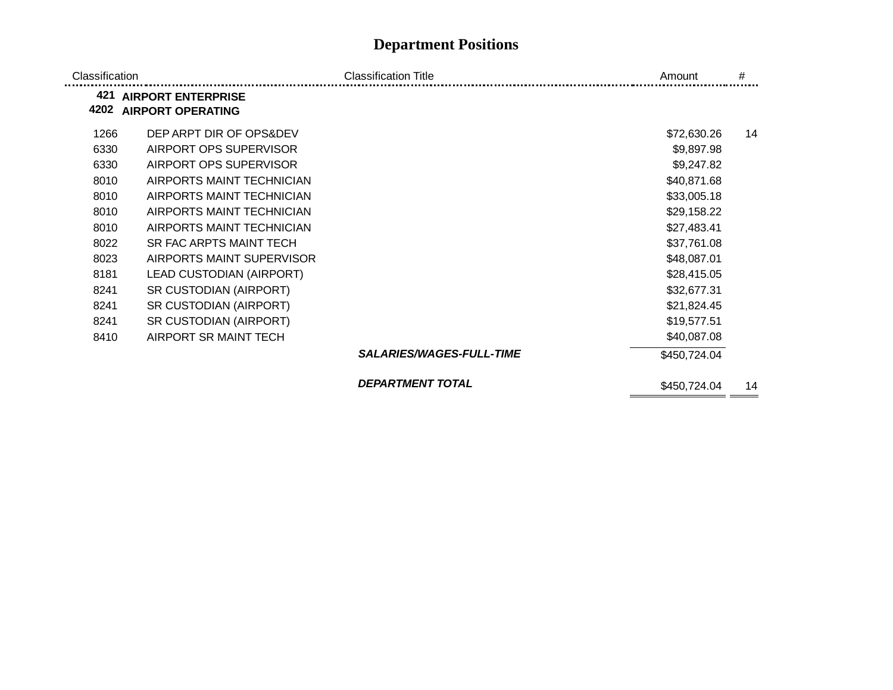# Department Positions

| Classification | Classification Title | Amount | # |
|---|---|---|---|
| **421** | **AIRPORT ENTERPRISE** | | |
| **4202** | **AIRPORT OPERATING** | | |
| 1266 | DEP ARPT DIR OF OPS&DEV | $72,630.26 | 14 |
| 6330 | AIRPORT OPS SUPERVISOR | $9,897.98 | |
| 6330 | AIRPORT OPS SUPERVISOR | $9,247.82 | |
| 8010 | AIRPORTS MAINT TECHNICIAN | $40,871.68 | |
| 8010 | AIRPORTS MAINT TECHNICIAN | $33,005.18 | |
| 8010 | AIRPORTS MAINT TECHNICIAN | $29,158.22 | |
| 8010 | AIRPORTS MAINT TECHNICIAN | $27,483.41 | |
| 8022 | SR FAC ARPTS MAINT TECH | $37,761.08 | |
| 8023 | AIRPORTS MAINT SUPERVISOR | $48,087.01 | |
| 8181 | LEAD CUSTODIAN (AIRPORT) | $28,415.05 | |
| 8241 | SR CUSTODIAN (AIRPORT) | $32,677.31 | |
| 8241 | SR CUSTODIAN (AIRPORT) | $21,824.45 | |
| 8241 | SR CUSTODIAN (AIRPORT) | $19,577.51 | |
| 8410 | AIRPORT SR MAINT TECH | $40,087.08 | |
| | ***SALARIES/WAGES-FULL-TIME*** | $450,724.04 | |
| | ***DEPARTMENT TOTAL*** | $450,724.04 | 14 |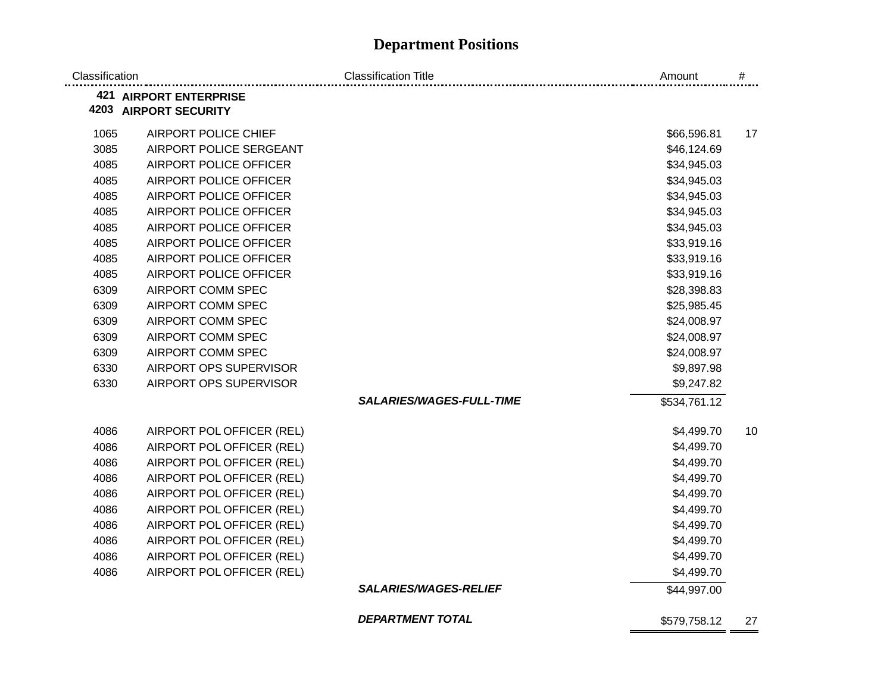# Department Positions

| Classification | Classification Title | Amount | # |
|---|---|---|---|
| **421** | **AIRPORT ENTERPRISE** | | |
| **4203** | **AIRPORT SECURITY** | | |
| 1065 | AIRPORT POLICE CHIEF | $66,596.81 | 17 |
| 3085 | AIRPORT POLICE SERGEANT | $46,124.69 | |
| 4085 | AIRPORT POLICE OFFICER | $34,945.03 | |
| 4085 | AIRPORT POLICE OFFICER | $34,945.03 | |
| 4085 | AIRPORT POLICE OFFICER | $34,945.03 | |
| 4085 | AIRPORT POLICE OFFICER | $34,945.03 | |
| 4085 | AIRPORT POLICE OFFICER | $34,945.03 | |
| 4085 | AIRPORT POLICE OFFICER | $33,919.16 | |
| 4085 | AIRPORT POLICE OFFICER | $33,919.16 | |
| 4085 | AIRPORT POLICE OFFICER | $33,919.16 | |
| 6309 | AIRPORT COMM SPEC | $28,398.83 | |
| 6309 | AIRPORT COMM SPEC | $25,985.45 | |
| 6309 | AIRPORT COMM SPEC | $24,008.97 | |
| 6309 | AIRPORT COMM SPEC | $24,008.97 | |
| 6309 | AIRPORT COMM SPEC | $24,008.97 | |
| 6330 | AIRPORT OPS SUPERVISOR | $9,897.98 | |
| 6330 | AIRPORT OPS SUPERVISOR | $9,247.82 | |
| | ***SALARIES/WAGES-FULL-TIME*** | $534,761.12 | |
| 4086 | AIRPORT POL OFFICER (REL) | $4,499.70 | 10 |
| 4086 | AIRPORT POL OFFICER (REL) | $4,499.70 | |
| 4086 | AIRPORT POL OFFICER (REL) | $4,499.70 | |
| 4086 | AIRPORT POL OFFICER (REL) | $4,499.70 | |
| 4086 | AIRPORT POL OFFICER (REL) | $4,499.70 | |
| 4086 | AIRPORT POL OFFICER (REL) | $4,499.70 | |
| 4086 | AIRPORT POL OFFICER (REL) | $4,499.70 | |
| 4086 | AIRPORT POL OFFICER (REL) | $4,499.70 | |
| 4086 | AIRPORT POL OFFICER (REL) | $4,499.70 | |
| 4086 | AIRPORT POL OFFICER (REL) | $4,499.70 | |
| | ***SALARIES/WAGES-RELIEF*** | $44,997.00 | |
| | ***DEPARTMENT TOTAL*** | $579,758.12 | 27 |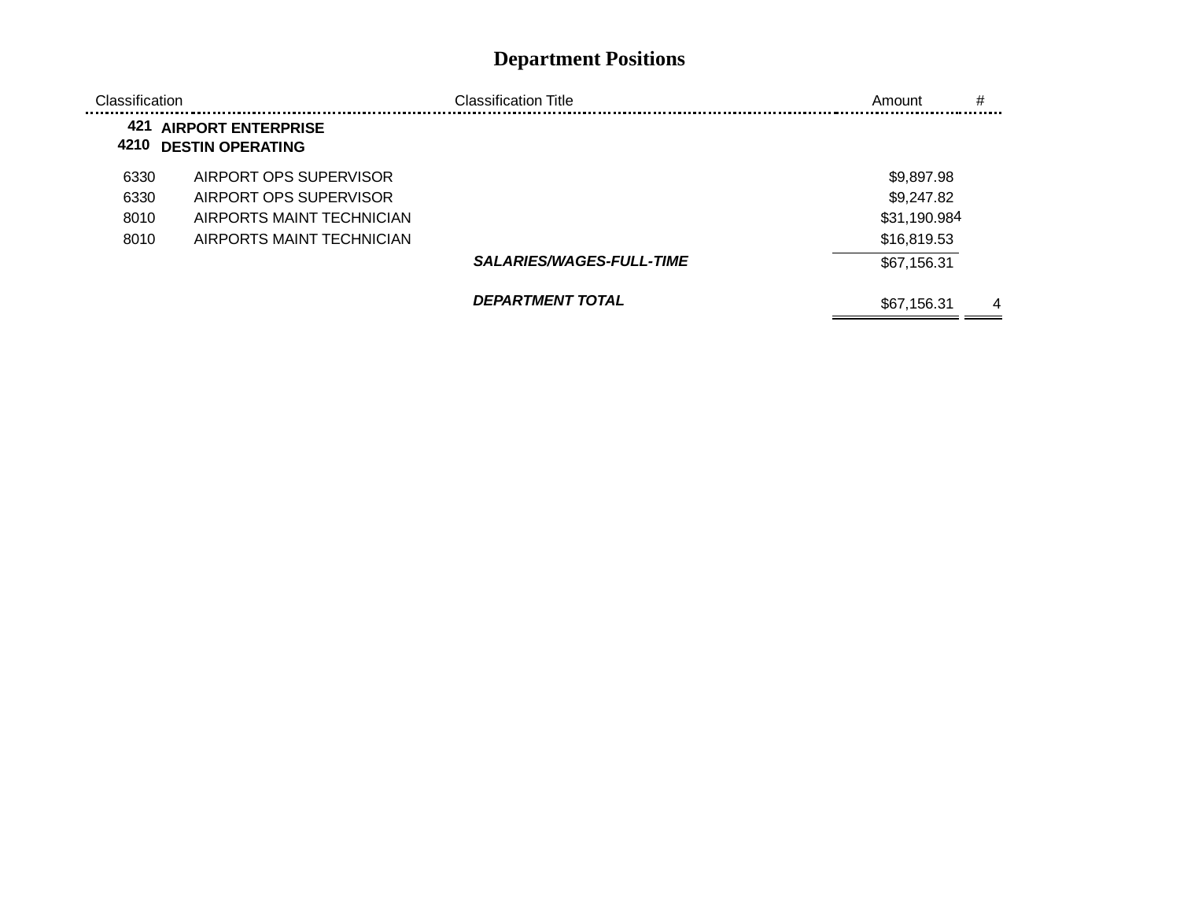# Department Positions

| Classification | Classification Title | Amount | # |
|---|---|---|---|
| **421** | **AIRPORT ENTERPRISE** | | |
| **4210** | **DESTIN OPERATING** | | |
| 6330 | AIRPORT OPS SUPERVISOR | $9,897.98 | |
| 6330 | AIRPORT OPS SUPERVISOR | $9,247.82 | |
| 8010 | AIRPORTS MAINT TECHNICIAN | $31,190.98 | 4 |
| 8010 | AIRPORTS MAINT TECHNICIAN | $16,819.53 | |
| | ***SALARIES/WAGES-FULL-TIME*** | $67,156.31 | |
| | ***DEPARTMENT TOTAL*** | $67,156.31 | 4 |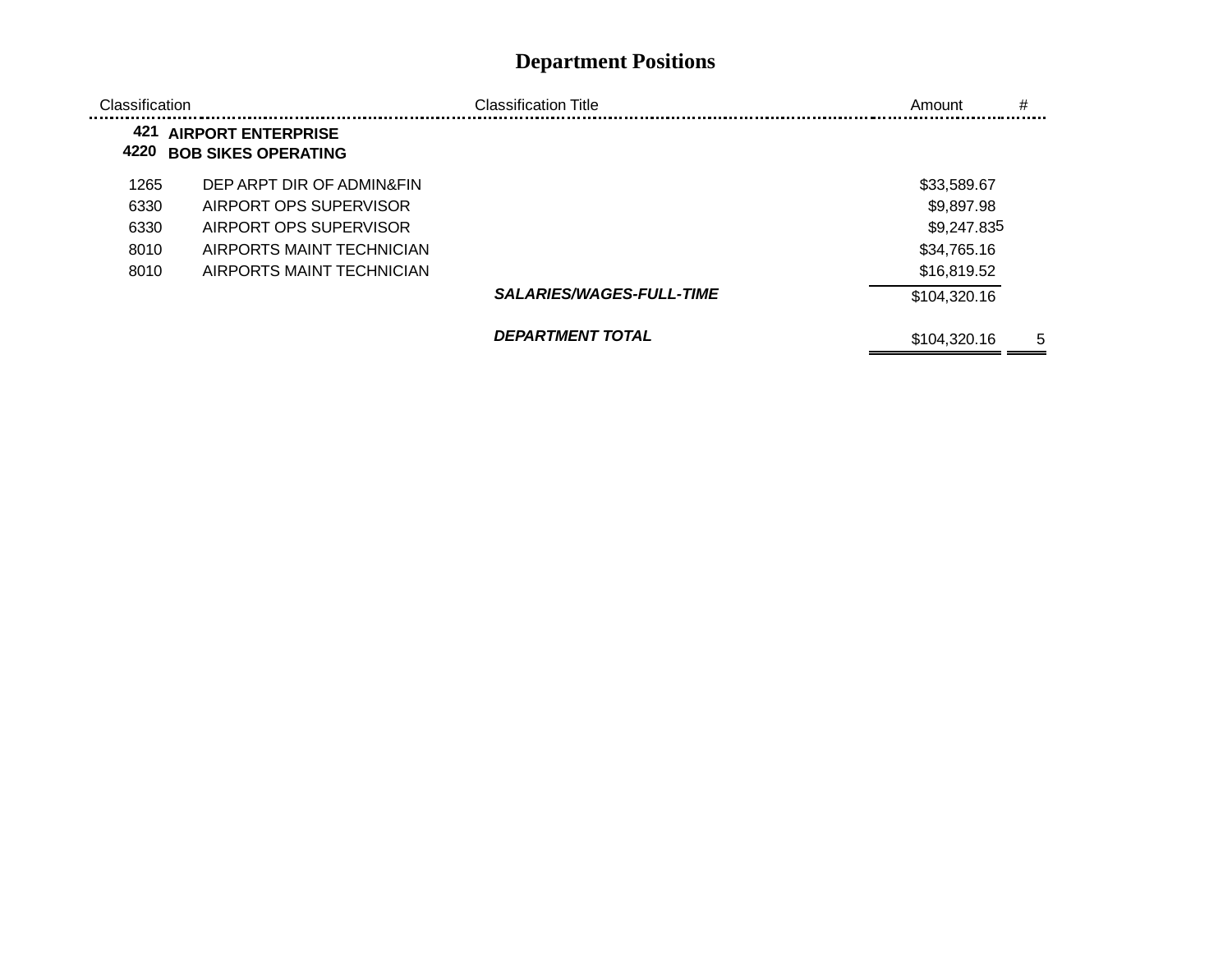# Department Positions

| Classification | Classification Title | Amount | # |
|---|---|---|---|
| **421** | **AIRPORT ENTERPRISE** | | |
| **4220** | **BOB SIKES OPERATING** | | |
| 1265 | DEP ARPT DIR OF ADMIN&FIN | $33,589.67 | |
| 6330 | AIRPORT OPS SUPERVISOR | $9,897.98 | |
| 6330 | AIRPORT OPS SUPERVISOR | $9,247.83 | 5 |
| 8010 | AIRPORTS MAINT TECHNICIAN | $34,765.16 | |
| 8010 | AIRPORTS MAINT TECHNICIAN | $16,819.52 | |
| | ***SALARIES/WAGES-FULL-TIME*** | $104,320.16 | |
| | ***DEPARTMENT TOTAL*** | $104,320.16 | 5 |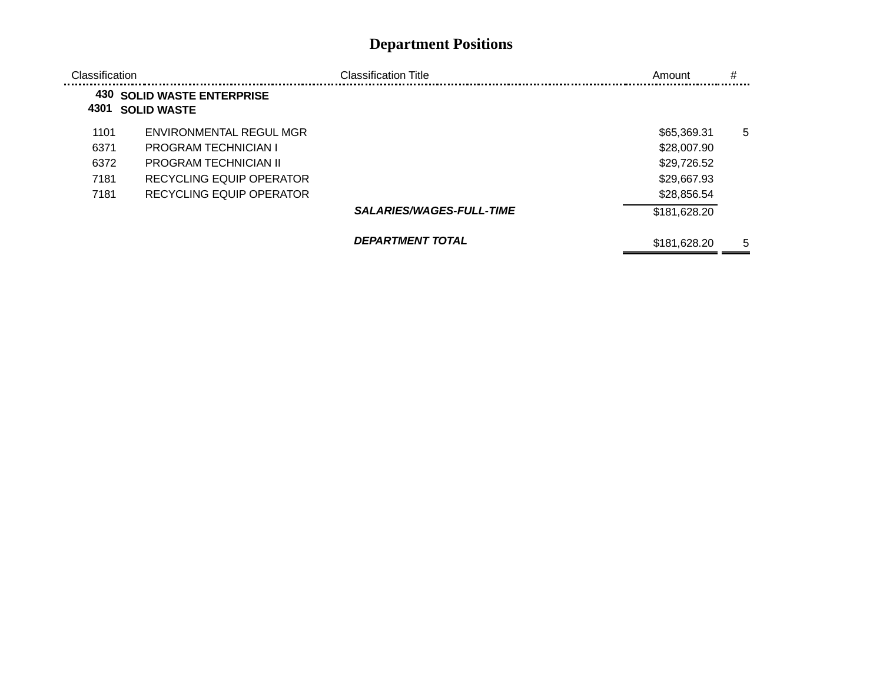# Department Positions

| Classification | Classification Title | Amount | # |
|---|---|---|---|
| **430** | **SOLID WASTE ENTERPRISE** | | |
| **4301** | **SOLID WASTE** | | |
| 1101 | ENVIRONMENTAL REGUL MGR | $65,369.31 | 5 |
| 6371 | PROGRAM TECHNICIAN I | $28,007.90 | |
| 6372 | PROGRAM TECHNICIAN II | $29,726.52 | |
| 7181 | RECYCLING EQUIP OPERATOR | $29,667.93 | |
| 7181 | RECYCLING EQUIP OPERATOR | $28,856.54 | |
| | ***SALARIES/WAGES-FULL-TIME*** | $181,628.20 | |
| | ***DEPARTMENT TOTAL*** | $181,628.20 | 5 |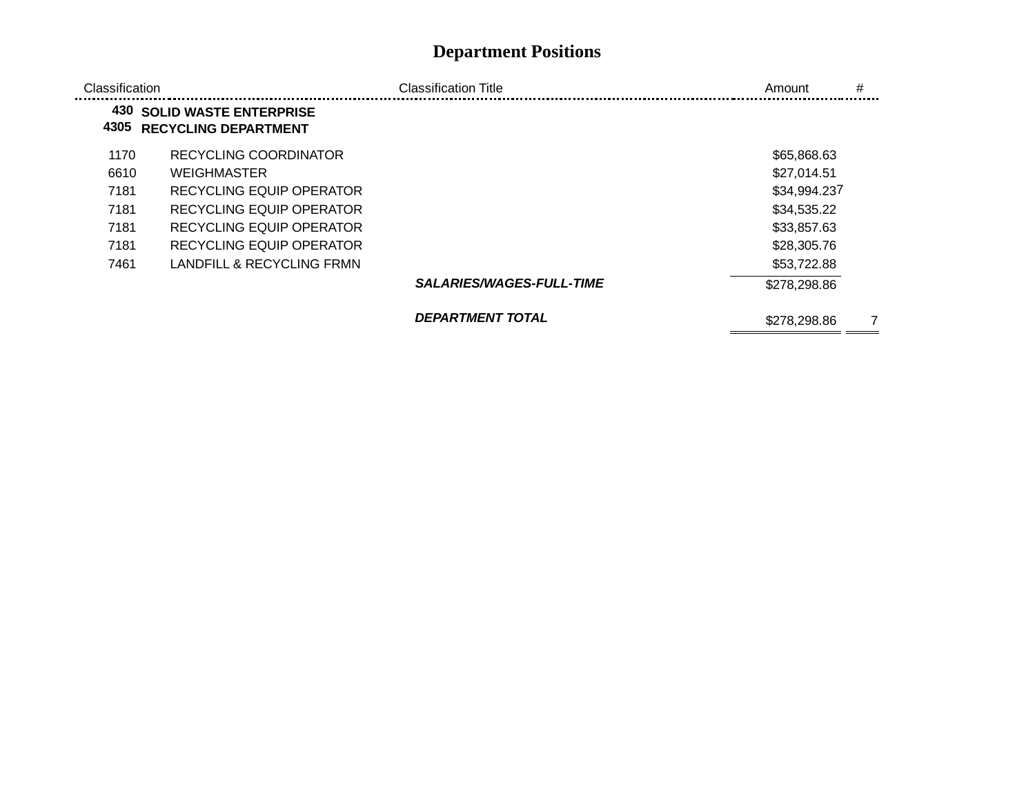# Department Positions

| Classification | Classification Title | Amount | # |
|---|---|---|---|
| **430** | **SOLID WASTE ENTERPRISE** | | |
| **4305** | **RECYCLING DEPARTMENT** | | |
| 1170 | RECYCLING COORDINATOR | $65,868.63 | |
| 6610 | WEIGHMASTER | $27,014.51 | |
| 7181 | RECYCLING EQUIP OPERATOR | $34,994.237 | |
| 7181 | RECYCLING EQUIP OPERATOR | $34,535.22 | |
| 7181 | RECYCLING EQUIP OPERATOR | $33,857.63 | |
| 7181 | RECYCLING EQUIP OPERATOR | $28,305.76 | |
| 7461 | LANDFILL & RECYCLING FRMN | $53,722.88 | |
| | ***SALARIES/WAGES-FULL-TIME*** | $278,298.86 | |
| | ***DEPARTMENT TOTAL*** | $278,298.86 | 7 |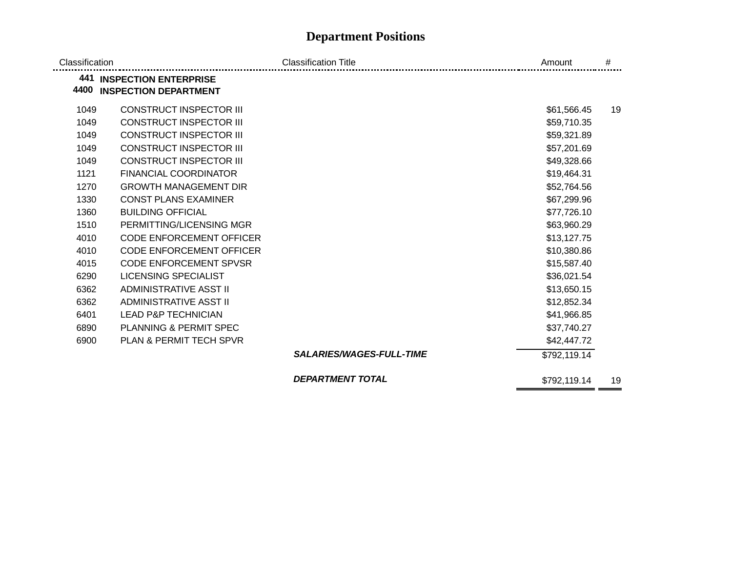# Department Positions

| Classification | Classification Title | Amount | # |
|---|---|---|---|
| **441** | **INSPECTION ENTERPRISE** | | |
| **4400** | **INSPECTION DEPARTMENT** | | |
| 1049 | CONSTRUCT INSPECTOR III | $61,566.45 | 19 |
| 1049 | CONSTRUCT INSPECTOR III | $59,710.35 | |
| 1049 | CONSTRUCT INSPECTOR III | $59,321.89 | |
| 1049 | CONSTRUCT INSPECTOR III | $57,201.69 | |
| 1049 | CONSTRUCT INSPECTOR III | $49,328.66 | |
| 1121 | FINANCIAL COORDINATOR | $19,464.31 | |
| 1270 | GROWTH MANAGEMENT DIR | $52,764.56 | |
| 1330 | CONST PLANS EXAMINER | $67,299.96 | |
| 1360 | BUILDING OFFICIAL | $77,726.10 | |
| 1510 | PERMITTING/LICENSING MGR | $63,960.29 | |
| 4010 | CODE ENFORCEMENT OFFICER | $13,127.75 | |
| 4010 | CODE ENFORCEMENT OFFICER | $10,380.86 | |
| 4015 | CODE ENFORCEMENT SPVSR | $15,587.40 | |
| 6290 | LICENSING SPECIALIST | $36,021.54 | |
| 6362 | ADMINISTRATIVE ASST II | $13,650.15 | |
| 6362 | ADMINISTRATIVE ASST II | $12,852.34 | |
| 6401 | LEAD P&P TECHNICIAN | $41,966.85 | |
| 6890 | PLANNING & PERMIT SPEC | $37,740.27 | |
| 6900 | PLAN & PERMIT TECH SPVR | $42,447.72 | |
| | ***SALARIES/WAGES-FULL-TIME*** | $792,119.14 | |
| | ***DEPARTMENT TOTAL*** | $792,119.14 | 19 |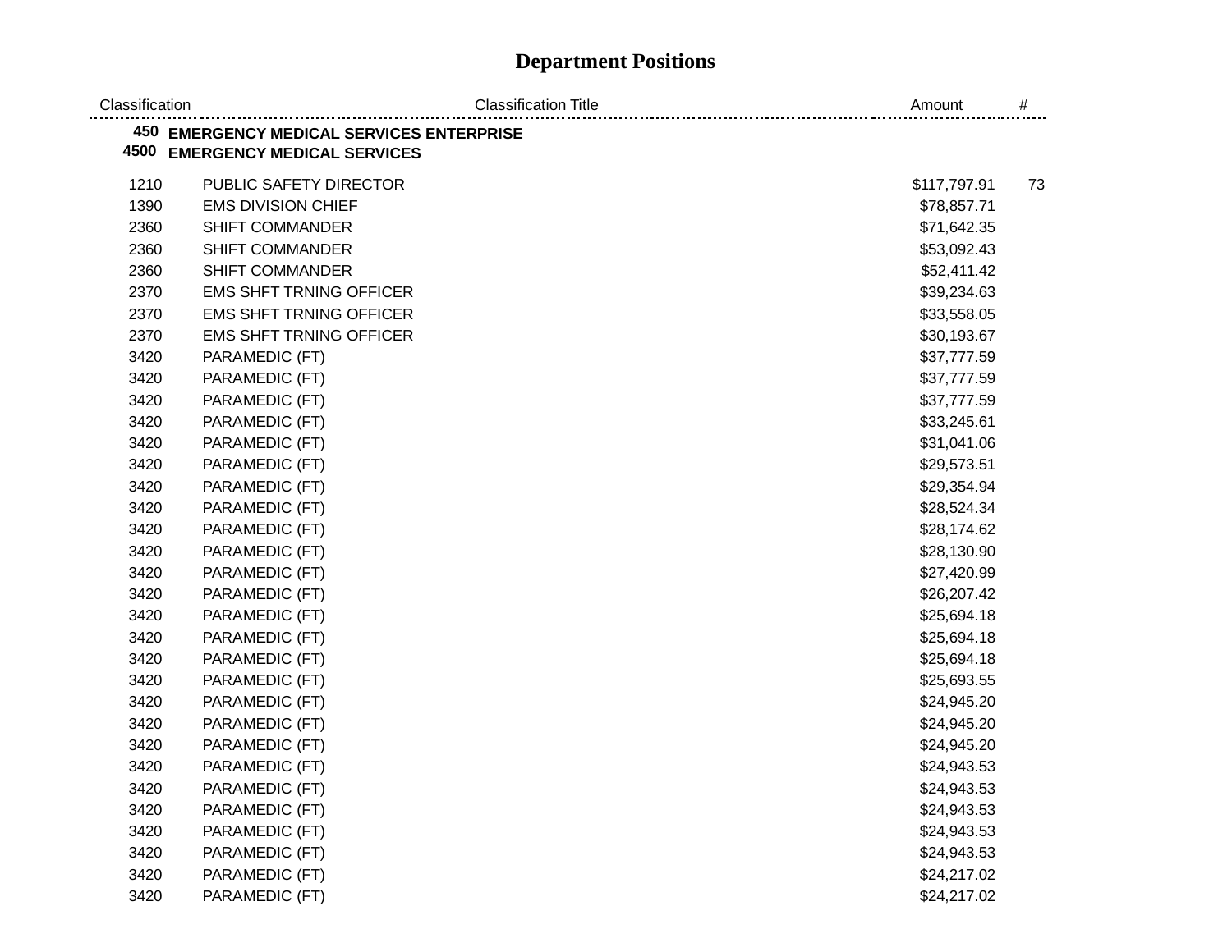## Department Positions

| Classification | Classification Title | Amount | # |
|---|---|---|---|
| **450** | **EMERGENCY MEDICAL SERVICES ENTERPRISE** | | |
| **4500** | **EMERGENCY MEDICAL SERVICES** | | |
| 1210 | PUBLIC SAFETY DIRECTOR | $117,797.91 | 73 |
| 1390 | EMS DIVISION CHIEF | $78,857.71 | |
| 2360 | SHIFT COMMANDER | $71,642.35 | |
| 2360 | SHIFT COMMANDER | $53,092.43 | |
| 2360 | SHIFT COMMANDER | $52,411.42 | |
| 2370 | EMS SHFT TRNING OFFICER | $39,234.63 | |
| 2370 | EMS SHFT TRNING OFFICER | $33,558.05 | |
| 2370 | EMS SHFT TRNING OFFICER | $30,193.67 | |
| 3420 | PARAMEDIC (FT) | $37,777.59 | |
| 3420 | PARAMEDIC (FT) | $37,777.59 | |
| 3420 | PARAMEDIC (FT) | $37,777.59 | |
| 3420 | PARAMEDIC (FT) | $33,245.61 | |
| 3420 | PARAMEDIC (FT) | $31,041.06 | |
| 3420 | PARAMEDIC (FT) | $29,573.51 | |
| 3420 | PARAMEDIC (FT) | $29,354.94 | |
| 3420 | PARAMEDIC (FT) | $28,524.34 | |
| 3420 | PARAMEDIC (FT) | $28,174.62 | |
| 3420 | PARAMEDIC (FT) | $28,130.90 | |
| 3420 | PARAMEDIC (FT) | $27,420.99 | |
| 3420 | PARAMEDIC (FT) | $26,207.42 | |
| 3420 | PARAMEDIC (FT) | $25,694.18 | |
| 3420 | PARAMEDIC (FT) | $25,694.18 | |
| 3420 | PARAMEDIC (FT) | $25,694.18 | |
| 3420 | PARAMEDIC (FT) | $25,693.55 | |
| 3420 | PARAMEDIC (FT) | $24,945.20 | |
| 3420 | PARAMEDIC (FT) | $24,945.20 | |
| 3420 | PARAMEDIC (FT) | $24,945.20 | |
| 3420 | PARAMEDIC (FT) | $24,943.53 | |
| 3420 | PARAMEDIC (FT) | $24,943.53 | |
| 3420 | PARAMEDIC (FT) | $24,943.53 | |
| 3420 | PARAMEDIC (FT) | $24,943.53 | |
| 3420 | PARAMEDIC (FT) | $24,943.53 | |
| 3420 | PARAMEDIC (FT) | $24,217.02 | |
| 3420 | PARAMEDIC (FT) | $24,217.02 | |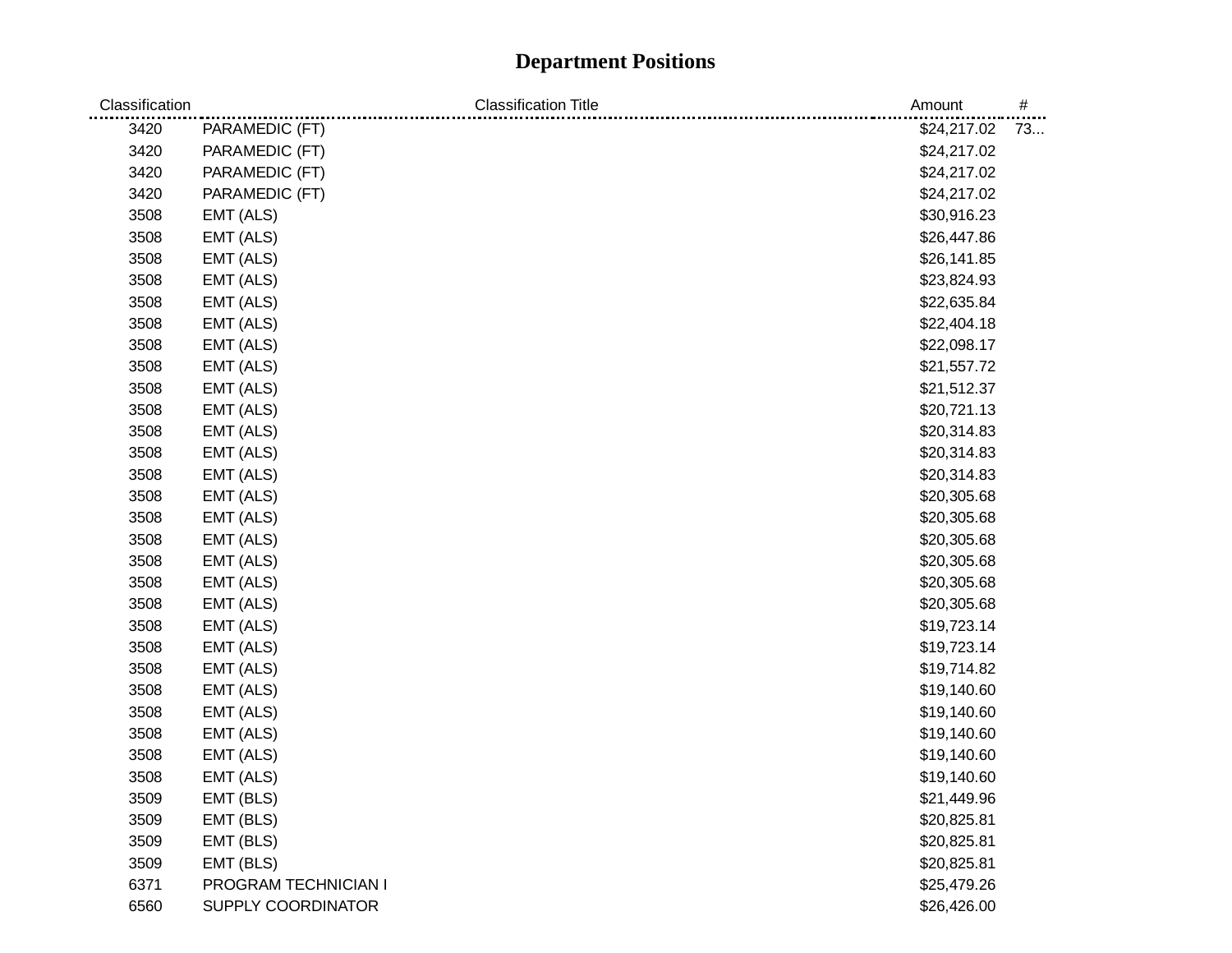# Department Positions

| Classification | Classification Title | Amount | # |
|---|---|---|---|
| 3420 | PARAMEDIC (FT) | $24,217.02 | 73... |
| 3420 | PARAMEDIC (FT) | $24,217.02 | |
| 3420 | PARAMEDIC (FT) | $24,217.02 | |
| 3420 | PARAMEDIC (FT) | $24,217.02 | |
| 3508 | EMT (ALS) | $30,916.23 | |
| 3508 | EMT (ALS) | $26,447.86 | |
| 3508 | EMT (ALS) | $26,141.85 | |
| 3508 | EMT (ALS) | $23,824.93 | |
| 3508 | EMT (ALS) | $22,635.84 | |
| 3508 | EMT (ALS) | $22,404.18 | |
| 3508 | EMT (ALS) | $22,098.17 | |
| 3508 | EMT (ALS) | $21,557.72 | |
| 3508 | EMT (ALS) | $21,512.37 | |
| 3508 | EMT (ALS) | $20,721.13 | |
| 3508 | EMT (ALS) | $20,314.83 | |
| 3508 | EMT (ALS) | $20,314.83 | |
| 3508 | EMT (ALS) | $20,314.83 | |
| 3508 | EMT (ALS) | $20,305.68 | |
| 3508 | EMT (ALS) | $20,305.68 | |
| 3508 | EMT (ALS) | $20,305.68 | |
| 3508 | EMT (ALS) | $20,305.68 | |
| 3508 | EMT (ALS) | $20,305.68 | |
| 3508 | EMT (ALS) | $20,305.68 | |
| 3508 | EMT (ALS) | $19,723.14 | |
| 3508 | EMT (ALS) | $19,723.14 | |
| 3508 | EMT (ALS) | $19,714.82 | |
| 3508 | EMT (ALS) | $19,140.60 | |
| 3508 | EMT (ALS) | $19,140.60 | |
| 3508 | EMT (ALS) | $19,140.60 | |
| 3508 | EMT (ALS) | $19,140.60 | |
| 3508 | EMT (ALS) | $19,140.60 | |
| 3509 | EMT (BLS) | $21,449.96 | |
| 3509 | EMT (BLS) | $20,825.81 | |
| 3509 | EMT (BLS) | $20,825.81 | |
| 3509 | EMT (BLS) | $20,825.81 | |
| 6371 | PROGRAM TECHNICIAN I | $25,479.26 | |
| 6560 | SUPPLY COORDINATOR | $26,426.00 | |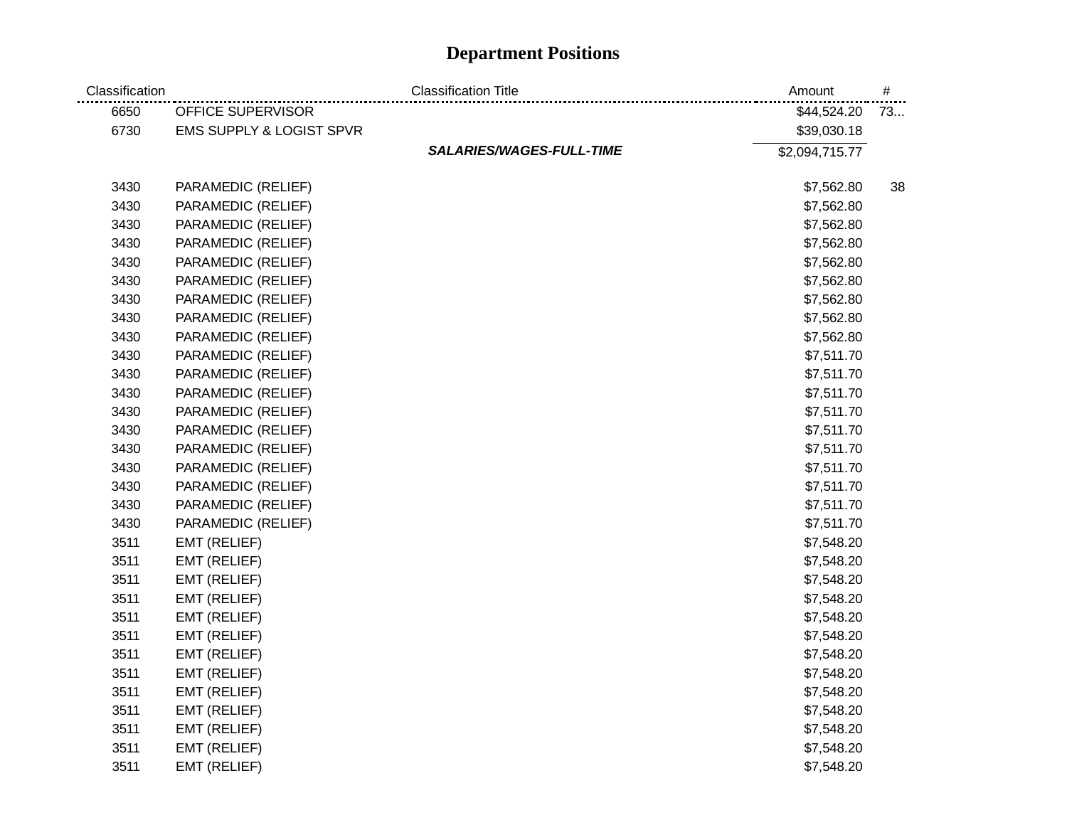# Department Positions

| Classification | Classification Title | Amount | # |
|---|---|---|---|
| 6650 | OFFICE SUPERVISOR | $44,524.20 | 73... |
| 6730 | EMS SUPPLY & LOGIST SPVR | $39,030.18 | |
| | ***SALARIES/WAGES-FULL-TIME*** | $2,094,715.77 | |
| 3430 | PARAMEDIC (RELIEF) | $7,562.80 | 38 |
| 3430 | PARAMEDIC (RELIEF) | $7,562.80 | |
| 3430 | PARAMEDIC (RELIEF) | $7,562.80 | |
| 3430 | PARAMEDIC (RELIEF) | $7,562.80 | |
| 3430 | PARAMEDIC (RELIEF) | $7,562.80 | |
| 3430 | PARAMEDIC (RELIEF) | $7,562.80 | |
| 3430 | PARAMEDIC (RELIEF) | $7,562.80 | |
| 3430 | PARAMEDIC (RELIEF) | $7,562.80 | |
| 3430 | PARAMEDIC (RELIEF) | $7,562.80 | |
| 3430 | PARAMEDIC (RELIEF) | $7,511.70 | |
| 3430 | PARAMEDIC (RELIEF) | $7,511.70 | |
| 3430 | PARAMEDIC (RELIEF) | $7,511.70 | |
| 3430 | PARAMEDIC (RELIEF) | $7,511.70 | |
| 3430 | PARAMEDIC (RELIEF) | $7,511.70 | |
| 3430 | PARAMEDIC (RELIEF) | $7,511.70 | |
| 3430 | PARAMEDIC (RELIEF) | $7,511.70 | |
| 3430 | PARAMEDIC (RELIEF) | $7,511.70 | |
| 3430 | PARAMEDIC (RELIEF) | $7,511.70 | |
| 3430 | PARAMEDIC (RELIEF) | $7,511.70 | |
| 3511 | EMT (RELIEF) | $7,548.20 | |
| 3511 | EMT (RELIEF) | $7,548.20 | |
| 3511 | EMT (RELIEF) | $7,548.20 | |
| 3511 | EMT (RELIEF) | $7,548.20 | |
| 3511 | EMT (RELIEF) | $7,548.20 | |
| 3511 | EMT (RELIEF) | $7,548.20 | |
| 3511 | EMT (RELIEF) | $7,548.20 | |
| 3511 | EMT (RELIEF) | $7,548.20 | |
| 3511 | EMT (RELIEF) | $7,548.20 | |
| 3511 | EMT (RELIEF) | $7,548.20 | |
| 3511 | EMT (RELIEF) | $7,548.20 | |
| 3511 | EMT (RELIEF) | $7,548.20 | |
| 3511 | EMT (RELIEF) | $7,548.20 | |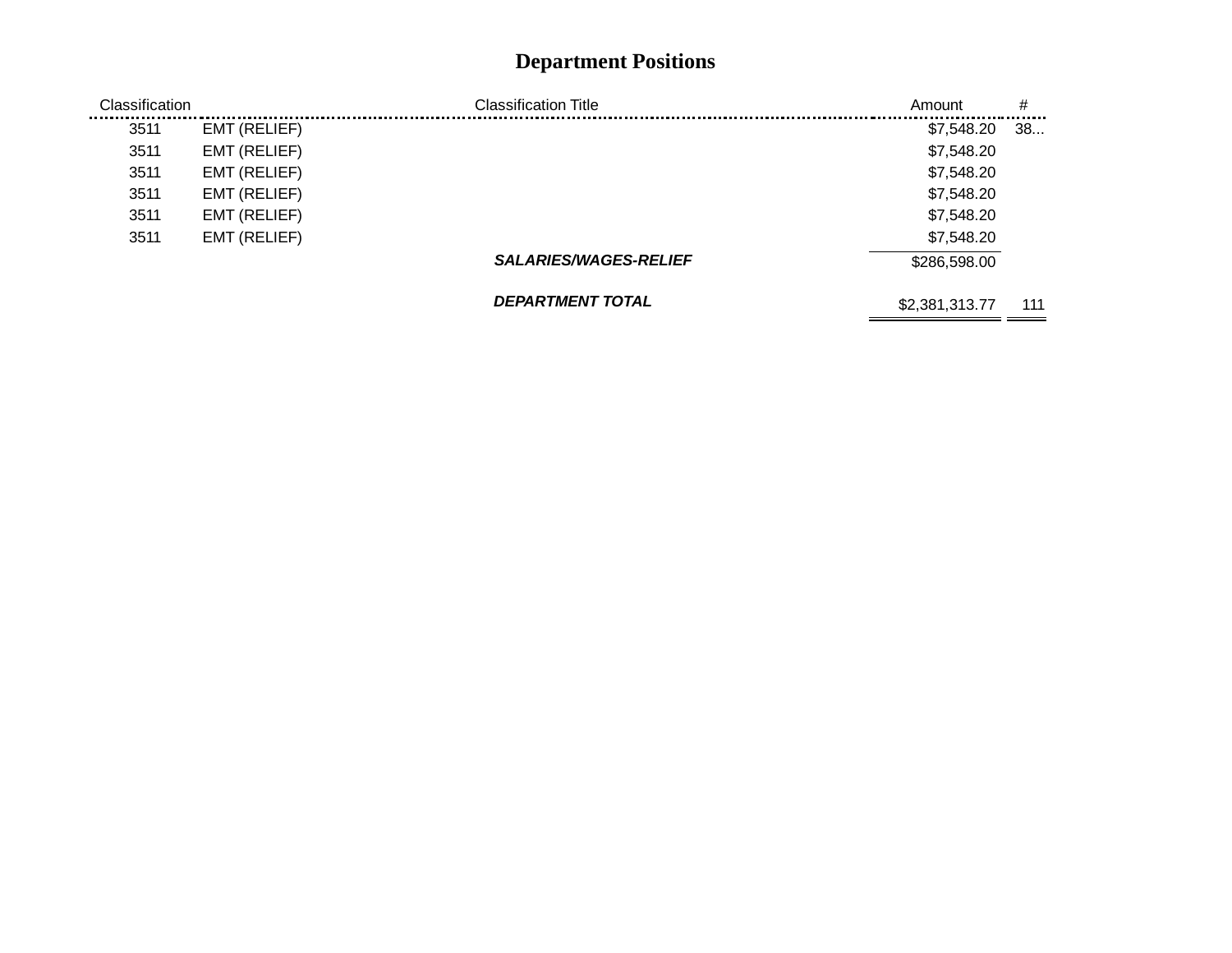## Department Positions

| Classification | Classification Title | Amount | # |
|---|---|---|---|
| 3511 | EMT (RELIEF) | $7,548.20 | 38... |
| 3511 | EMT (RELIEF) | $7,548.20 | |
| 3511 | EMT (RELIEF) | $7,548.20 | |
| 3511 | EMT (RELIEF) | $7,548.20 | |
| 3511 | EMT (RELIEF) | $7,548.20 | |
| 3511 | EMT (RELIEF) | $7,548.20 | |
| | ***SALARIES/WAGES-RELIEF*** | $286,598.00 | |
| | ***DEPARTMENT TOTAL*** | $2,381,313.77 | 111 |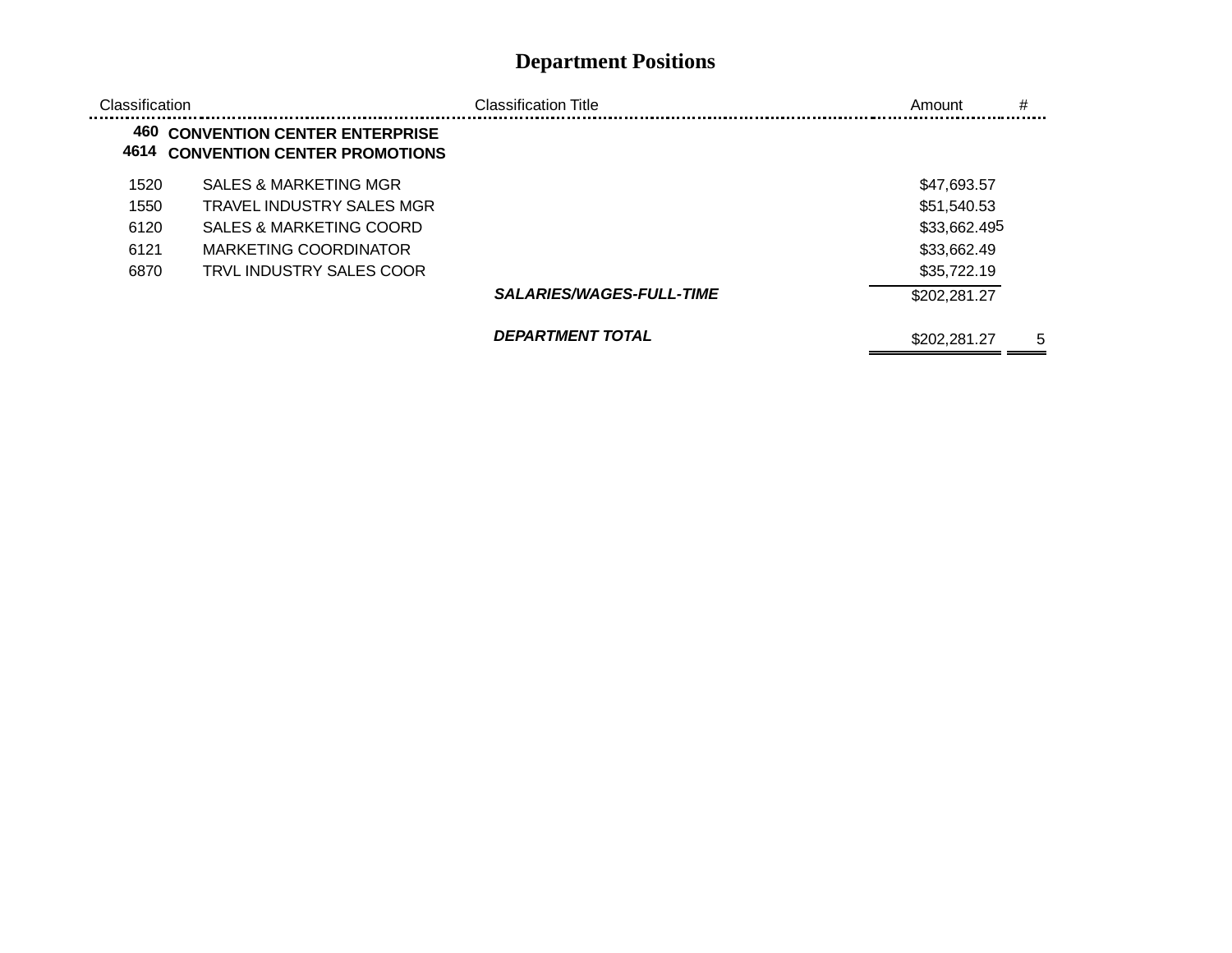# Department Positions

| Classification | Classification Title | Amount | # |
|---|---|---|---|
| **460** | **CONVENTION CENTER ENTERPRISE** | | |
| **4614** | **CONVENTION CENTER PROMOTIONS** | | |
| 1520 | SALES & MARKETING MGR | $47,693.57 | |
| 1550 | TRAVEL INDUSTRY SALES MGR | $51,540.53 | |
| 6120 | SALES & MARKETING COORD | $33,662.49 | 5 |
| 6121 | MARKETING COORDINATOR | $33,662.49 | |
| 6870 | TRVL INDUSTRY SALES COOR | $35,722.19 | |
| | ***SALARIES/WAGES-FULL-TIME*** | $202,281.27 | |
| | ***DEPARTMENT TOTAL*** | $202,281.27 | 5 |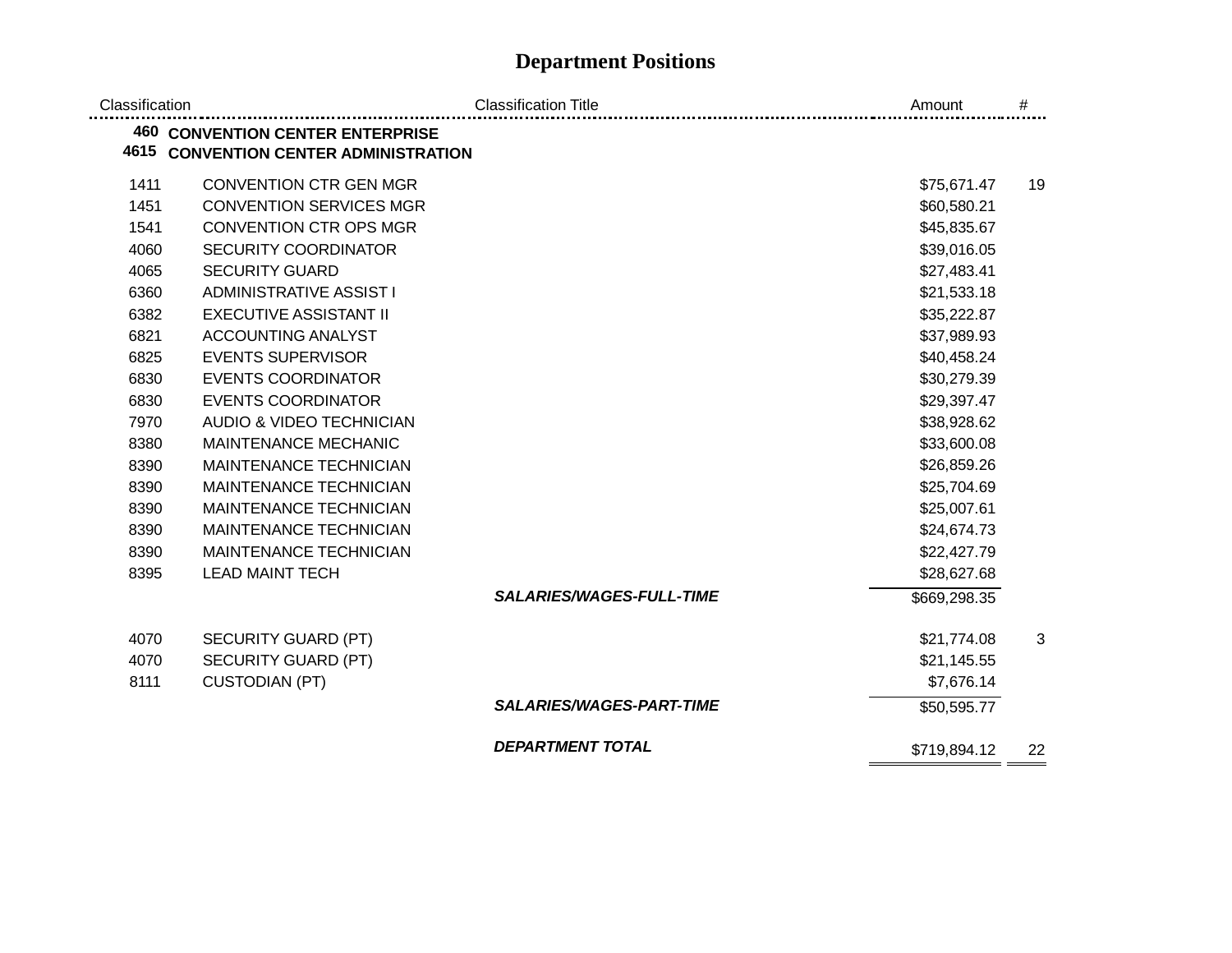# Department Positions

| Classification | Classification Title | Amount | # |
|---|---|---|---|
| **460** | **CONVENTION CENTER ENTERPRISE** | | |
| **4615** | **CONVENTION CENTER ADMINISTRATION** | | |
| 1411 | CONVENTION CTR GEN MGR | $75,671.47 | 19 |
| 1451 | CONVENTION SERVICES MGR | $60,580.21 | |
| 1541 | CONVENTION CTR OPS MGR | $45,835.67 | |
| 4060 | SECURITY COORDINATOR | $39,016.05 | |
| 4065 | SECURITY GUARD | $27,483.41 | |
| 6360 | ADMINISTRATIVE ASSIST I | $21,533.18 | |
| 6382 | EXECUTIVE ASSISTANT II | $35,222.87 | |
| 6821 | ACCOUNTING ANALYST | $37,989.93 | |
| 6825 | EVENTS SUPERVISOR | $40,458.24 | |
| 6830 | EVENTS COORDINATOR | $30,279.39 | |
| 6830 | EVENTS COORDINATOR | $29,397.47 | |
| 7970 | AUDIO & VIDEO TECHNICIAN | $38,928.62 | |
| 8380 | MAINTENANCE MECHANIC | $33,600.08 | |
| 8390 | MAINTENANCE TECHNICIAN | $26,859.26 | |
| 8390 | MAINTENANCE TECHNICIAN | $25,704.69 | |
| 8390 | MAINTENANCE TECHNICIAN | $25,007.61 | |
| 8390 | MAINTENANCE TECHNICIAN | $24,674.73 | |
| 8390 | MAINTENANCE TECHNICIAN | $22,427.79 | |
| 8395 | LEAD MAINT TECH | $28,627.68 | |
| | ***SALARIES/WAGES-FULL-TIME*** | $669,298.35 | |
| 4070 | SECURITY GUARD (PT) | $21,774.08 | 3 |
| 4070 | SECURITY GUARD (PT) | $21,145.55 | |
| 8111 | CUSTODIAN (PT) | $7,676.14 | |
| | ***SALARIES/WAGES-PART-TIME*** | $50,595.77 | |
| | ***DEPARTMENT TOTAL*** | $719,894.12 | 22 |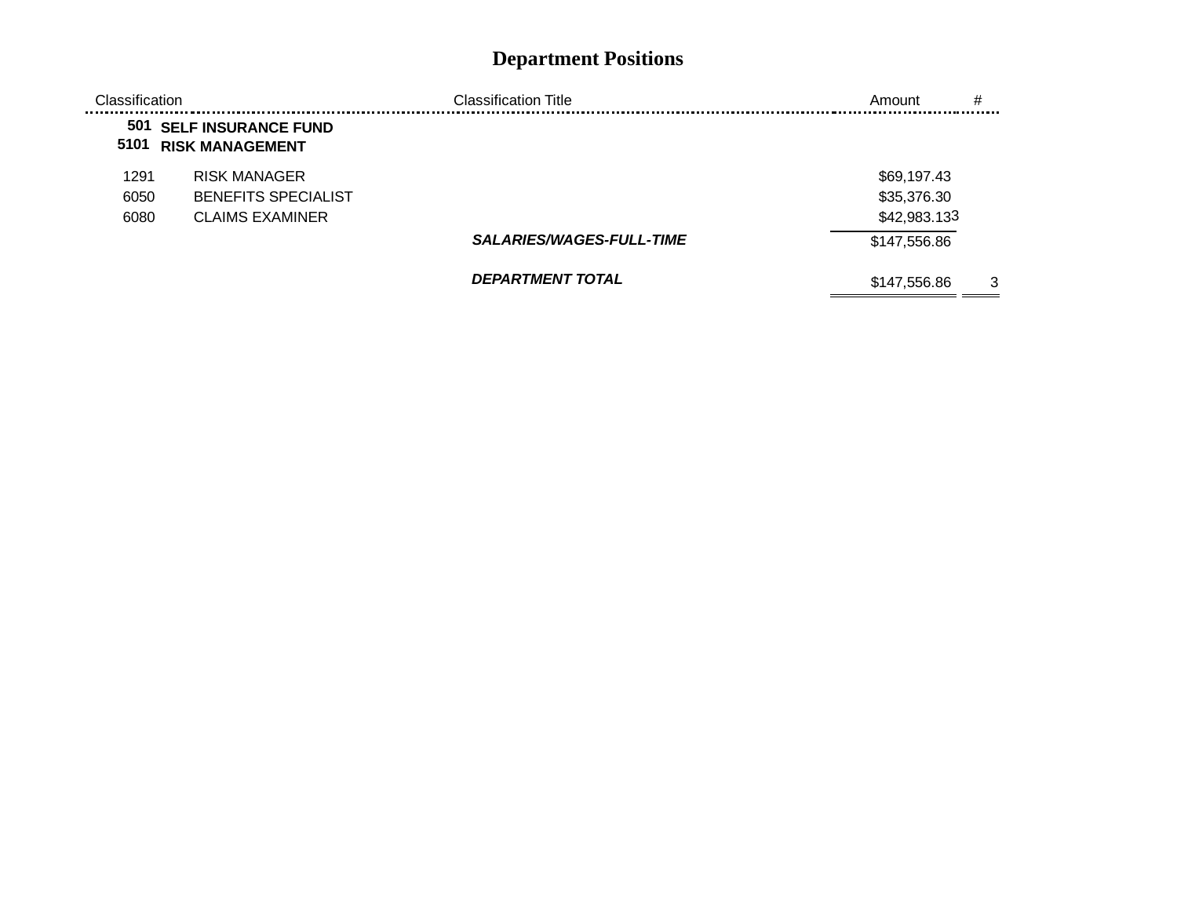# Department Positions

| Classification | Classification Title | Amount | # |
|---|---|---|---|
| **501** | **SELF INSURANCE FUND** | | |
| **5101** | **RISK MANAGEMENT** | | |
| 1291 | RISK MANAGER | $69,197.43 | |
| 6050 | BENEFITS SPECIALIST | $35,376.30 | |
| 6080 | CLAIMS EXAMINER | $42,983.13 | 3 |
| | ***SALARIES/WAGES-FULL-TIME*** | $147,556.86 | |
| | ***DEPARTMENT TOTAL*** | $147,556.86 | 3 |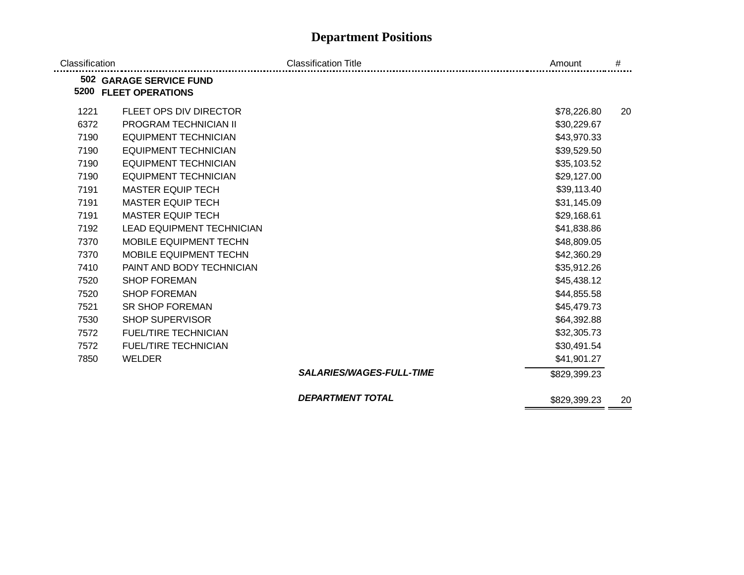# Department Positions

| Classification | Classification Title | Amount | # |
|---|---|---|---|
| **502** | **GARAGE SERVICE FUND** | | |
| **5200** | **FLEET OPERATIONS** | | |
| 1221 | FLEET OPS DIV DIRECTOR | $78,226.80 | 20 |
| 6372 | PROGRAM TECHNICIAN II | $30,229.67 | |
| 7190 | EQUIPMENT TECHNICIAN | $43,970.33 | |
| 7190 | EQUIPMENT TECHNICIAN | $39,529.50 | |
| 7190 | EQUIPMENT TECHNICIAN | $35,103.52 | |
| 7190 | EQUIPMENT TECHNICIAN | $29,127.00 | |
| 7191 | MASTER EQUIP TECH | $39,113.40 | |
| 7191 | MASTER EQUIP TECH | $31,145.09 | |
| 7191 | MASTER EQUIP TECH | $29,168.61 | |
| 7192 | LEAD EQUIPMENT TECHNICIAN | $41,838.86 | |
| 7370 | MOBILE EQUIPMENT TECHN | $48,809.05 | |
| 7370 | MOBILE EQUIPMENT TECHN | $42,360.29 | |
| 7410 | PAINT AND BODY TECHNICIAN | $35,912.26 | |
| 7520 | SHOP FOREMAN | $45,438.12 | |
| 7520 | SHOP FOREMAN | $44,855.58 | |
| 7521 | SR SHOP FOREMAN | $45,479.73 | |
| 7530 | SHOP SUPERVISOR | $64,392.88 | |
| 7572 | FUEL/TIRE TECHNICIAN | $32,305.73 | |
| 7572 | FUEL/TIRE TECHNICIAN | $30,491.54 | |
| 7850 | WELDER | $41,901.27 | |
| | ***SALARIES/WAGES-FULL-TIME*** | $829,399.23 | |
| | ***DEPARTMENT TOTAL*** | $829,399.23 | 20 |